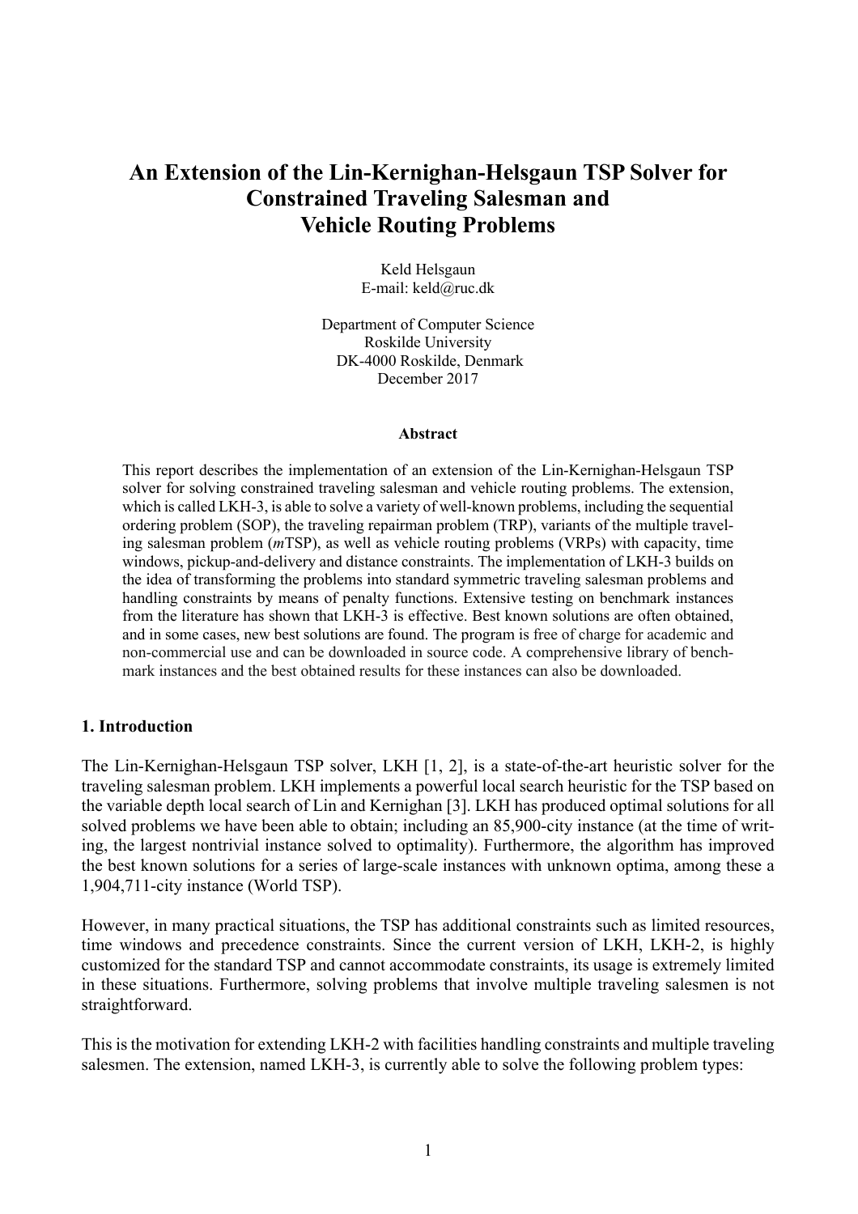# An Extension of the Lin-Kernighan-Helsgaun TSP Solver for Constrained Traveling Salesman and Vehicle Routing Problems

Keld Helsgaun
E-mail: keld@ruc.dk

Department of Computer Science
Roskilde University
DK-4000 Roskilde, Denmark
December 2017

**Abstract**

This report describes the implementation of an extension of the Lin-Kernighan-Helsgaun TSP solver for solving constrained traveling salesman and vehicle routing problems. The extension, which is called LKH-3, is able to solve a variety of well-known problems, including the sequential ordering problem (SOP), the traveling repairman problem (TRP), variants of the multiple traveling salesman problem (*m*TSP), as well as vehicle routing problems (VRPs) with capacity, time windows, pickup-and-delivery and distance constraints. The implementation of LKH-3 builds on the idea of transforming the problems into standard symmetric traveling salesman problems and handling constraints by means of penalty functions. Extensive testing on benchmark instances from the literature has shown that LKH-3 is effective. Best known solutions are often obtained, and in some cases, new best solutions are found. The program is free of charge for academic and non-commercial use and can be downloaded in source code. A comprehensive library of benchmark instances and the best obtained results for these instances can also be downloaded.

## 1. Introduction

The Lin-Kernighan-Helsgaun TSP solver, LKH [1, 2], is a state-of-the-art heuristic solver for the traveling salesman problem. LKH implements a powerful local search heuristic for the TSP based on the variable depth local search of Lin and Kernighan [3]. LKH has produced optimal solutions for all solved problems we have been able to obtain; including an 85,900-city instance (at the time of writing, the largest nontrivial instance solved to optimality). Furthermore, the algorithm has improved the best known solutions for a series of large-scale instances with unknown optima, among these a 1,904,711-city instance (World TSP).

However, in many practical situations, the TSP has additional constraints such as limited resources, time windows and precedence constraints. Since the current version of LKH, LKH-2, is highly customized for the standard TSP and cannot accommodate constraints, its usage is extremely limited in these situations. Furthermore, solving problems that involve multiple traveling salesmen is not straightforward.

This is the motivation for extending LKH-2 with facilities handling constraints and multiple traveling salesmen. The extension, named LKH-3, is currently able to solve the following problem types: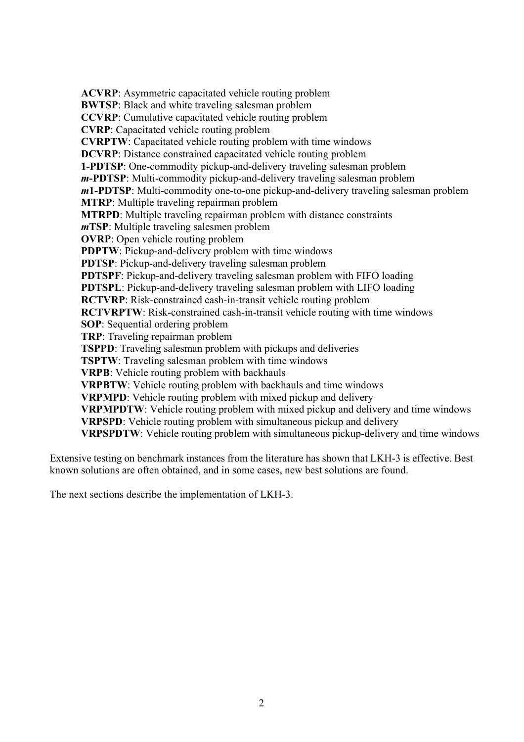**ACVRP**: Asymmetric capacitated vehicle routing problem
**BWTSP**: Black and white traveling salesman problem
**CCVRP**: Cumulative capacitated vehicle routing problem
**CVRP**: Capacitated vehicle routing problem
**CVRPTW**: Capacitated vehicle routing problem with time windows
**DCVRP**: Distance constrained capacitated vehicle routing problem
**1-PDTSP**: One-commodity pickup-and-delivery traveling salesman problem
***m*-PDTSP**: Multi-commodity pickup-and-delivery traveling salesman problem
***m*1-PDTSP**: Multi-commodity one-to-one pickup-and-delivery traveling salesman problem
**MTRP**: Multiple traveling repairman problem
**MTRPD**: Multiple traveling repairman problem with distance constraints
***m*TSP**: Multiple traveling salesmen problem
**OVRP**: Open vehicle routing problem
**PDPTW**: Pickup-and-delivery problem with time windows
**PDTSP**: Pickup-and-delivery traveling salesman problem
**PDTSPF**: Pickup-and-delivery traveling salesman problem with FIFO loading
**PDTSPL**: Pickup-and-delivery traveling salesman problem with LIFO loading
**RCTVRP**: Risk-constrained cash-in-transit vehicle routing problem
**RCTVRPTW**: Risk-constrained cash-in-transit vehicle routing with time windows
**SOP**: Sequential ordering problem
**TRP**: Traveling repairman problem
**TSPPD**: Traveling salesman problem with pickups and deliveries
**TSPTW**: Traveling salesman problem with time windows
**VRPB**: Vehicle routing problem with backhauls
**VRPBTW**: Vehicle routing problem with backhauls and time windows
**VRPMPD**: Vehicle routing problem with mixed pickup and delivery
**VRPMPDTW**: Vehicle routing problem with mixed pickup and delivery and time windows
**VRPSPD**: Vehicle routing problem with simultaneous pickup and delivery
**VRPSPDTW**: Vehicle routing problem with simultaneous pickup-delivery and time windows

Extensive testing on benchmark instances from the literature has shown that LKH-3 is effective. Best known solutions are often obtained, and in some cases, new best solutions are found.

The next sections describe the implementation of LKH-3.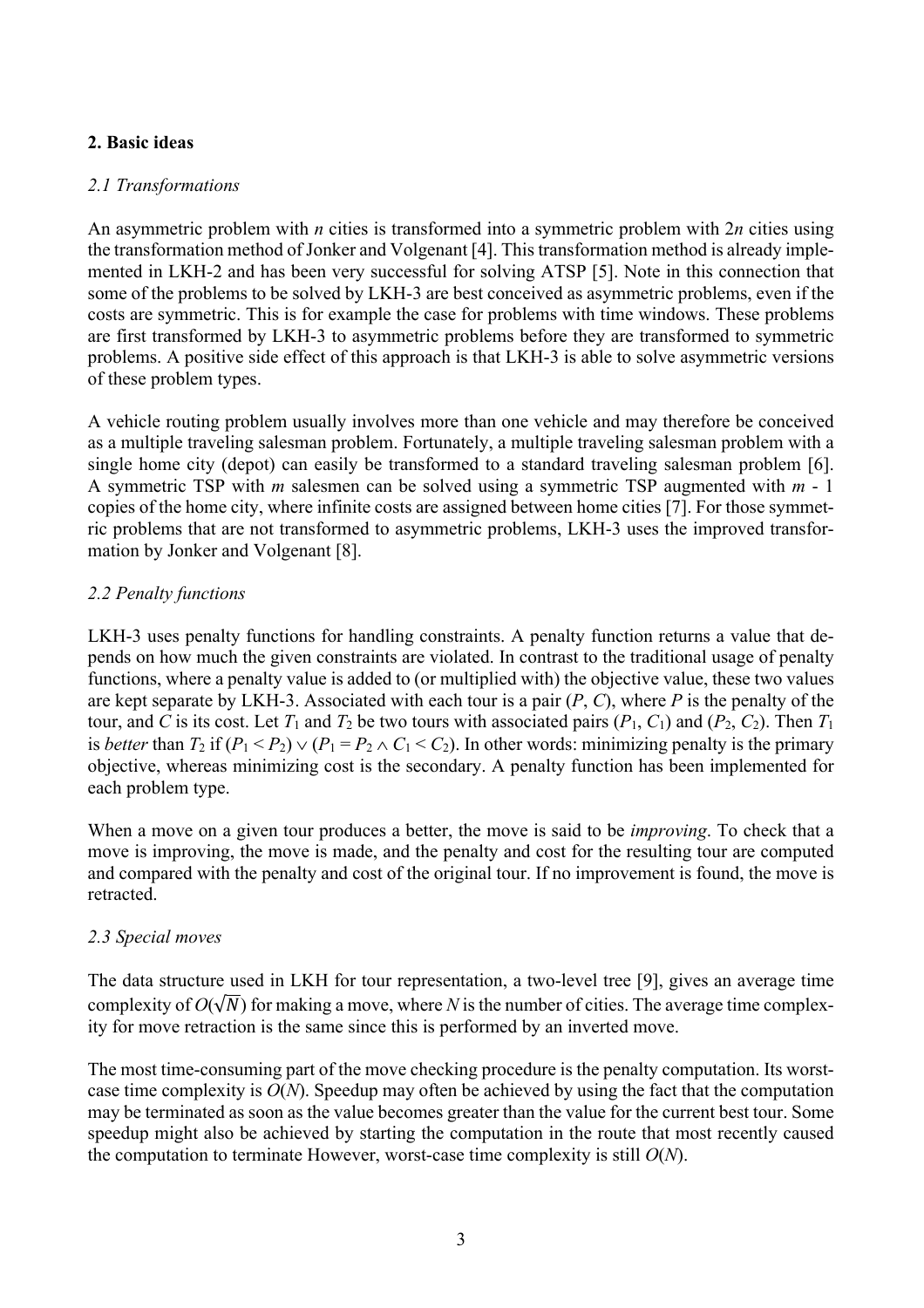## 2. Basic ideas

### *2.1 Transformations*

An asymmetric problem with *n* cities is transformed into a symmetric problem with 2*n* cities using the transformation method of Jonker and Volgenant [4]. This transformation method is already implemented in LKH-2 and has been very successful for solving ATSP [5]. Note in this connection that some of the problems to be solved by LKH-3 are best conceived as asymmetric problems, even if the costs are symmetric. This is for example the case for problems with time windows. These problems are first transformed by LKH-3 to asymmetric problems before they are transformed to symmetric problems. A positive side effect of this approach is that LKH-3 is able to solve asymmetric versions of these problem types.

A vehicle routing problem usually involves more than one vehicle and may therefore be conceived as a multiple traveling salesman problem. Fortunately, a multiple traveling salesman problem with a single home city (depot) can easily be transformed to a standard traveling salesman problem [6]. A symmetric TSP with *m* salesmen can be solved using a symmetric TSP augmented with *m* - 1 copies of the home city, where infinite costs are assigned between home cities [7]. For those symmetric problems that are not transformed to asymmetric problems, LKH-3 uses the improved transformation by Jonker and Volgenant [8].

### *2.2 Penalty functions*

LKH-3 uses penalty functions for handling constraints. A penalty function returns a value that depends on how much the given constraints are violated. In contrast to the traditional usage of penalty functions, where a penalty value is added to (or multiplied with) the objective value, these two values are kept separate by LKH-3. Associated with each tour is a pair $(P, C)$, where $P$ is the penalty of the tour, and $C$ is its cost. Let $T_1$ and $T_2$ be two tours with associated pairs $(P_1, C_1)$ and $(P_2, C_2)$. Then $T_1$ is *better* than $T_2$ if $(P_1 < P_2) \vee (P_1 = P_2 \wedge C_1 < C_2)$. In other words: minimizing penalty is the primary objective, whereas minimizing cost is the secondary. A penalty function has been implemented for each problem type.

When a move on a given tour produces a better, the move is said to be *improving*. To check that a move is improving, the move is made, and the penalty and cost for the resulting tour are computed and compared with the penalty and cost of the original tour. If no improvement is found, the move is retracted.

### *2.3 Special moves*

The data structure used in LKH for tour representation, a two-level tree [9], gives an average time complexity of $O(\sqrt{N})$ for making a move, where $N$ is the number of cities. The average time complexity for move retraction is the same since this is performed by an inverted move.

The most time-consuming part of the move checking procedure is the penalty computation. Its worst-case time complexity is $O(N)$. Speedup may often be achieved by using the fact that the computation may be terminated as soon as the value becomes greater than the value for the current best tour. Some speedup might also be achieved by starting the computation in the route that most recently caused the computation to terminate However, worst-case time complexity is still $O(N)$.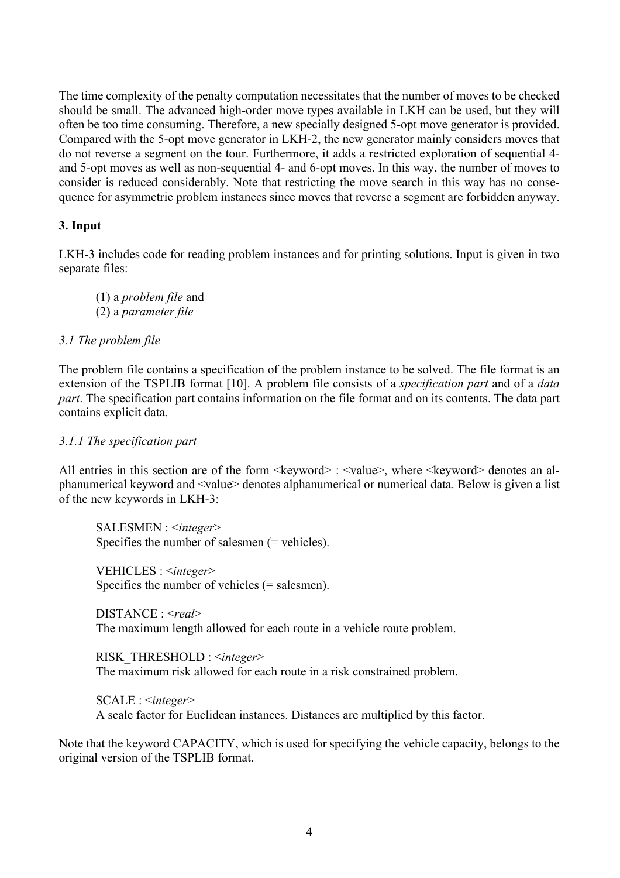The time complexity of the penalty computation necessitates that the number of moves to be checked should be small. The advanced high-order move types available in LKH can be used, but they will often be too time consuming. Therefore, a new specially designed 5-opt move generator is provided. Compared with the 5-opt move generator in LKH-2, the new generator mainly considers moves that do not reverse a segment on the tour. Furthermore, it adds a restricted exploration of sequential 4- and 5-opt moves as well as non-sequential 4- and 6-opt moves. In this way, the number of moves to consider is reduced considerably. Note that restricting the move search in this way has no consequence for asymmetric problem instances since moves that reverse a segment are forbidden anyway.

## 3. Input

LKH-3 includes code for reading problem instances and for printing solutions. Input is given in two separate files:

> (1) a *problem file* and
> (2) a *parameter file*

### *3.1 The problem file*

The problem file contains a specification of the problem instance to be solved. The file format is an extension of the TSPLIB format [10]. A problem file consists of a *specification part* and of a *data part*. The specification part contains information on the file format and on its contents. The data part contains explicit data.

#### *3.1.1 The specification part*

All entries in this section are of the form <keyword> : <value>, where <keyword> denotes an alphanumerical keyword and <value> denotes alphanumerical or numerical data. Below is given a list of the new keywords in LKH-3:

> SALESMEN : <*integer*>
> Specifies the number of salesmen (= vehicles).
>
> VEHICLES : <*integer*>
> Specifies the number of vehicles (= salesmen).
>
> DISTANCE : <*real*>
> The maximum length allowed for each route in a vehicle route problem.
>
> RISK_THRESHOLD : <*integer*>
> The maximum risk allowed for each route in a risk constrained problem.
>
> SCALE : <*integer*>
> A scale factor for Euclidean instances. Distances are multiplied by this factor.

Note that the keyword CAPACITY, which is used for specifying the vehicle capacity, belongs to the original version of the TSPLIB format.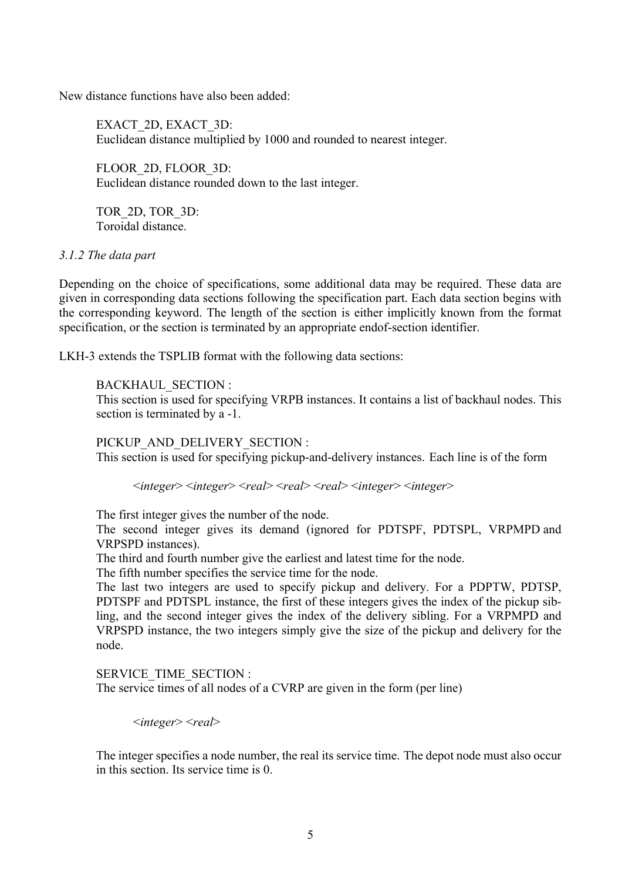New distance functions have also been added:

EXACT_2D, EXACT_3D:
Euclidean distance multiplied by 1000 and rounded to nearest integer.

FLOOR_2D, FLOOR_3D:
Euclidean distance rounded down to the last integer.

TOR_2D, TOR_3D:
Toroidal distance.

*3.1.2 The data part*

Depending on the choice of specifications, some additional data may be required. These data are given in corresponding data sections following the specification part. Each data section begins with the corresponding keyword. The length of the section is either implicitly known from the format specification, or the section is terminated by an appropriate endof-section identifier.

LKH-3 extends the TSPLIB format with the following data sections:

BACKHAUL_SECTION :
This section is used for specifying VRPB instances. It contains a list of backhaul nodes. This section is terminated by a -1.

PICKUP_AND_DELIVERY_SECTION :
This section is used for specifying pickup-and-delivery instances. Each line is of the form

*<integer> <integer> <real> <real> <real> <integer> <integer>*

The first integer gives the number of the node.
The second integer gives its demand (ignored for PDTSPF, PDTSPL, VRPMPD and VRPSPD instances).
The third and fourth number give the earliest and latest time for the node.
The fifth number specifies the service time for the node.
The last two integers are used to specify pickup and delivery. For a PDPTW, PDTSP, PDTSPF and PDTSPL instance, the first of these integers gives the index of the pickup sibling, and the second integer gives the index of the delivery sibling. For a VRPMPD and VRPSPD instance, the two integers simply give the size of the pickup and delivery for the node.

SERVICE_TIME_SECTION :
The service times of all nodes of a CVRP are given in the form (per line)

*<integer> <real>*

The integer specifies a node number, the real its service time. The depot node must also occur in this section. Its service time is 0.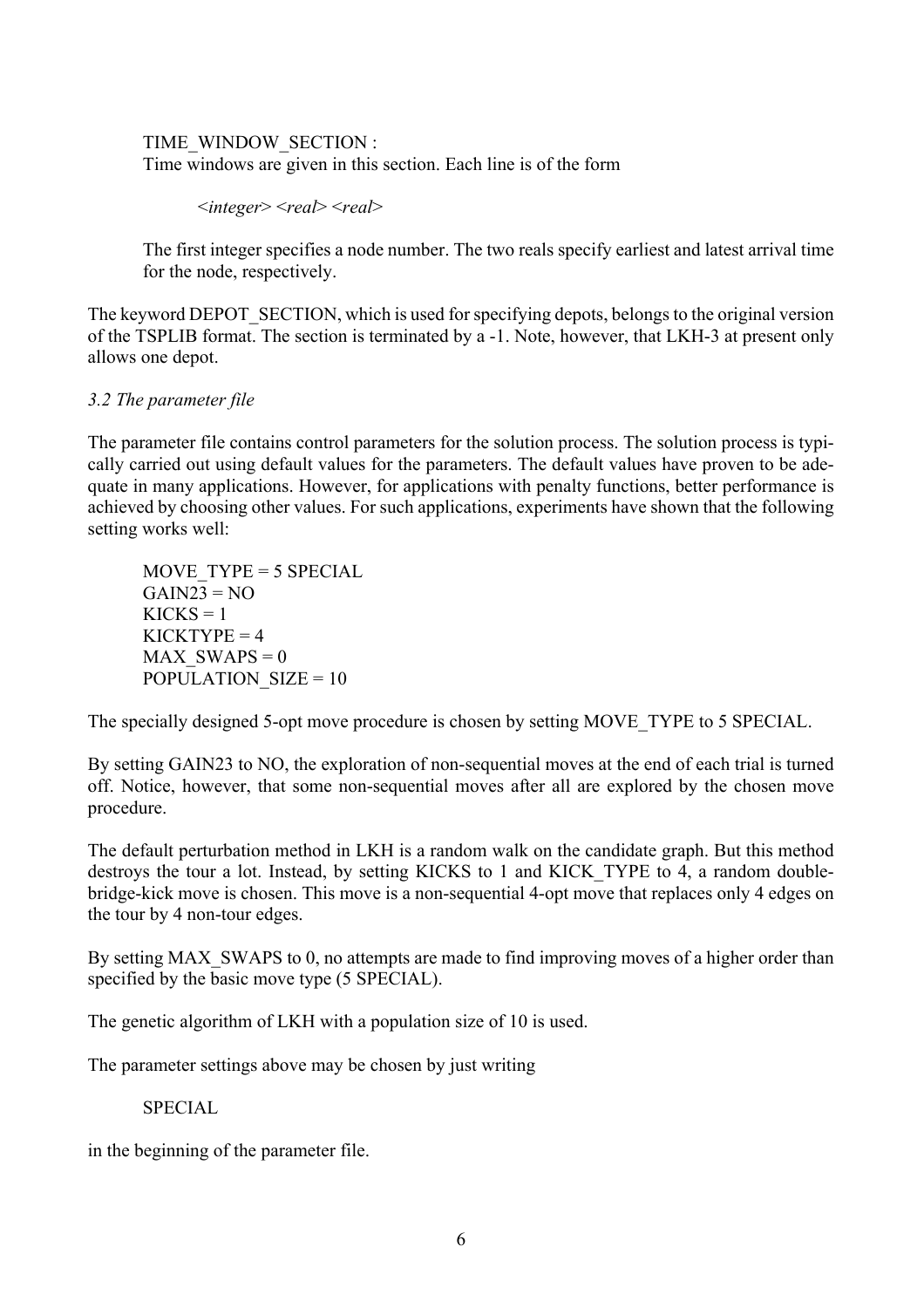TIME_WINDOW_SECTION :
Time windows are given in this section. Each line is of the form

> *<integer> <real> <real>*

The first integer specifies a node number. The two reals specify earliest and latest arrival time for the node, respectively.

The keyword DEPOT_SECTION, which is used for specifying depots, belongs to the original version of the TSPLIB format. The section is terminated by a -1. Note, however, that LKH-3 at present only allows one depot.

### *3.2 The parameter file*

The parameter file contains control parameters for the solution process. The solution process is typically carried out using default values for the parameters. The default values have proven to be adequate in many applications. However, for applications with penalty functions, better performance is achieved by choosing other values. For such applications, experiments have shown that the following setting works well:

```
MOVE_TYPE = 5 SPECIAL
GAIN23 = NO
KICKS = 1
KICKTYPE = 4
MAX_SWAPS = 0
POPULATION_SIZE = 10
```

The specially designed 5-opt move procedure is chosen by setting MOVE_TYPE to 5 SPECIAL.

By setting GAIN23 to NO, the exploration of non-sequential moves at the end of each trial is turned off. Notice, however, that some non-sequential moves after all are explored by the chosen move procedure.

The default perturbation method in LKH is a random walk on the candidate graph. But this method destroys the tour a lot. Instead, by setting KICKS to 1 and KICK_TYPE to 4, a random double-bridge-kick move is chosen. This move is a non-sequential 4-opt move that replaces only 4 edges on the tour by 4 non-tour edges.

By setting MAX_SWAPS to 0, no attempts are made to find improving moves of a higher order than specified by the basic move type (5 SPECIAL).

The genetic algorithm of LKH with a population size of 10 is used.

The parameter settings above may be chosen by just writing

```
SPECIAL
```

in the beginning of the parameter file.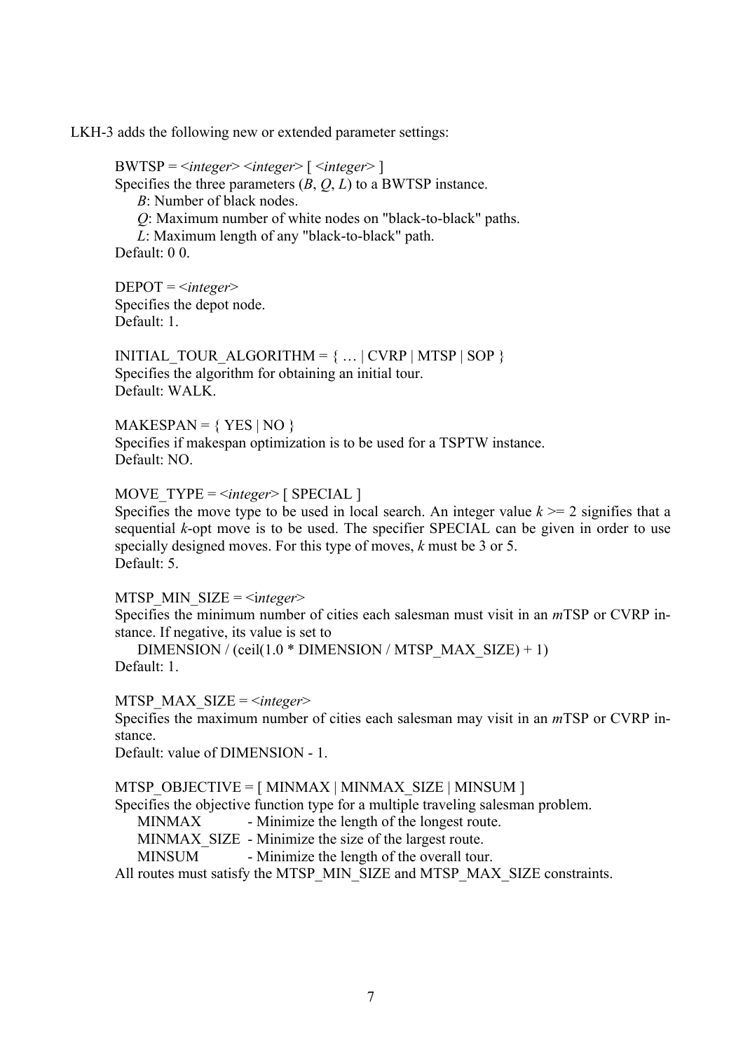LKH-3 adds the following new or extended parameter settings:

BWTSP = <*integer*> <*integer*> [ <*integer*> ]
Specifies the three parameters ($B$, $Q$, $L$) to a BWTSP instance.
  $B$: Number of black nodes.
  $Q$: Maximum number of white nodes on "black-to-black" paths.
  $L$: Maximum length of any "black-to-black" path.
Default: 0 0.

DEPOT = <*integer*>
Specifies the depot node.
Default: 1.

INITIAL_TOUR_ALGORITHM = { … | CVRP | MTSP | SOP }
Specifies the algorithm for obtaining an initial tour.
Default: WALK.

MAKESPAN = { YES | NO }
Specifies if makespan optimization is to be used for a TSPTW instance.
Default: NO.

MOVE_TYPE = <*integer*> [ SPECIAL ]
Specifies the move type to be used in local search. An integer value $k >= 2$ signifies that a sequential $k$-opt move is to be used. The specifier SPECIAL can be given in order to use specially designed moves. For this type of moves, $k$ must be 3 or 5.
Default: 5.

MTSP_MIN_SIZE = <*integer*>
Specifies the minimum number of cities each salesman must visit in an *m*TSP or CVRP instance. If negative, its value is set to
  DIMENSION / (ceil(1.0 * DIMENSION / MTSP_MAX_SIZE) + 1)
Default: 1.

MTSP_MAX_SIZE = <*integer*>
Specifies the maximum number of cities each salesman may visit in an *m*TSP or CVRP instance.
Default: value of DIMENSION - 1.

MTSP_OBJECTIVE = [ MINMAX | MINMAX_SIZE | MINSUM ]
Specifies the objective function type for a multiple traveling salesman problem.
  MINMAX - Minimize the length of the longest route.
  MINMAX_SIZE - Minimize the size of the largest route.
  MINSUM - Minimize the length of the overall tour.
All routes must satisfy the MTSP_MIN_SIZE and MTSP_MAX_SIZE constraints.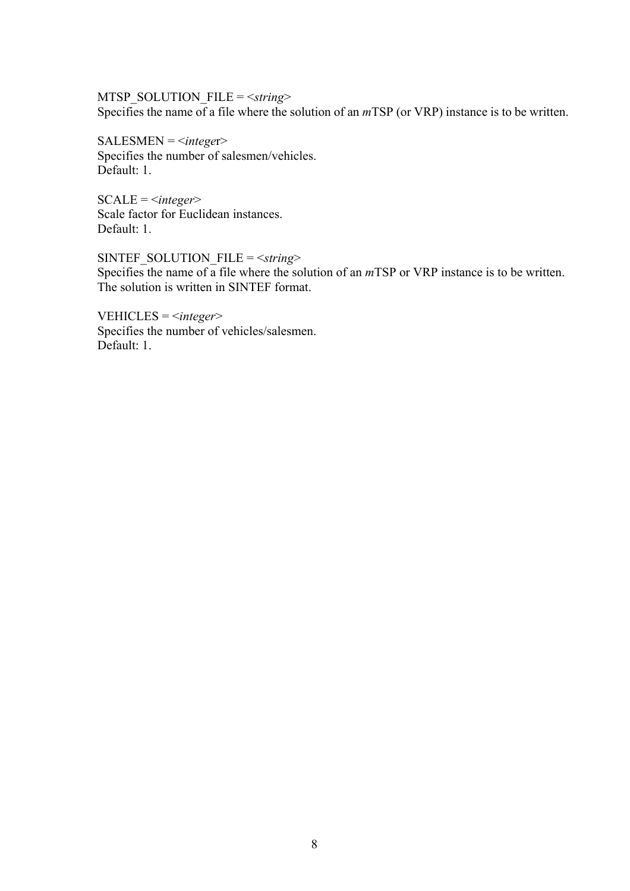MTSP_SOLUTION_FILE = <*string*>
Specifies the name of a file where the solution of an *m*TSP (or VRP) instance is to be written.

SALESMEN = <*integer*>
Specifies the number of salesmen/vehicles.
Default: 1.

SCALE = <*integer*>
Scale factor for Euclidean instances.
Default: 1.

SINTEF_SOLUTION_FILE = <*string*>
Specifies the name of a file where the solution of an *m*TSP or VRP instance is to be written.
The solution is written in SINTEF format.

VEHICLES = <*integer*>
Specifies the number of vehicles/salesmen.
Default: 1.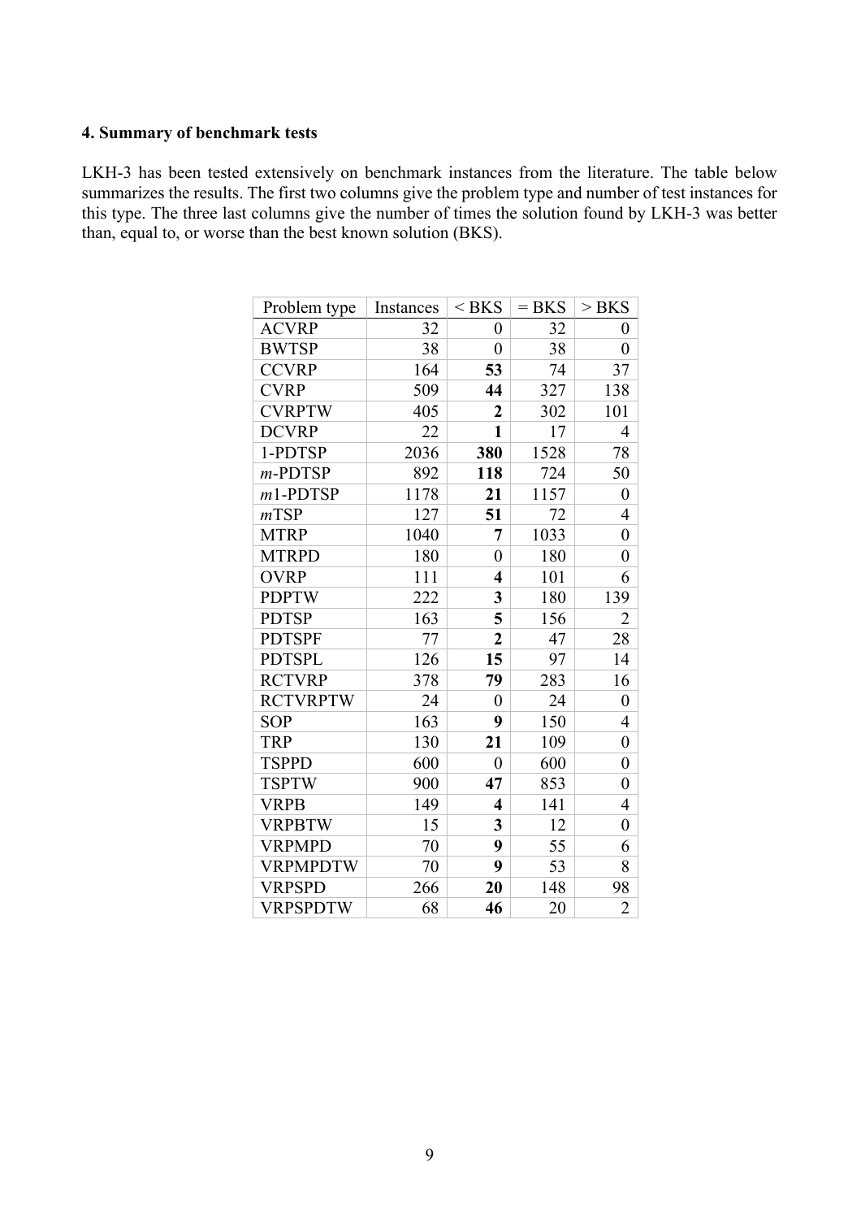### 4. Summary of benchmark tests

LKH-3 has been tested extensively on benchmark instances from the literature. The table below summarizes the results. The first two columns give the problem type and number of test instances for this type. The three last columns give the number of times the solution found by LKH-3 was better than, equal to, or worse than the best known solution (BKS).

| Problem type | Instances | < BKS | = BKS | > BKS |
|---|---:|---:|---:|---:|
| ACVRP | 32 | 0 | 32 | 0 |
| BWTSP | 38 | 0 | 38 | 0 |
| CCVRP | 164 | **53** | 74 | 37 |
| CVRP | 509 | **44** | 327 | 138 |
| CVRPTW | 405 | **2** | 302 | 101 |
| DCVRP | 22 | **1** | 17 | 4 |
| 1-PDTSP | 2036 | **380** | 1528 | 78 |
| *m*-PDTSP | 892 | **118** | 724 | 50 |
| *m*1-PDTSP | 1178 | **21** | 1157 | 0 |
| *m*TSP | 127 | **51** | 72 | 4 |
| MTRP | 1040 | **7** | 1033 | 0 |
| MTRPD | 180 | 0 | 180 | 0 |
| OVRP | 111 | **4** | 101 | 6 |
| PDPTW | 222 | **3** | 180 | 139 |
| PDTSP | 163 | **5** | 156 | 2 |
| PDTSPF | 77 | **2** | 47 | 28 |
| PDTSPL | 126 | **15** | 97 | 14 |
| RCTVRP | 378 | **79** | 283 | 16 |
| RCTVRPTW | 24 | 0 | 24 | 0 |
| SOP | 163 | **9** | 150 | 4 |
| TRP | 130 | **21** | 109 | 0 |
| TSPPD | 600 | 0 | 600 | 0 |
| TSPTW | 900 | **47** | 853 | 0 |
| VRPB | 149 | **4** | 141 | 4 |
| VRPBTW | 15 | **3** | 12 | 0 |
| VRPMPD | 70 | **9** | 55 | 6 |
| VRPMPDTW | 70 | **9** | 53 | 8 |
| VRPSPD | 266 | **20** | 148 | 98 |
| VRPSPDTW | 68 | **46** | 20 | 2 |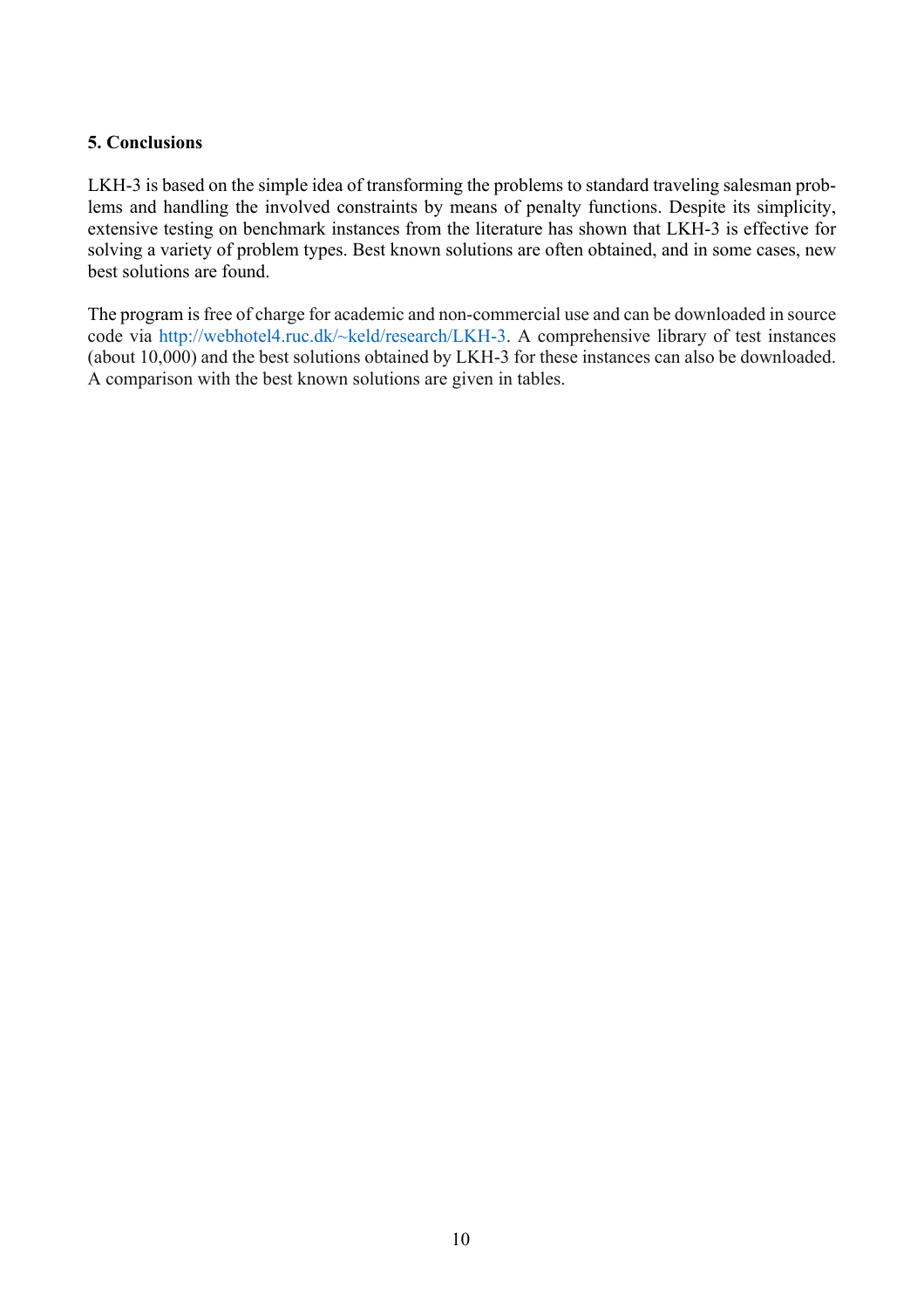## 5. Conclusions

LKH-3 is based on the simple idea of transforming the problems to standard traveling salesman problems and handling the involved constraints by means of penalty functions. Despite its simplicity, extensive testing on benchmark instances from the literature has shown that LKH-3 is effective for solving a variety of problem types. Best known solutions are often obtained, and in some cases, new best solutions are found.

The program is free of charge for academic and non-commercial use and can be downloaded in source code via http://webhotel4.ruc.dk/~keld/research/LKH-3. A comprehensive library of test instances (about 10,000) and the best solutions obtained by LKH-3 for these instances can also be downloaded. A comparison with the best known solutions are given in tables.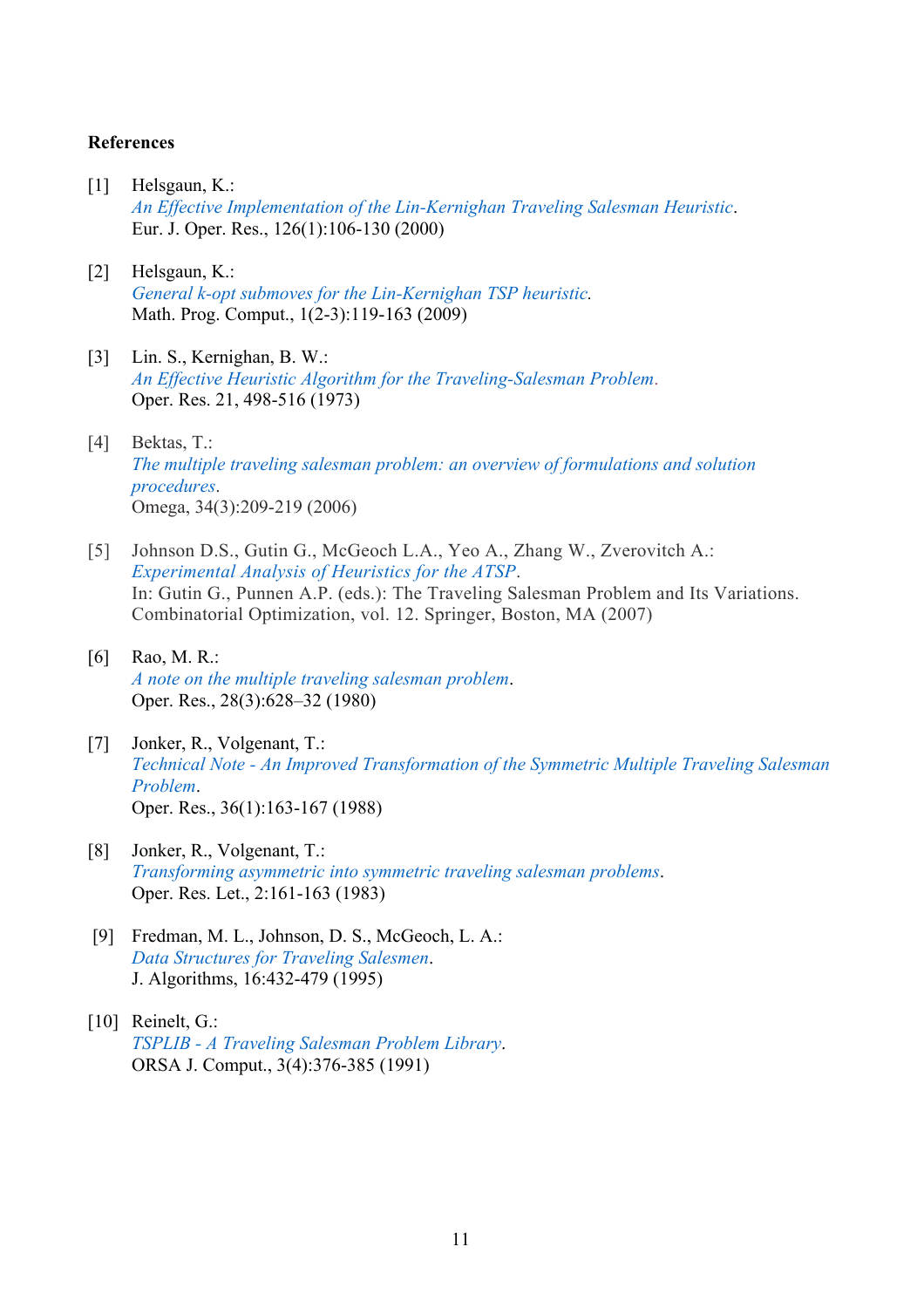**References**

[1] Helsgaun, K.:
*An Effective Implementation of the Lin-Kernighan Traveling Salesman Heuristic*.
Eur. J. Oper. Res., 126(1):106-130 (2000)

[2] Helsgaun, K.:
*General k-opt submoves for the Lin-Kernighan TSP heuristic*.
Math. Prog. Comput., 1(2-3):119-163 (2009)

[3] Lin. S., Kernighan, B. W.:
*An Effective Heuristic Algorithm for the Traveling-Salesman Problem*.
Oper. Res. 21, 498-516 (1973)

[4] Bektas, T.:
*The multiple traveling salesman problem: an overview of formulations and solution procedures*.
Omega, 34(3):209-219 (2006)

[5] Johnson D.S., Gutin G., McGeoch L.A., Yeo A., Zhang W., Zverovitch A.:
*Experimental Analysis of Heuristics for the ATSP*.
In: Gutin G., Punnen A.P. (eds.): The Traveling Salesman Problem and Its Variations. Combinatorial Optimization, vol. 12. Springer, Boston, MA (2007)

[6] Rao, M. R.:
*A note on the multiple traveling salesman problem*.
Oper. Res., 28(3):628–32 (1980)

[7] Jonker, R., Volgenant, T.:
*Technical Note - An Improved Transformation of the Symmetric Multiple Traveling Salesman Problem*.
Oper. Res., 36(1):163-167 (1988)

[8] Jonker, R., Volgenant, T.:
*Transforming asymmetric into symmetric traveling salesman problems*.
Oper. Res. Let., 2:161-163 (1983)

[9] Fredman, M. L., Johnson, D. S., McGeoch, L. A.:
*Data Structures for Traveling Salesmen*.
J. Algorithms, 16:432-479 (1995)

[10] Reinelt, G.:
*TSPLIB - A Traveling Salesman Problem Library*.
ORSA J. Comput., 3(4):376-385 (1991)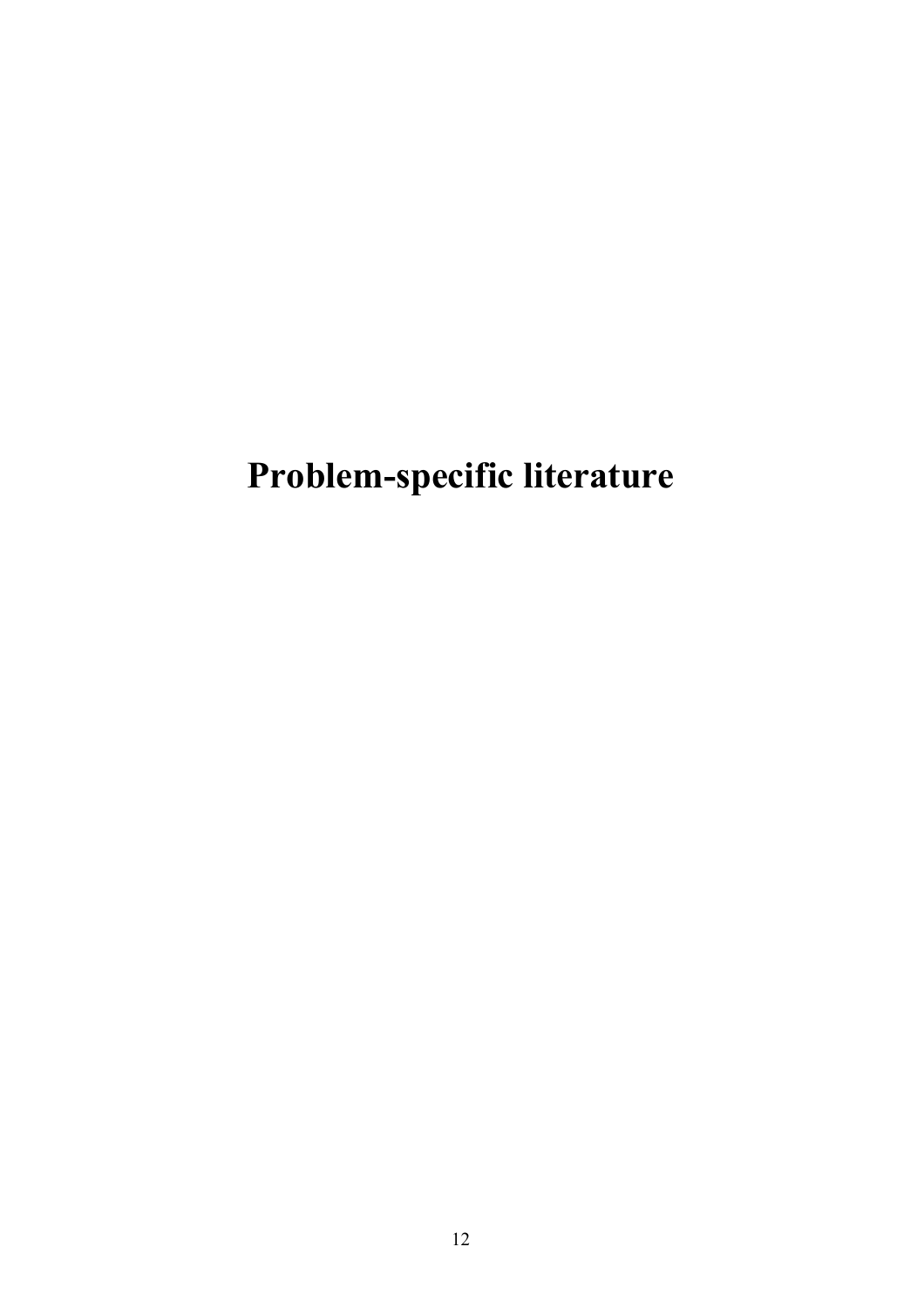# Problem-specific literature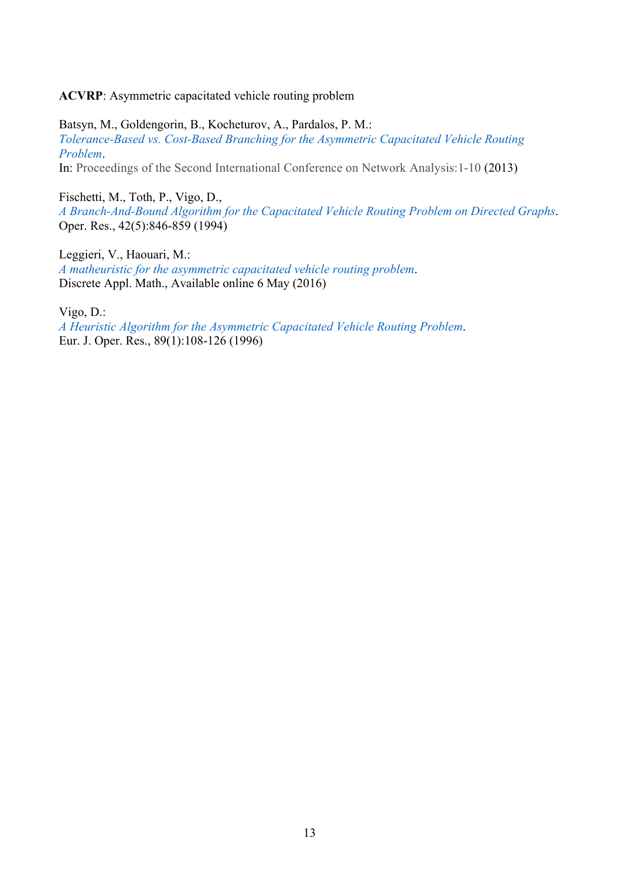**ACVRP**: Asymmetric capacitated vehicle routing problem

Batsyn, M., Goldengorin, B., Kocheturov, A., Pardalos, P. M.:
*Tolerance-Based vs. Cost-Based Branching for the Asymmetric Capacitated Vehicle Routing Problem*.
In: Proceedings of the Second International Conference on Network Analysis:1-10 (2013)

Fischetti, M., Toth, P., Vigo, D.,
*A Branch-And-Bound Algorithm for the Capacitated Vehicle Routing Problem on Directed Graphs*.
Oper. Res., 42(5):846-859 (1994)

Leggieri, V., Haouari, M.:
*A matheuristic for the asymmetric capacitated vehicle routing problem*.
Discrete Appl. Math., Available online 6 May (2016)

Vigo, D.:
*A Heuristic Algorithm for the Asymmetric Capacitated Vehicle Routing Problem*.
Eur. J. Oper. Res., 89(1):108-126 (1996)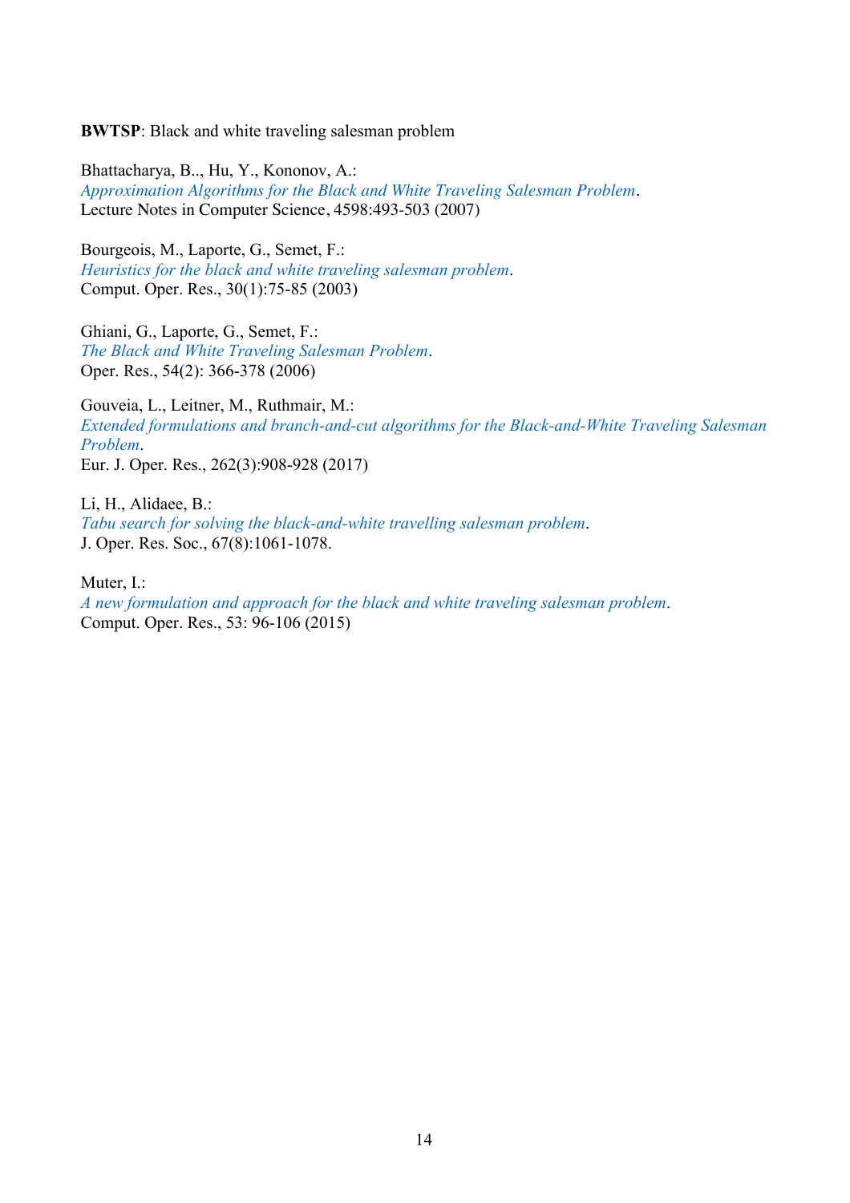**BWTSP**: Black and white traveling salesman problem

Bhattacharya, B.., Hu, Y., Kononov, A.:
*Approximation Algorithms for the Black and White Traveling Salesman Problem*.
Lecture Notes in Computer Science, 4598:493-503 (2007)

Bourgeois, M., Laporte, G., Semet, F.:
*Heuristics for the black and white traveling salesman problem*.
Comput. Oper. Res., 30(1):75-85 (2003)

Ghiani, G., Laporte, G., Semet, F.:
*The Black and White Traveling Salesman Problem*.
Oper. Res., 54(2): 366-378 (2006)

Gouveia, L., Leitner, M., Ruthmair, M.:
*Extended formulations and branch-and-cut algorithms for the Black-and-White Traveling Salesman Problem*.
Eur. J. Oper. Res., 262(3):908-928 (2017)

Li, H., Alidaee, B.:
*Tabu search for solving the black-and-white travelling salesman problem*.
J. Oper. Res. Soc., 67(8):1061-1078.

Muter, I.:
*A new formulation and approach for the black and white traveling salesman problem*.
Comput. Oper. Res., 53: 96-106 (2015)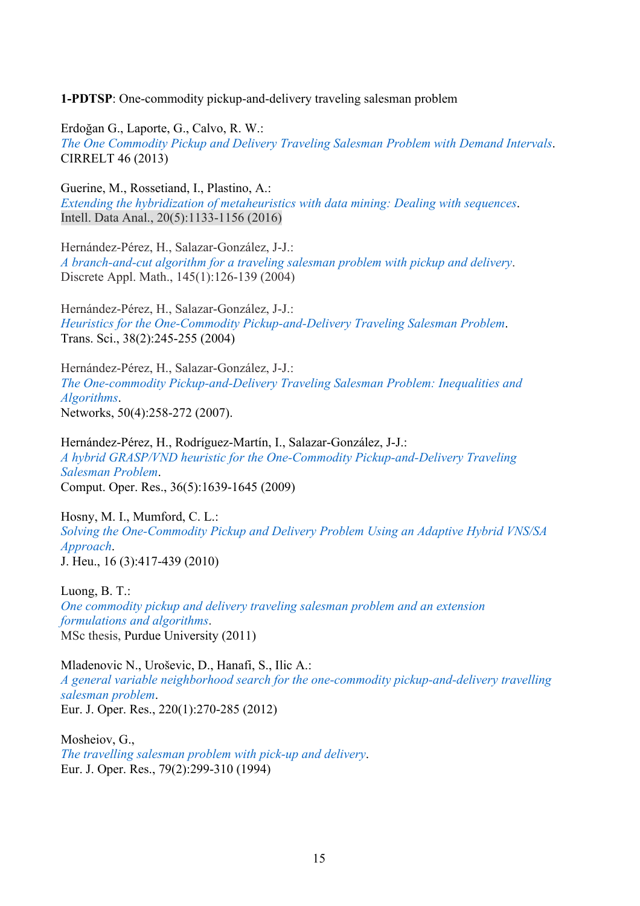**1-PDTSP**: One-commodity pickup-and-delivery traveling salesman problem

Erdoğan G., Laporte, G., Calvo, R. W.:
*The One Commodity Pickup and Delivery Traveling Salesman Problem with Demand Intervals*.
CIRRELT 46 (2013)

Guerine, M., Rossetiand, I., Plastino, A.:
*Extending the hybridization of metaheuristics with data mining: Dealing with sequences*.
Intell. Data Anal., 20(5):1133-1156 (2016)

Hernández-Pérez, H., Salazar-González, J-J.:
*A branch-and-cut algorithm for a traveling salesman problem with pickup and delivery*.
Discrete Appl. Math., 145(1):126-139 (2004)

Hernández-Pérez, H., Salazar-González, J-J.:
*Heuristics for the One-Commodity Pickup-and-Delivery Traveling Salesman Problem*.
Trans. Sci., 38(2):245-255 (2004)

Hernández-Pérez, H., Salazar-González, J-J.:
*The One-commodity Pickup-and-Delivery Traveling Salesman Problem: Inequalities and Algorithms*.
Networks, 50(4):258-272 (2007).

Hernández-Pérez, H., Rodríguez-Martín, I., Salazar-González, J-J.:
*A hybrid GRASP/VND heuristic for the One-Commodity Pickup-and-Delivery Traveling Salesman Problem*.
Comput. Oper. Res., 36(5):1639-1645 (2009)

Hosny, M. I., Mumford, C. L.:
*Solving the One-Commodity Pickup and Delivery Problem Using an Adaptive Hybrid VNS/SA Approach*.
J. Heu., 16 (3):417-439 (2010)

Luong, B. T.:
*One commodity pickup and delivery traveling salesman problem and an extension formulations and algorithms*.
MSc thesis, Purdue University (2011)

Mladenovic N., Uroševic, D., Hanafi, S., Ilic A.:
*A general variable neighborhood search for the one-commodity pickup-and-delivery travelling salesman problem*.
Eur. J. Oper. Res., 220(1):270-285 (2012)

Mosheiov, G.,
*The travelling salesman problem with pick-up and delivery*.
Eur. J. Oper. Res., 79(2):299-310 (1994)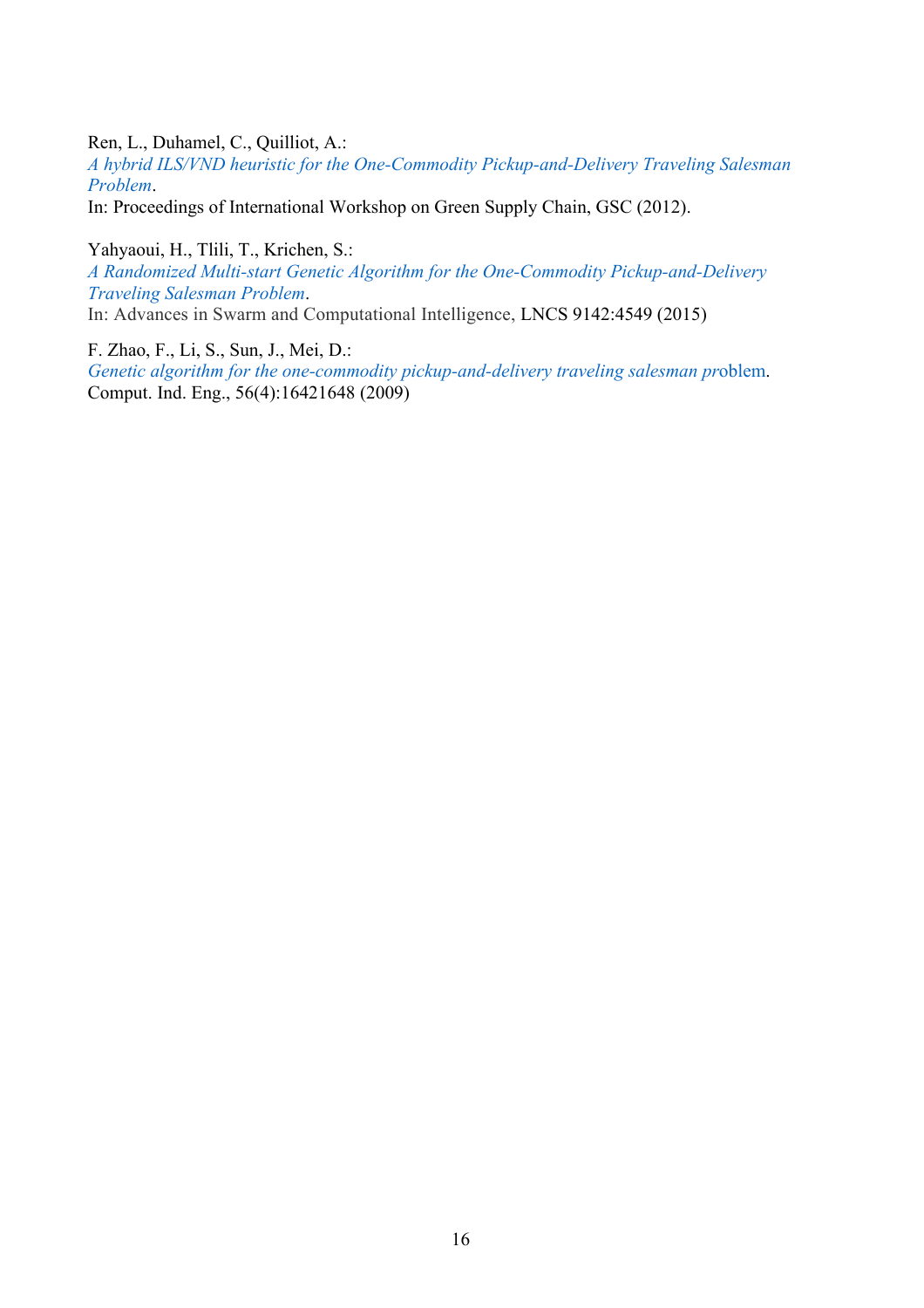Ren, L., Duhamel, C., Quilliot, A.:
*A hybrid ILS/VND heuristic for the One-Commodity Pickup-and-Delivery Traveling Salesman Problem*.
In: Proceedings of International Workshop on Green Supply Chain, GSC (2012).

Yahyaoui, H., Tlili, T., Krichen, S.:
*A Randomized Multi-start Genetic Algorithm for the One-Commodity Pickup-and-Delivery Traveling Salesman Problem*.
In: Advances in Swarm and Computational Intelligence, LNCS 9142:4549 (2015)

F. Zhao, F., Li, S., Sun, J., Mei, D.:
*Genetic algorithm for the one-commodity pickup-and-delivery traveling salesman pr*oblem.
Comput. Ind. Eng., 56(4):16421648 (2009)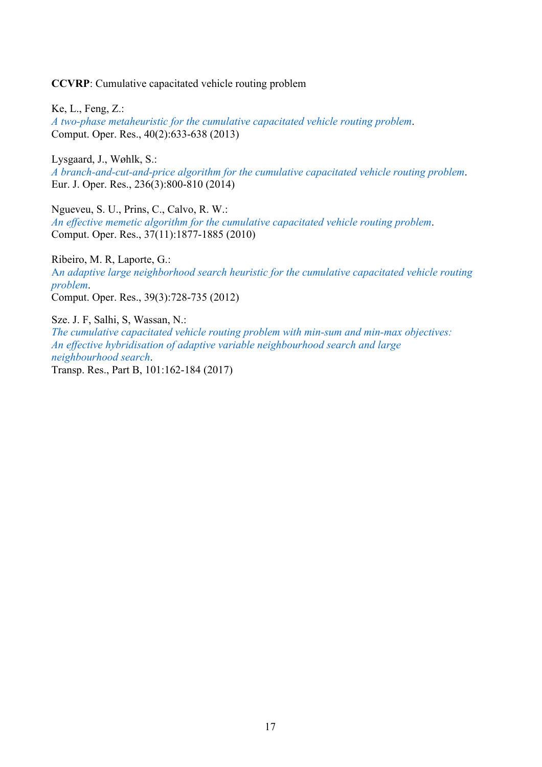**CCVRP**: Cumulative capacitated vehicle routing problem

Ke, L., Feng, Z.:
*A two-phase metaheuristic for the cumulative capacitated vehicle routing problem*.
Comput. Oper. Res., 40(2):633-638 (2013)

Lysgaard, J., Wøhlk, S.:
*A branch-and-cut-and-price algorithm for the cumulative capacitated vehicle routing problem*.
Eur. J. Oper. Res., 236(3):800-810 (2014)

Ngueveu, S. U., Prins, C., Calvo, R. W.:
*An effective memetic algorithm for the cumulative capacitated vehicle routing problem*.
Comput. Oper. Res., 37(11):1877-1885 (2010)

Ribeiro, M. R, Laporte, G.:
*An adaptive large neighborhood search heuristic for the cumulative capacitated vehicle routing problem*.
Comput. Oper. Res., 39(3):728-735 (2012)

Sze. J. F, Salhi, S, Wassan, N.:
*The cumulative capacitated vehicle routing problem with min-sum and min-max objectives: An effective hybridisation of adaptive variable neighbourhood search and large neighbourhood search*.
Transp. Res., Part B, 101:162-184 (2017)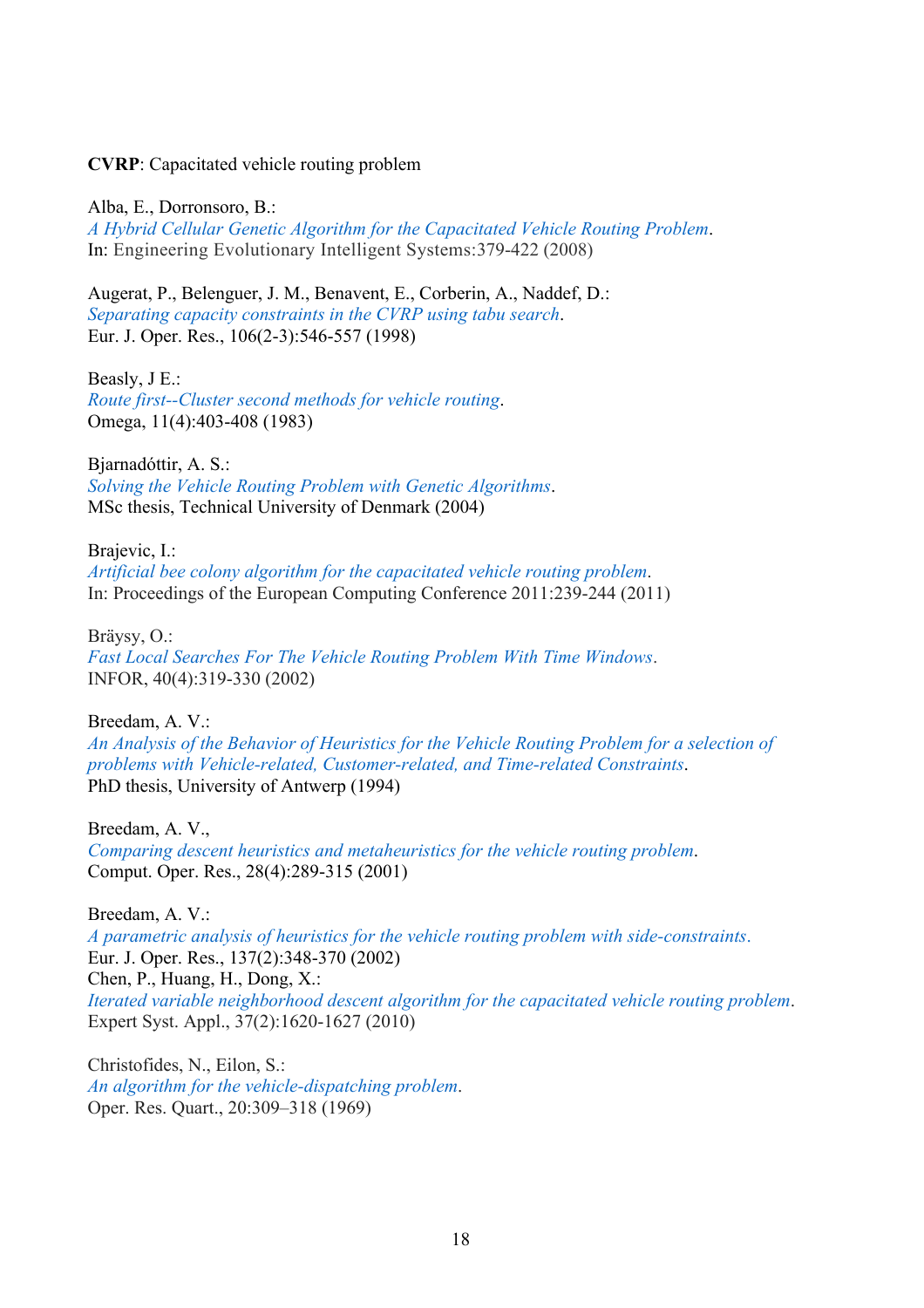**CVRP**: Capacitated vehicle routing problem

Alba, E., Dorronsoro, B.:  
*A Hybrid Cellular Genetic Algorithm for the Capacitated Vehicle Routing Problem*.  
In: Engineering Evolutionary Intelligent Systems:379-422 (2008)

Augerat, P., Belenguer, J. M., Benavent, E., Corberin, A., Naddef, D.:  
*Separating capacity constraints in the CVRP using tabu search*.  
Eur. J. Oper. Res., 106(2-3):546-557 (1998)

Beasly, J E.:  
*Route first--Cluster second methods for vehicle routing*.  
Omega, 11(4):403-408 (1983)

Bjarnadóttir, A. S.:  
*Solving the Vehicle Routing Problem with Genetic Algorithms*.  
MSc thesis, Technical University of Denmark (2004)

Brajevic, I.:  
*Artificial bee colony algorithm for the capacitated vehicle routing problem*.  
In: Proceedings of the European Computing Conference 2011:239-244 (2011)

Bräysy, O.:  
*Fast Local Searches For The Vehicle Routing Problem With Time Windows*.  
INFOR, 40(4):319-330 (2002)

Breedam, A. V.:  
*An Analysis of the Behavior of Heuristics for the Vehicle Routing Problem for a selection of problems with Vehicle-related, Customer-related, and Time-related Constraints*.  
PhD thesis, University of Antwerp (1994)

Breedam, A. V.,  
*Comparing descent heuristics and metaheuristics for the vehicle routing problem*.  
Comput. Oper. Res., 28(4):289-315 (2001)

Breedam, A. V.:  
*A parametric analysis of heuristics for the vehicle routing problem with side-constraints*.  
Eur. J. Oper. Res., 137(2):348-370 (2002)  
Chen, P., Huang, H., Dong, X.:  
*Iterated variable neighborhood descent algorithm for the capacitated vehicle routing problem*.  
Expert Syst. Appl., 37(2):1620-1627 (2010)

Christofides, N., Eilon, S.:  
*An algorithm for the vehicle-dispatching problem*.  
Oper. Res. Quart., 20:309–318 (1969)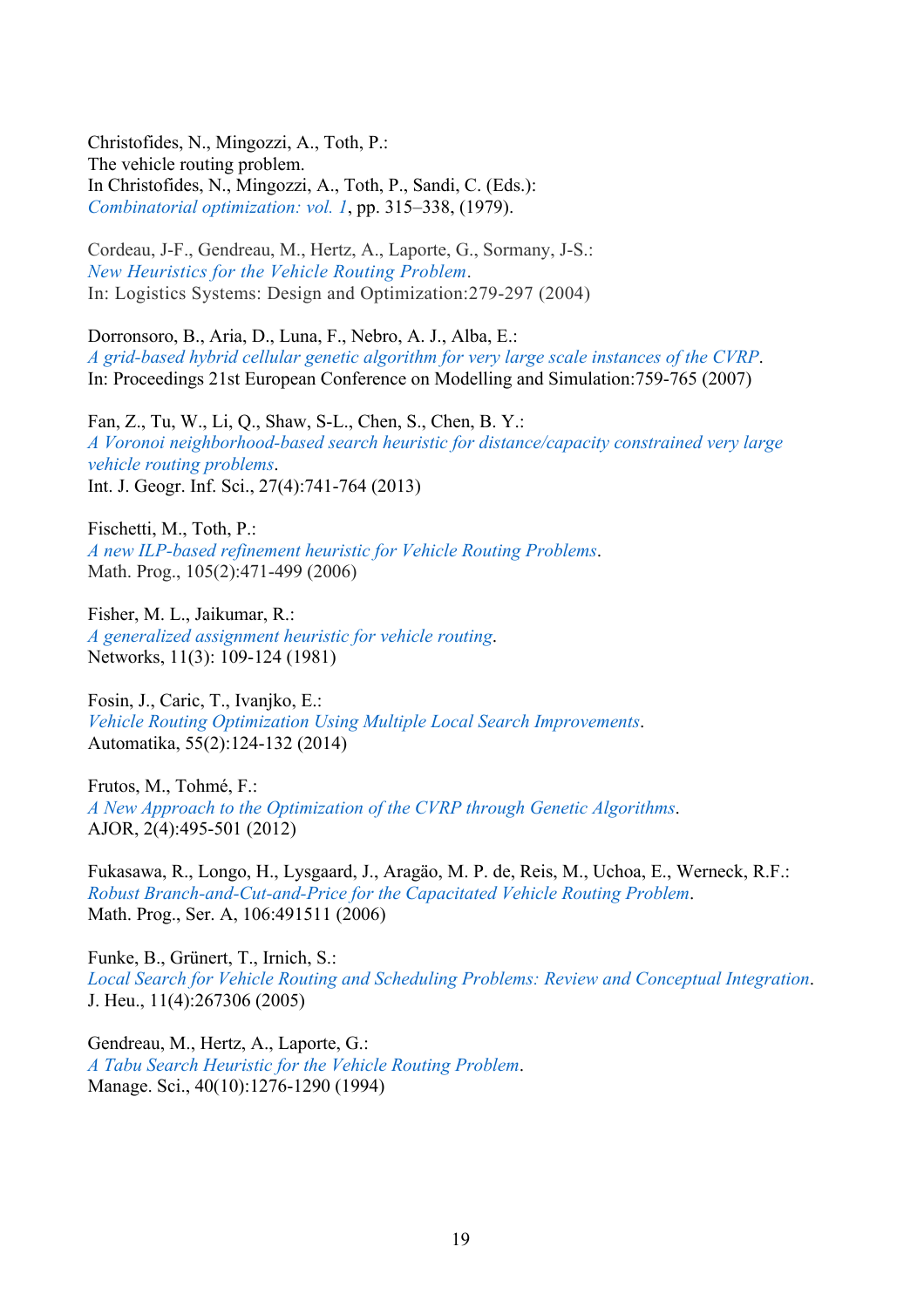Christofides, N., Mingozzi, A., Toth, P.:
The vehicle routing problem.
In Christofides, N., Mingozzi, A., Toth, P., Sandi, C. (Eds.):
*Combinatorial optimization: vol. 1*, pp. 315–338, (1979).

Cordeau, J-F., Gendreau, M., Hertz, A., Laporte, G., Sormany, J-S.:
*New Heuristics for the Vehicle Routing Problem*.
In: Logistics Systems: Design and Optimization:279-297 (2004)

Dorronsoro, B., Aria, D., Luna, F., Nebro, A. J., Alba, E.:
*A grid-based hybrid cellular genetic algorithm for very large scale instances of the CVRP*.
In: Proceedings 21st European Conference on Modelling and Simulation:759-765 (2007)

Fan, Z., Tu, W., Li, Q., Shaw, S-L., Chen, S., Chen, B. Y.:
*A Voronoi neighborhood-based search heuristic for distance/capacity constrained very large vehicle routing problems*.
Int. J. Geogr. Inf. Sci., 27(4):741-764 (2013)

Fischetti, M., Toth, P.:
*A new ILP-based refinement heuristic for Vehicle Routing Problems*.
Math. Prog., 105(2):471-499 (2006)

Fisher, M. L., Jaikumar, R.:
*A generalized assignment heuristic for vehicle routing*.
Networks, 11(3): 109-124 (1981)

Fosin, J., Caric, T., Ivanjko, E.:
*Vehicle Routing Optimization Using Multiple Local Search Improvements*.
Automatika, 55(2):124-132 (2014)

Frutos, M., Tohmé, F.:
*A New Approach to the Optimization of the CVRP through Genetic Algorithms*.
AJOR, 2(4):495-501 (2012)

Fukasawa, R., Longo, H., Lysgaard, J., Aragäo, M. P. de, Reis, M., Uchoa, E., Werneck, R.F.:
*Robust Branch-and-Cut-and-Price for the Capacitated Vehicle Routing Problem*.
Math. Prog., Ser. A, 106:491511 (2006)

Funke, B., Grünert, T., Irnich, S.:
*Local Search for Vehicle Routing and Scheduling Problems: Review and Conceptual Integration*.
J. Heu., 11(4):267306 (2005)

Gendreau, M., Hertz, A., Laporte, G.:
*A Tabu Search Heuristic for the Vehicle Routing Problem*.
Manage. Sci., 40(10):1276-1290 (1994)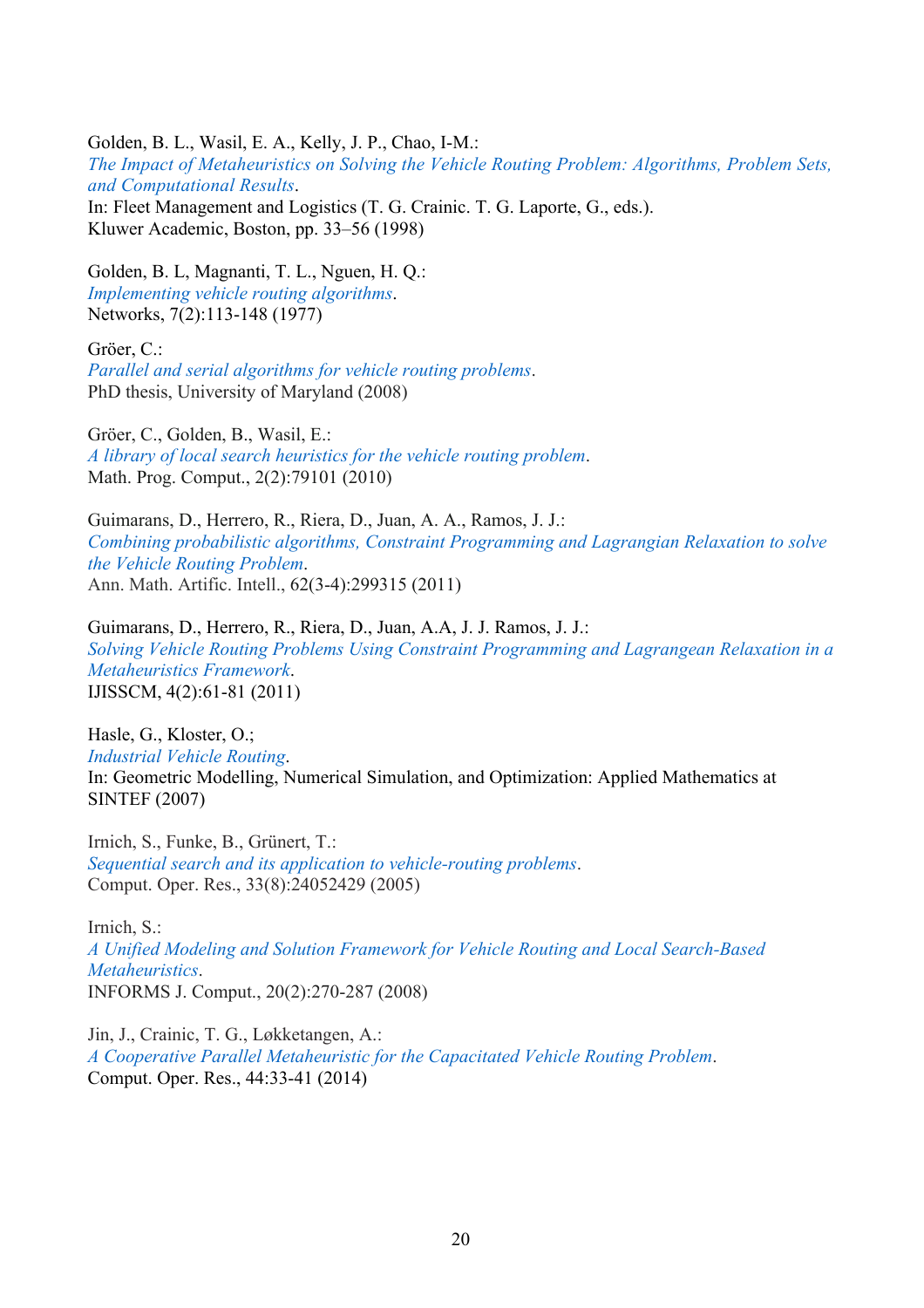Golden, B. L., Wasil, E. A., Kelly, J. P., Chao, I-M.:
*The Impact of Metaheuristics on Solving the Vehicle Routing Problem: Algorithms, Problem Sets, and Computational Results*.
In: Fleet Management and Logistics (T. G. Crainic. T. G. Laporte, G., eds.).
Kluwer Academic, Boston, pp. 33–56 (1998)

Golden, B. L, Magnanti, T. L., Nguen, H. Q.:
*Implementing vehicle routing algorithms*.
Networks, 7(2):113-148 (1977)

Gröer, C.:
*Parallel and serial algorithms for vehicle routing problems*.
PhD thesis, University of Maryland (2008)

Gröer, C., Golden, B., Wasil, E.:
*A library of local search heuristics for the vehicle routing problem*.
Math. Prog. Comput., 2(2):79101 (2010)

Guimarans, D., Herrero, R., Riera, D., Juan, A. A., Ramos, J. J.:
*Combining probabilistic algorithms, Constraint Programming and Lagrangian Relaxation to solve the Vehicle Routing Problem*.
Ann. Math. Artific. Intell., 62(3-4):299315 (2011)

Guimarans, D., Herrero, R., Riera, D., Juan, A.A, J. J. Ramos, J. J.:
*Solving Vehicle Routing Problems Using Constraint Programming and Lagrangean Relaxation in a Metaheuristics Framework*.
IJISSCM, 4(2):61-81 (2011)

Hasle, G., Kloster, O.;
*Industrial Vehicle Routing*.
In: Geometric Modelling, Numerical Simulation, and Optimization: Applied Mathematics at SINTEF (2007)

Irnich, S., Funke, B., Grünert, T.:
*Sequential search and its application to vehicle-routing problems*.
Comput. Oper. Res., 33(8):24052429 (2005)

Irnich, S.:
*A Unified Modeling and Solution Framework for Vehicle Routing and Local Search-Based Metaheuristics*.
INFORMS J. Comput., 20(2):270-287 (2008)

Jin, J., Crainic, T. G., Løkketangen, A.:
*A Cooperative Parallel Metaheuristic for the Capacitated Vehicle Routing Problem*.
Comput. Oper. Res., 44:33-41 (2014)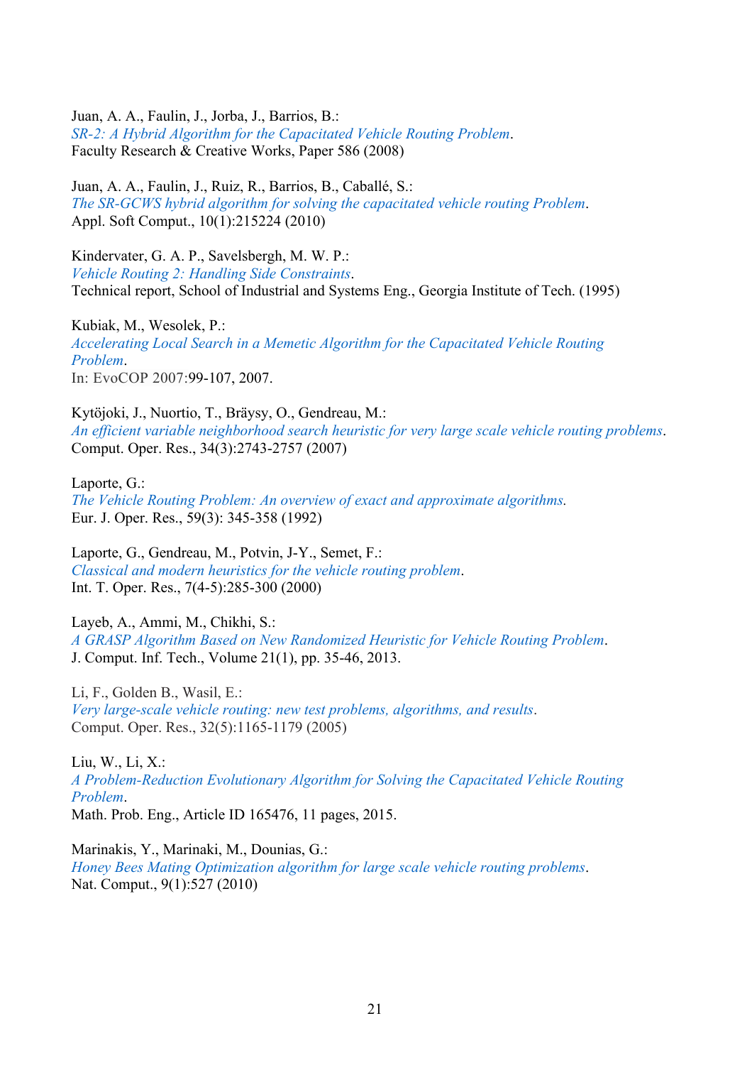Juan, A. A., Faulin, J., Jorba, J., Barrios, B.:
*SR-2: A Hybrid Algorithm for the Capacitated Vehicle Routing Problem*.
Faculty Research & Creative Works, Paper 586 (2008)

Juan, A. A., Faulin, J., Ruiz, R., Barrios, B., Caballé, S.:
*The SR-GCWS hybrid algorithm for solving the capacitated vehicle routing Problem*.
Appl. Soft Comput., 10(1):215224 (2010)

Kindervater, G. A. P., Savelsbergh, M. W. P.:
*Vehicle Routing 2: Handling Side Constraints*.
Technical report, School of Industrial and Systems Eng., Georgia Institute of Tech. (1995)

Kubiak, M., Wesolek, P.:
*Accelerating Local Search in a Memetic Algorithm for the Capacitated Vehicle Routing Problem*.
In: EvoCOP 2007:99-107, 2007.

Kytöjoki, J., Nuortio, T., Bräysy, O., Gendreau, M.:
*An efficient variable neighborhood search heuristic for very large scale vehicle routing problems*.
Comput. Oper. Res., 34(3):2743-2757 (2007)

Laporte, G.:
*The Vehicle Routing Problem: An overview of exact and approximate algorithms.*
Eur. J. Oper. Res., 59(3): 345-358 (1992)

Laporte, G., Gendreau, M., Potvin, J-Y., Semet, F.:
*Classical and modern heuristics for the vehicle routing problem*.
Int. T. Oper. Res., 7(4-5):285-300 (2000)

Layeb, A., Ammi, M., Chikhi, S.:
*A GRASP Algorithm Based on New Randomized Heuristic for Vehicle Routing Problem*.
J. Comput. Inf. Tech., Volume 21(1), pp. 35-46, 2013.

Li, F., Golden B., Wasil, E.:
*Very large-scale vehicle routing: new test problems, algorithms, and results*.
Comput. Oper. Res., 32(5):1165-1179 (2005)

Liu, W., Li, X.:
*A Problem-Reduction Evolutionary Algorithm for Solving the Capacitated Vehicle Routing Problem*.
Math. Prob. Eng., Article ID 165476, 11 pages, 2015.

Marinakis, Y., Marinaki, M., Dounias, G.:
*Honey Bees Mating Optimization algorithm for large scale vehicle routing problems*.
Nat. Comput., 9(1):527 (2010)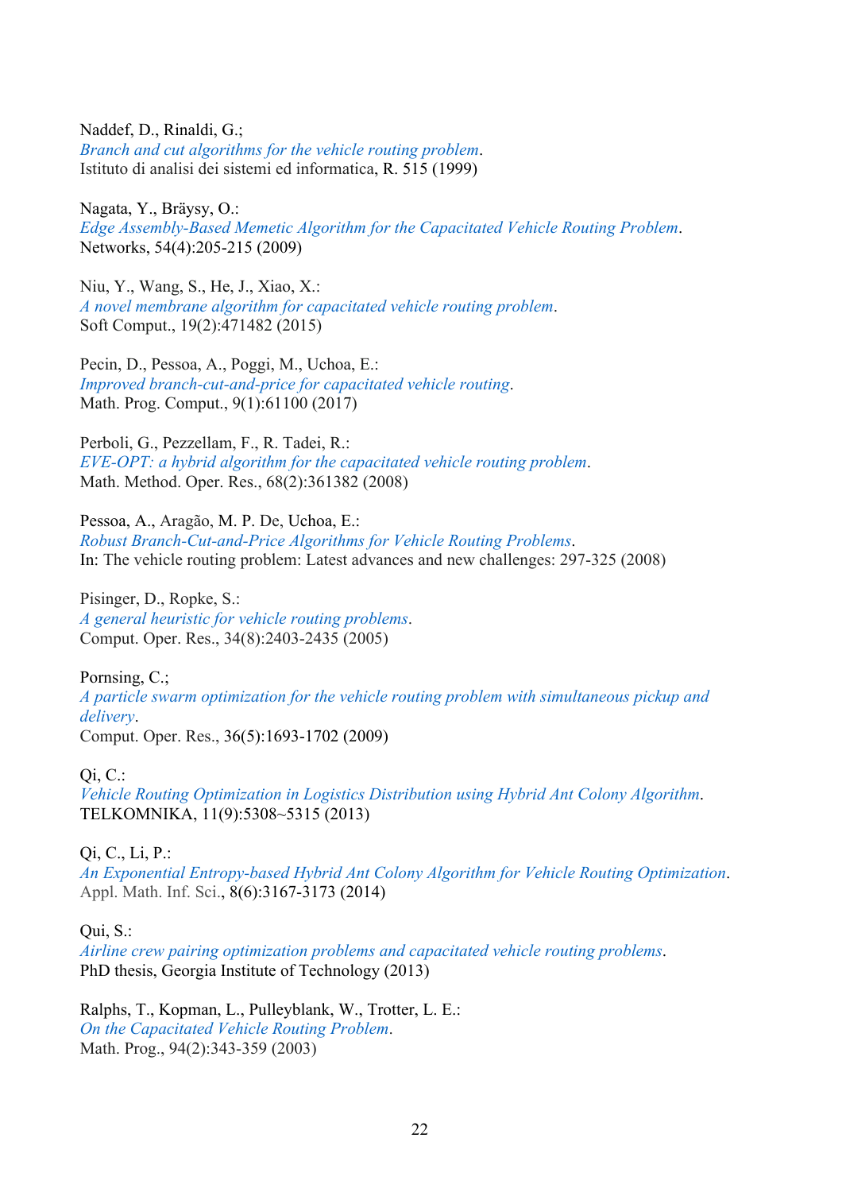Naddef, D., Rinaldi, G.;
*Branch and cut algorithms for the vehicle routing problem*.
Istituto di analisi dei sistemi ed informatica, R. 515 (1999)

Nagata, Y., Bräysy, O.:
*Edge Assembly-Based Memetic Algorithm for the Capacitated Vehicle Routing Problem*.
Networks, 54(4):205-215 (2009)

Niu, Y., Wang, S., He, J., Xiao, X.:
*A novel membrane algorithm for capacitated vehicle routing problem*.
Soft Comput., 19(2):471482 (2015)

Pecin, D., Pessoa, A., Poggi, M., Uchoa, E.:
*Improved branch-cut-and-price for capacitated vehicle routing*.
Math. Prog. Comput., 9(1):61100 (2017)

Perboli, G., Pezzellam, F., R. Tadei, R.:
*EVE-OPT: a hybrid algorithm for the capacitated vehicle routing problem*.
Math. Method. Oper. Res., 68(2):361382 (2008)

Pessoa, A., Aragão, M. P. De, Uchoa, E.:
*Robust Branch-Cut-and-Price Algorithms for Vehicle Routing Problems*.
In: The vehicle routing problem: Latest advances and new challenges: 297-325 (2008)

Pisinger, D., Ropke, S.:
*A general heuristic for vehicle routing problems*.
Comput. Oper. Res., 34(8):2403-2435 (2005)

Pornsing, C.;
*A particle swarm optimization for the vehicle routing problem with simultaneous pickup and delivery*.
Comput. Oper. Res., 36(5):1693-1702 (2009)

Qi, C.:
*Vehicle Routing Optimization in Logistics Distribution using Hybrid Ant Colony Algorithm*.
TELKOMNIKA, 11(9):5308~5315 (2013)

Qi, C., Li, P.:
*An Exponential Entropy-based Hybrid Ant Colony Algorithm for Vehicle Routing Optimization*.
Appl. Math. Inf. Sci., 8(6):3167-3173 (2014)

Qui, S.:
*Airline crew pairing optimization problems and capacitated vehicle routing problems*.
PhD thesis, Georgia Institute of Technology (2013)

Ralphs, T., Kopman, L., Pulleyblank, W., Trotter, L. E.:
*On the Capacitated Vehicle Routing Problem*.
Math. Prog., 94(2):343-359 (2003)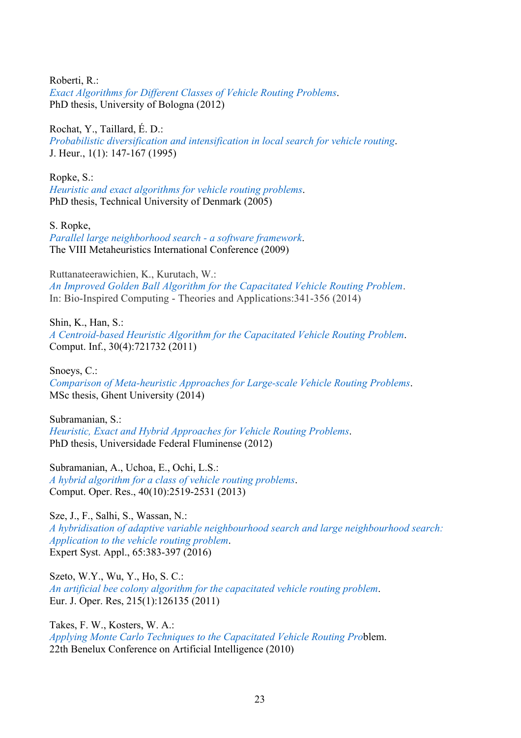Roberti, R.:
*Exact Algorithms for Different Classes of Vehicle Routing Problems*.
PhD thesis, University of Bologna (2012)

Rochat, Y., Taillard, É. D.:
*Probabilistic diversification and intensification in local search for vehicle routing*.
J. Heur., 1(1): 147-167 (1995)

Ropke, S.:
*Heuristic and exact algorithms for vehicle routing problems*.
PhD thesis, Technical University of Denmark (2005)

S. Ropke,
*Parallel large neighborhood search - a software framework*.
The VIII Metaheuristics International Conference (2009)

Ruttanateerawichien, K., Kurutach, W.:
*An Improved Golden Ball Algorithm for the Capacitated Vehicle Routing Problem*.
In: Bio-Inspired Computing - Theories and Applications:341-356 (2014)

Shin, K., Han, S.:
*A Centroid-based Heuristic Algorithm for the Capacitated Vehicle Routing Problem*.
Comput. Inf., 30(4):721732 (2011)

Snoeys, C.:
*Comparison of Meta-heuristic Approaches for Large-scale Vehicle Routing Problems*.
MSc thesis, Ghent University (2014)

Subramanian, S.:
*Heuristic, Exact and Hybrid Approaches for Vehicle Routing Problems*.
PhD thesis, Universidade Federal Fluminense (2012)

Subramanian, A., Uchoa, E., Ochi, L.S.:
*A hybrid algorithm for a class of vehicle routing problems*.
Comput. Oper. Res., 40(10):2519-2531 (2013)

Sze, J., F., Salhi, S., Wassan, N.:
*A hybridisation of adaptive variable neighbourhood search and large neighbourhood search: Application to the vehicle routing problem*.
Expert Syst. Appl., 65:383-397 (2016)

Szeto, W.Y., Wu, Y., Ho, S. C.:
*An artificial bee colony algorithm for the capacitated vehicle routing problem*.
Eur. J. Oper. Res, 215(1):126135 (2011)

Takes, F. W., Kosters, W. A.:
*Applying Monte Carlo Techniques to the Capacitated Vehicle Routing Pro*blem.
22th Benelux Conference on Artificial Intelligence (2010)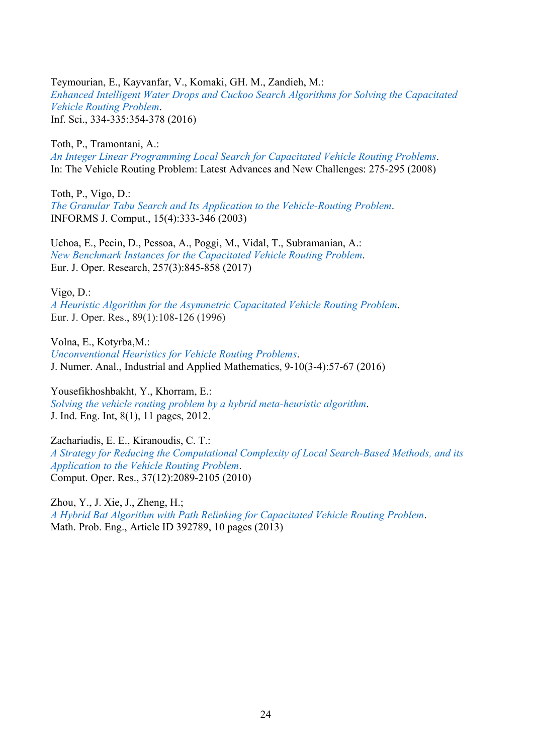Teymourian, E., Kayvanfar, V., Komaki, GH. M., Zandieh, M.:
*Enhanced Intelligent Water Drops and Cuckoo Search Algorithms for Solving the Capacitated Vehicle Routing Problem*.
Inf. Sci., 334-335:354-378 (2016)

Toth, P., Tramontani, A.:
*An Integer Linear Programming Local Search for Capacitated Vehicle Routing Problems*.
In: The Vehicle Routing Problem: Latest Advances and New Challenges: 275-295 (2008)

Toth, P., Vigo, D.:
*The Granular Tabu Search and Its Application to the Vehicle-Routing Problem*.
INFORMS J. Comput., 15(4):333-346 (2003)

Uchoa, E., Pecin, D., Pessoa, A., Poggi, M., Vidal, T., Subramanian, A.:
*New Benchmark Instances for the Capacitated Vehicle Routing Problem*.
Eur. J. Oper. Research, 257(3):845-858 (2017)

Vigo, D.:
*A Heuristic Algorithm for the Asymmetric Capacitated Vehicle Routing Problem*.
Eur. J. Oper. Res., 89(1):108-126 (1996)

Volna, E., Kotyrba,M.:
*Unconventional Heuristics for Vehicle Routing Problems*.
J. Numer. Anal., Industrial and Applied Mathematics, 9-10(3-4):57-67 (2016)

Yousefikhoshbakht, Y., Khorram, E.:
*Solving the vehicle routing problem by a hybrid meta-heuristic algorithm*.
J. Ind. Eng. Int, 8(1), 11 pages, 2012.

Zachariadis, E. E., Kiranoudis, C. T.:
*A Strategy for Reducing the Computational Complexity of Local Search-Based Methods, and its Application to the Vehicle Routing Problem*.
Comput. Oper. Res., 37(12):2089-2105 (2010)

Zhou, Y., J. Xie, J., Zheng, H.;
*A Hybrid Bat Algorithm with Path Relinking for Capacitated Vehicle Routing Problem*.
Math. Prob. Eng., Article ID 392789, 10 pages (2013)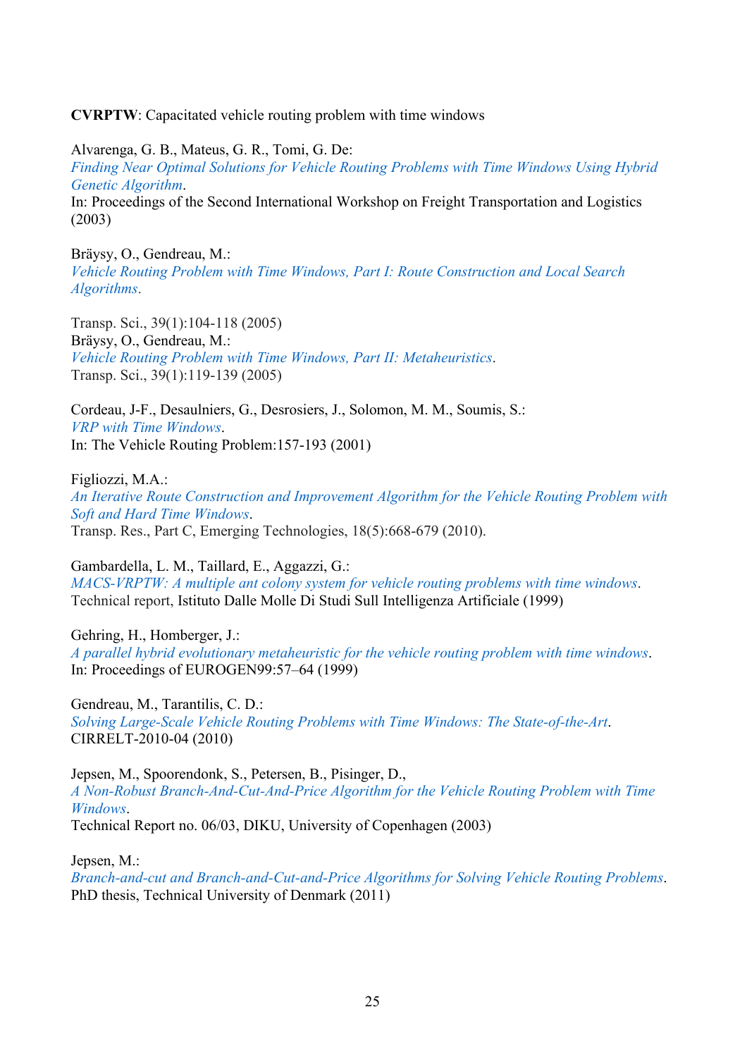**CVRPTW**: Capacitated vehicle routing problem with time windows

Alvarenga, G. B., Mateus, G. R., Tomi, G. De:
*Finding Near Optimal Solutions for Vehicle Routing Problems with Time Windows Using Hybrid Genetic Algorithm*.
In: Proceedings of the Second International Workshop on Freight Transportation and Logistics (2003)

Bräysy, O., Gendreau, M.:
*Vehicle Routing Problem with Time Windows, Part I: Route Construction and Local Search Algorithms*.
Transp. Sci., 39(1):104-118 (2005)

Bräysy, O., Gendreau, M.:
*Vehicle Routing Problem with Time Windows, Part II: Metaheuristics*.
Transp. Sci., 39(1):119-139 (2005)

Cordeau, J-F., Desaulniers, G., Desrosiers, J., Solomon, M. M., Soumis, S.:
*VRP with Time Windows*.
In: The Vehicle Routing Problem:157-193 (2001)

Figliozzi, M.A.:
*An Iterative Route Construction and Improvement Algorithm for the Vehicle Routing Problem with Soft and Hard Time Windows*.
Transp. Res., Part C, Emerging Technologies, 18(5):668-679 (2010).

Gambardella, L. M., Taillard, E., Aggazzi, G.:
*MACS-VRPTW: A multiple ant colony system for vehicle routing problems with time windows*.
Technical report, Istituto Dalle Molle Di Studi Sull Intelligenza Artificiale (1999)

Gehring, H., Homberger, J.:
*A parallel hybrid evolutionary metaheuristic for the vehicle routing problem with time windows*.
In: Proceedings of EUROGEN99:57–64 (1999)

Gendreau, M., Tarantilis, C. D.:
*Solving Large-Scale Vehicle Routing Problems with Time Windows: The State-of-the-Art*.
CIRRELT-2010-04 (2010)

Jepsen, M., Spoorendonk, S., Petersen, B., Pisinger, D.,
*A Non-Robust Branch-And-Cut-And-Price Algorithm for the Vehicle Routing Problem with Time Windows*.
Technical Report no. 06/03, DIKU, University of Copenhagen (2003)

Jepsen, M.:
*Branch-and-cut and Branch-and-Cut-and-Price Algorithms for Solving Vehicle Routing Problems*.
PhD thesis, Technical University of Denmark (2011)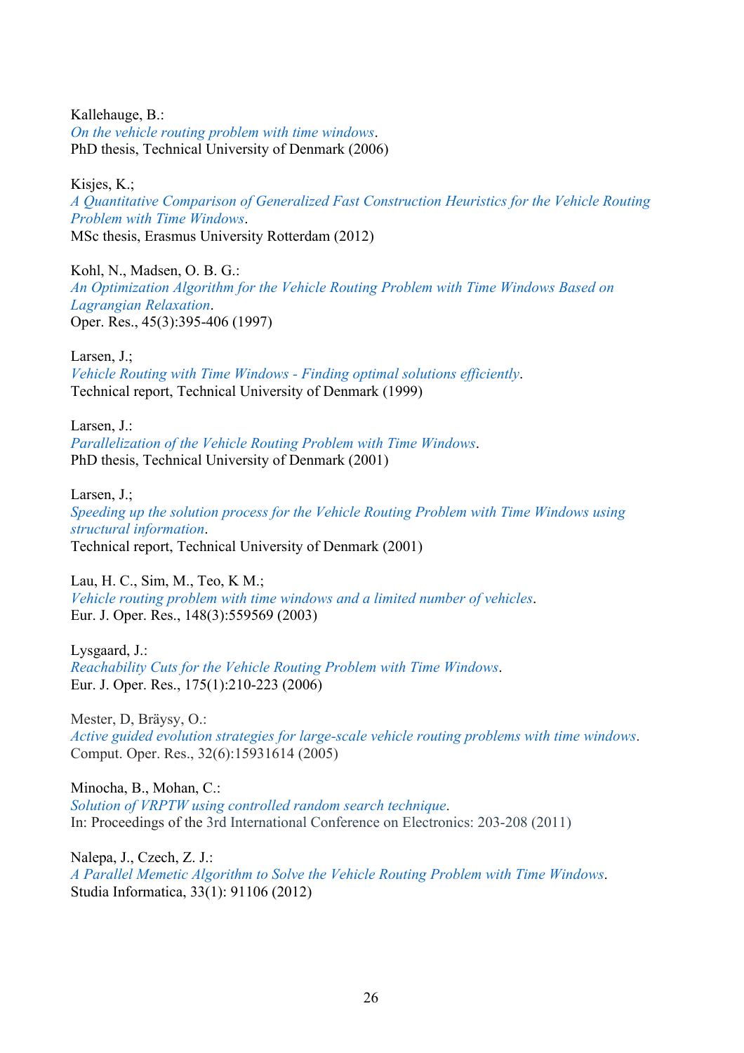Kallehauge, B.:
*On the vehicle routing problem with time windows*.
PhD thesis, Technical University of Denmark (2006)

Kisjes, K.;
*A Quantitative Comparison of Generalized Fast Construction Heuristics for the Vehicle Routing Problem with Time Windows*.
MSc thesis, Erasmus University Rotterdam (2012)

Kohl, N., Madsen, O. B. G.:
*An Optimization Algorithm for the Vehicle Routing Problem with Time Windows Based on Lagrangian Relaxation*.
Oper. Res., 45(3):395-406 (1997)

Larsen, J.;
*Vehicle Routing with Time Windows - Finding optimal solutions efficiently*.
Technical report, Technical University of Denmark (1999)

Larsen, J.:
*Parallelization of the Vehicle Routing Problem with Time Windows*.
PhD thesis, Technical University of Denmark (2001)

Larsen, J.;
*Speeding up the solution process for the Vehicle Routing Problem with Time Windows using structural information*.
Technical report, Technical University of Denmark (2001)

Lau, H. C., Sim, M., Teo, K M.;
*Vehicle routing problem with time windows and a limited number of vehicles*.
Eur. J. Oper. Res., 148(3):559569 (2003)

Lysgaard, J.:
*Reachability Cuts for the Vehicle Routing Problem with Time Windows*.
Eur. J. Oper. Res., 175(1):210-223 (2006)

Mester, D, Bräysy, O.:
*Active guided evolution strategies for large-scale vehicle routing problems with time windows*.
Comput. Oper. Res., 32(6):15931614 (2005)

Minocha, B., Mohan, C.:
*Solution of VRPTW using controlled random search technique*.
In: Proceedings of the 3rd International Conference on Electronics: 203-208 (2011)

Nalepa, J., Czech, Z. J.:
*A Parallel Memetic Algorithm to Solve the Vehicle Routing Problem with Time Windows*.
Studia Informatica, 33(1): 91106 (2012)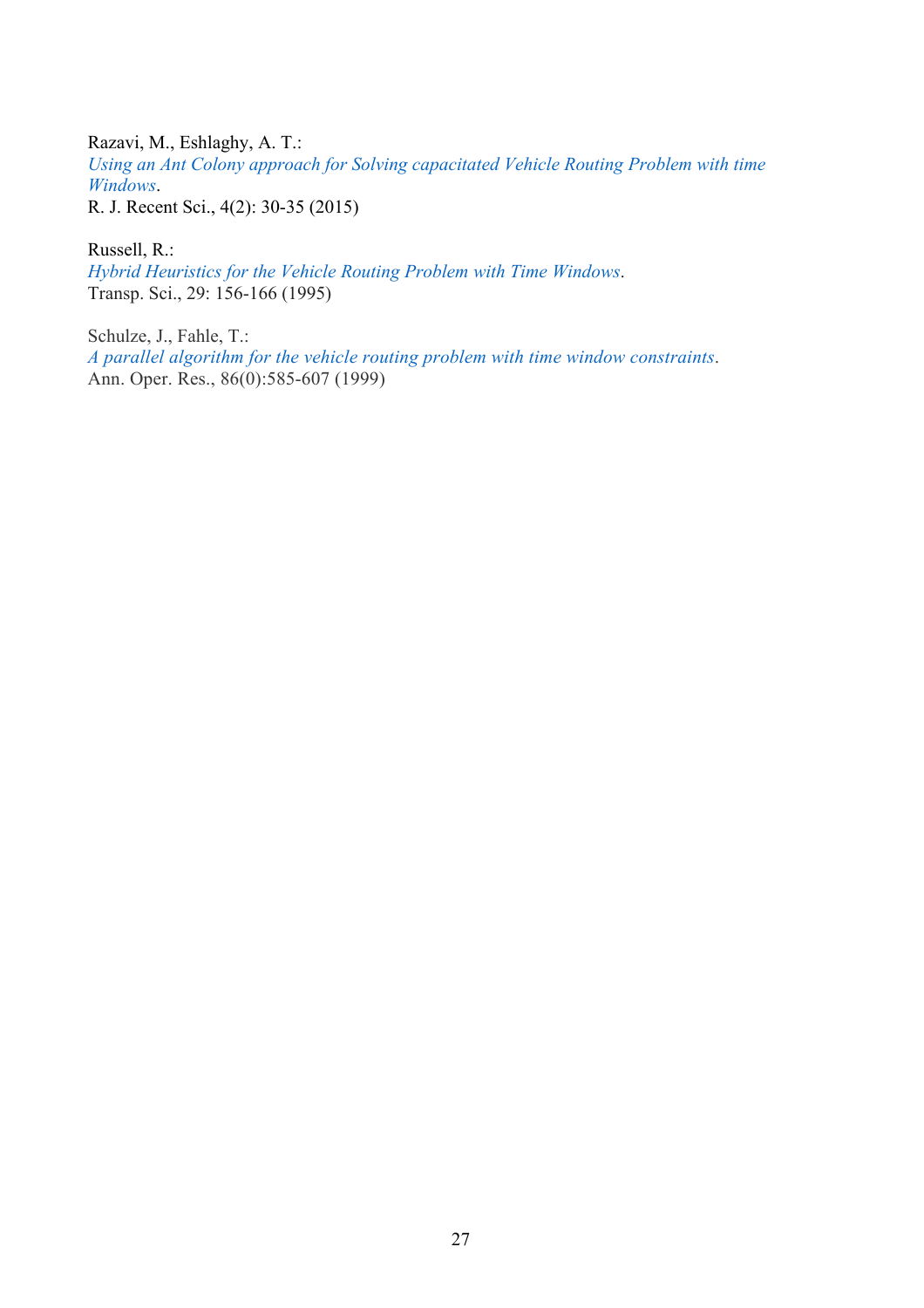Razavi, M., Eshlaghy, A. T.:
*Using an Ant Colony approach for Solving capacitated Vehicle Routing Problem with time Windows*.
R. J. Recent Sci., 4(2): 30-35 (2015)

Russell, R.:
*Hybrid Heuristics for the Vehicle Routing Problem with Time Windows*.
Transp. Sci., 29: 156-166 (1995)

Schulze, J., Fahle, T.:
*A parallel algorithm for the vehicle routing problem with time window constraints*.
Ann. Oper. Res., 86(0):585-607 (1999)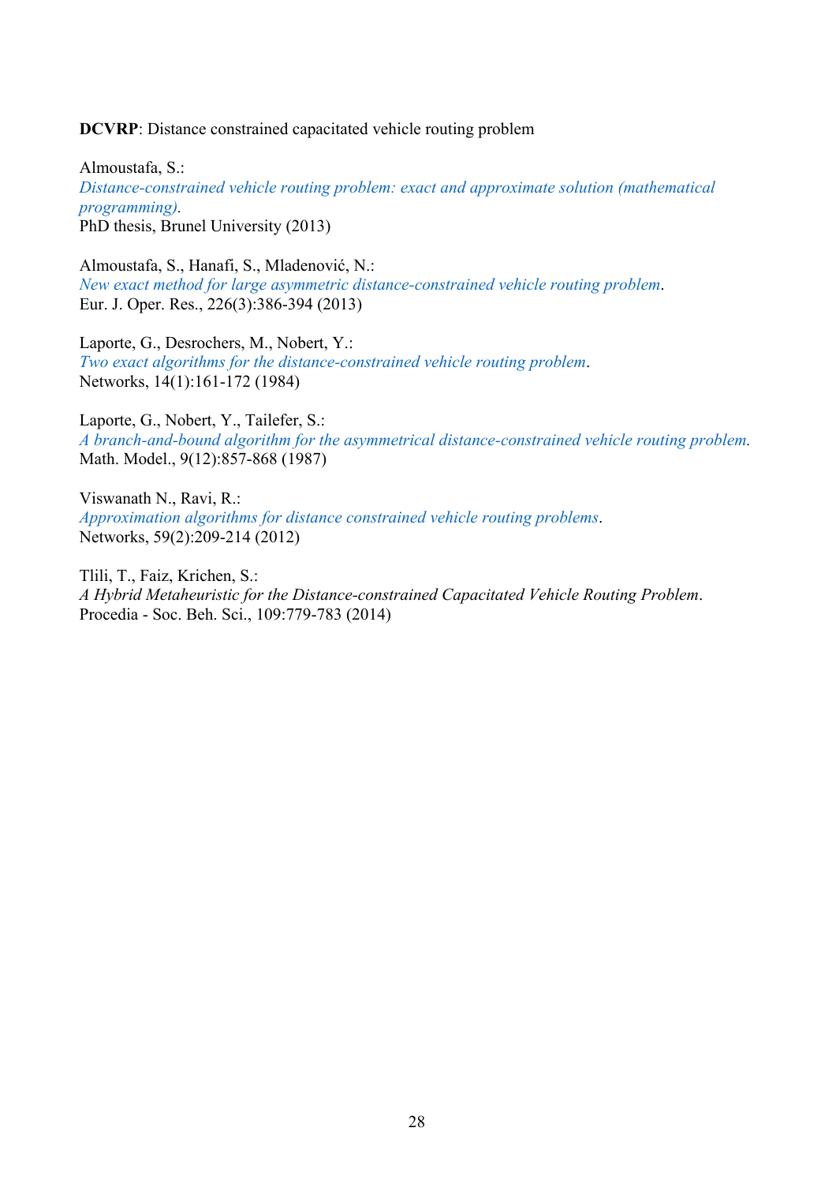**DCVRP**: Distance constrained capacitated vehicle routing problem

Almoustafa, S.:
*Distance-constrained vehicle routing problem: exact and approximate solution (mathematical programming)*.
PhD thesis, Brunel University (2013)

Almoustafa, S., Hanafi, S., Mladenović, N.:
*New exact method for large asymmetric distance-constrained vehicle routing problem*.
Eur. J. Oper. Res., 226(3):386-394 (2013)

Laporte, G., Desrochers, M., Nobert, Y.:
*Two exact algorithms for the distance-constrained vehicle routing problem*.
Networks, 14(1):161-172 (1984)

Laporte, G., Nobert, Y., Tailefer, S.:
*A branch-and-bound algorithm for the asymmetrical distance-constrained vehicle routing problem*.
Math. Model., 9(12):857-868 (1987)

Viswanath N., Ravi, R.:
*Approximation algorithms for distance constrained vehicle routing problems*.
Networks, 59(2):209-214 (2012)

Tlili, T., Faiz, Krichen, S.:
*A Hybrid Metaheuristic for the Distance-constrained Capacitated Vehicle Routing Problem*.
Procedia - Soc. Beh. Sci., 109:779-783 (2014)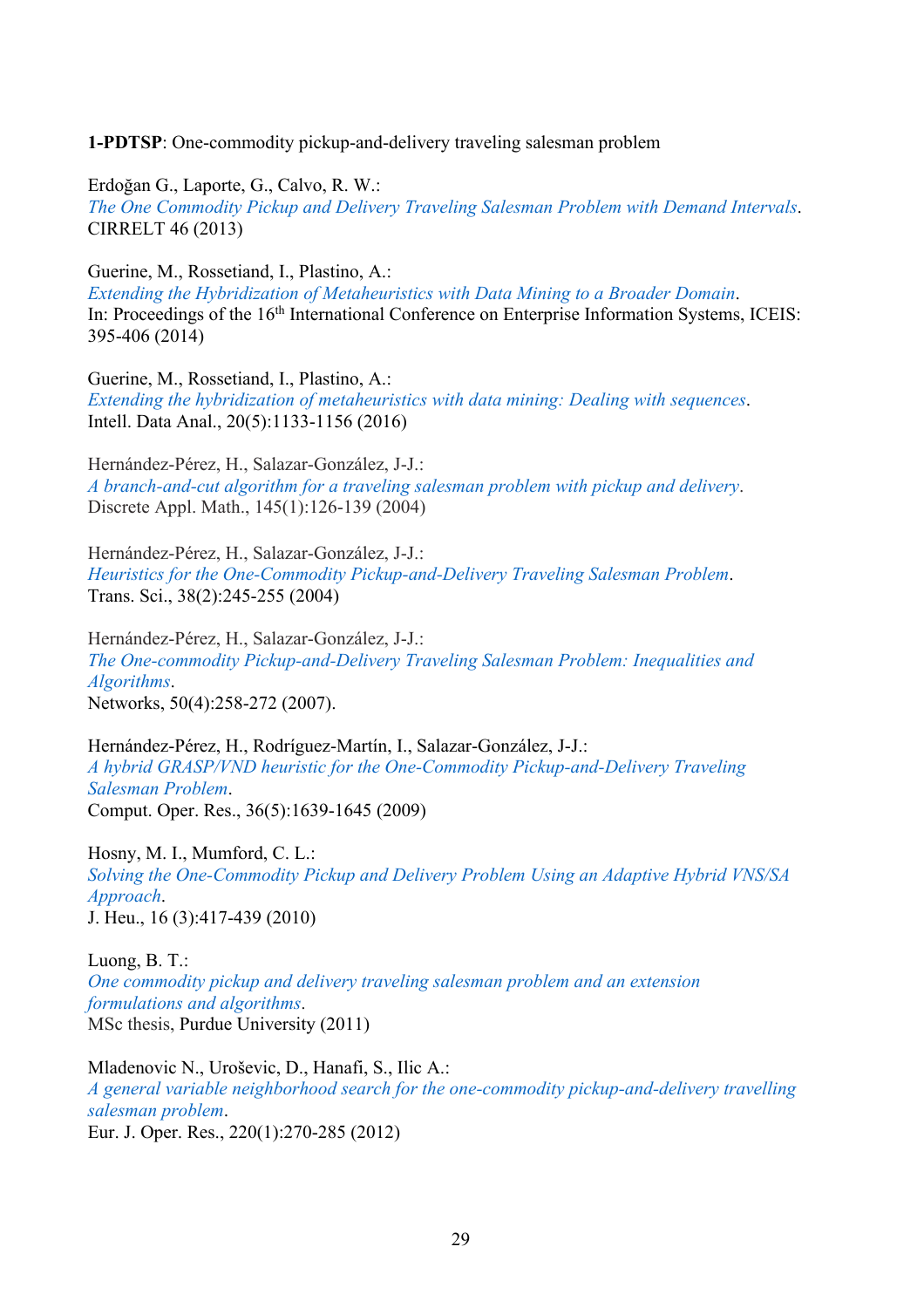**1-PDTSP**: One-commodity pickup-and-delivery traveling salesman problem

Erdoğan G., Laporte, G., Calvo, R. W.:
*The One Commodity Pickup and Delivery Traveling Salesman Problem with Demand Intervals*.
CIRRELT 46 (2013)

Guerine, M., Rossetiand, I., Plastino, A.:
*Extending the Hybridization of Metaheuristics with Data Mining to a Broader Domain*.
In: Proceedings of the 16th International Conference on Enterprise Information Systems, ICEIS: 395-406 (2014)

Guerine, M., Rossetiand, I., Plastino, A.:
*Extending the hybridization of metaheuristics with data mining: Dealing with sequences*.
Intell. Data Anal., 20(5):1133-1156 (2016)

Hernández-Pérez, H., Salazar-González, J-J.:
*A branch-and-cut algorithm for a traveling salesman problem with pickup and delivery*.
Discrete Appl. Math., 145(1):126-139 (2004)

Hernández-Pérez, H., Salazar-González, J-J.:
*Heuristics for the One-Commodity Pickup-and-Delivery Traveling Salesman Problem*.
Trans. Sci., 38(2):245-255 (2004)

Hernández-Pérez, H., Salazar-González, J-J.:
*The One-commodity Pickup-and-Delivery Traveling Salesman Problem: Inequalities and Algorithms*.
Networks, 50(4):258-272 (2007).

Hernández-Pérez, H., Rodríguez-Martín, I., Salazar-González, J-J.:
*A hybrid GRASP/VND heuristic for the One-Commodity Pickup-and-Delivery Traveling Salesman Problem*.
Comput. Oper. Res., 36(5):1639-1645 (2009)

Hosny, M. I., Mumford, C. L.:
*Solving the One-Commodity Pickup and Delivery Problem Using an Adaptive Hybrid VNS/SA Approach*.
J. Heu., 16 (3):417-439 (2010)

Luong, B. T.:
*One commodity pickup and delivery traveling salesman problem and an extension formulations and algorithms*.
MSc thesis, Purdue University (2011)

Mladenovic N., Uroševic, D., Hanafi, S., Ilic A.:
*A general variable neighborhood search for the one-commodity pickup-and-delivery travelling salesman problem*.
Eur. J. Oper. Res., 220(1):270-285 (2012)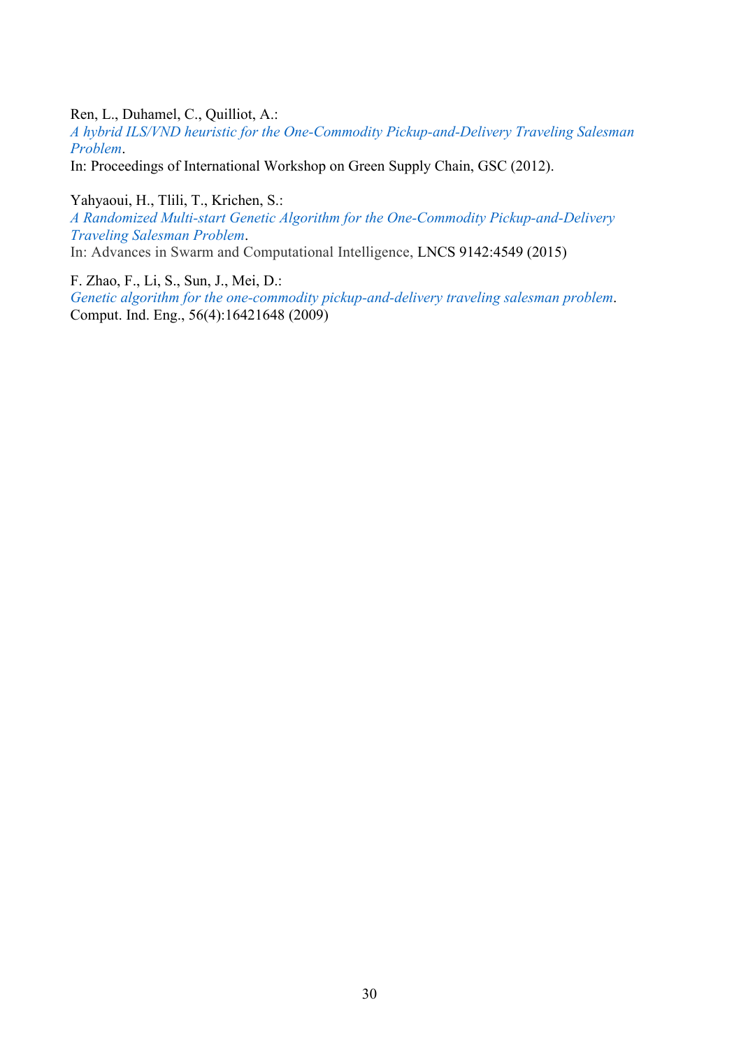Ren, L., Duhamel, C., Quilliot, A.:
*A hybrid ILS/VND heuristic for the One-Commodity Pickup-and-Delivery Traveling Salesman Problem*.
In: Proceedings of International Workshop on Green Supply Chain, GSC (2012).

Yahyaoui, H., Tlili, T., Krichen, S.:
*A Randomized Multi-start Genetic Algorithm for the One-Commodity Pickup-and-Delivery Traveling Salesman Problem*.
In: Advances in Swarm and Computational Intelligence, LNCS 9142:4549 (2015)

F. Zhao, F., Li, S., Sun, J., Mei, D.:
*Genetic algorithm for the one-commodity pickup-and-delivery traveling salesman problem*.
Comput. Ind. Eng., 56(4):16421648 (2009)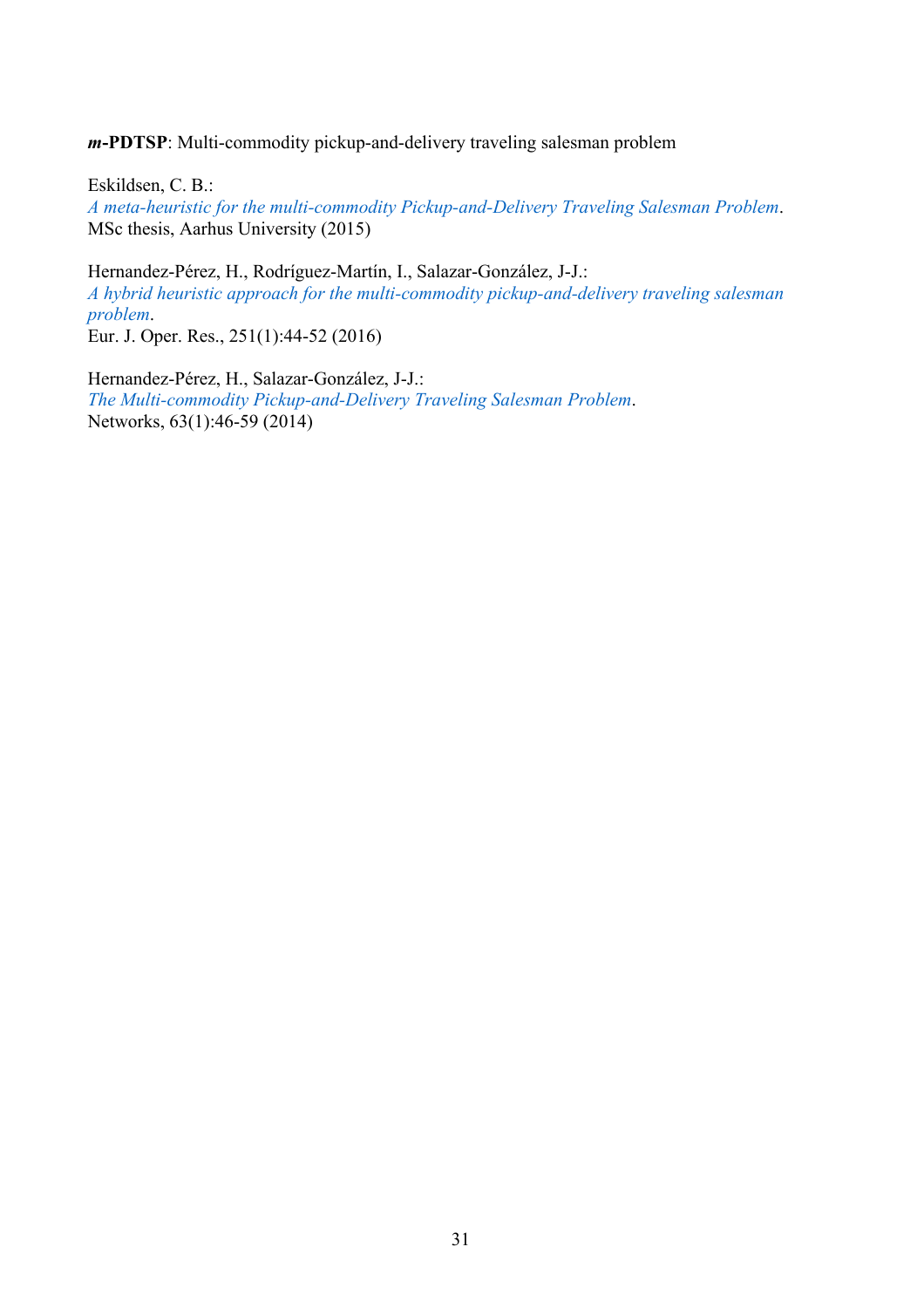***m*-PDTSP**: Multi-commodity pickup-and-delivery traveling salesman problem

Eskildsen, C. B.:
*A meta-heuristic for the multi-commodity Pickup-and-Delivery Traveling Salesman Problem*.
MSc thesis, Aarhus University (2015)

Hernandez-Pérez, H., Rodríguez-Martín, I., Salazar-González, J-J.:
*A hybrid heuristic approach for the multi-commodity pickup-and-delivery traveling salesman problem*.
Eur. J. Oper. Res., 251(1):44-52 (2016)

Hernandez-Pérez, H., Salazar-González, J-J.:
*The Multi-commodity Pickup-and-Delivery Traveling Salesman Problem*.
Networks, 63(1):46-59 (2014)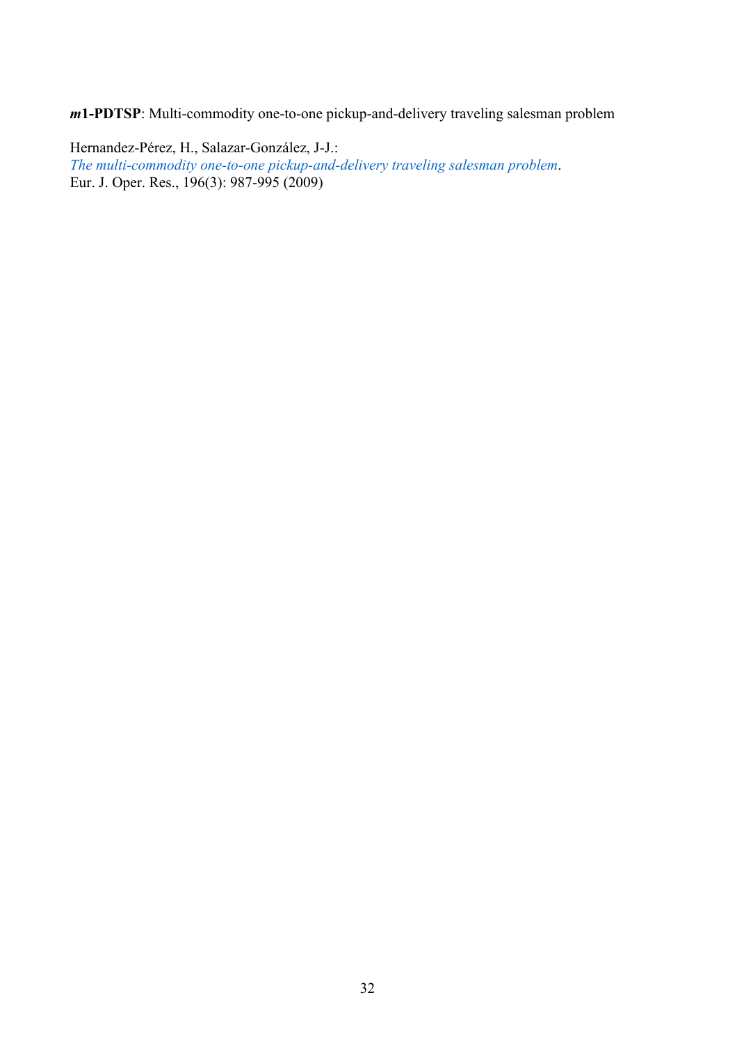***m*1-PDTSP**: Multi-commodity one-to-one pickup-and-delivery traveling salesman problem

Hernandez-Pérez, H., Salazar-González, J-J.:
*The multi-commodity one-to-one pickup-and-delivery traveling salesman problem*.
Eur. J. Oper. Res., 196(3): 987-995 (2009)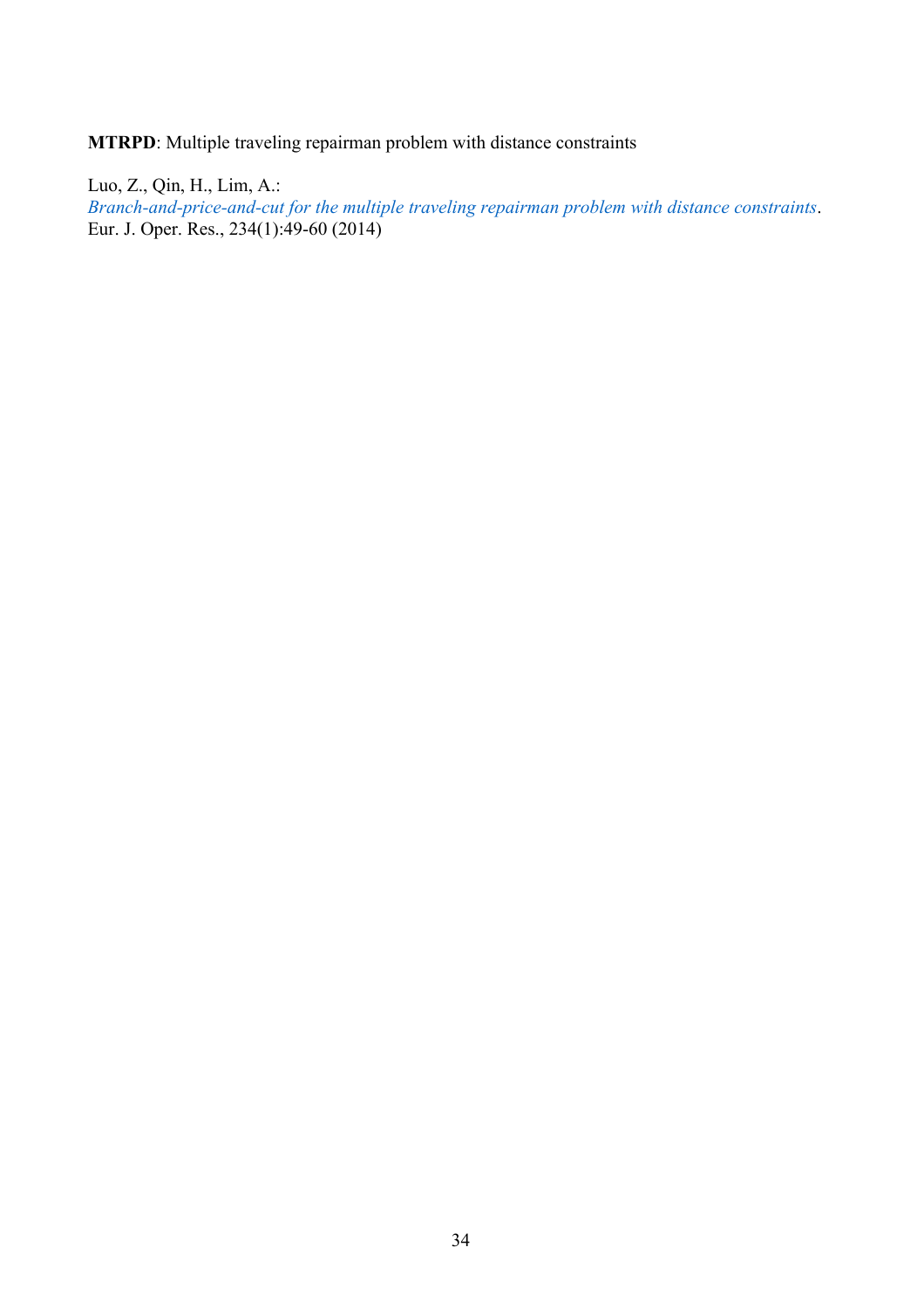**MTRPD**: Multiple traveling repairman problem with distance constraints

Luo, Z., Qin, H., Lim, A.:
*Branch-and-price-and-cut for the multiple traveling repairman problem with distance constraints*.
Eur. J. Oper. Res., 234(1):49-60 (2014)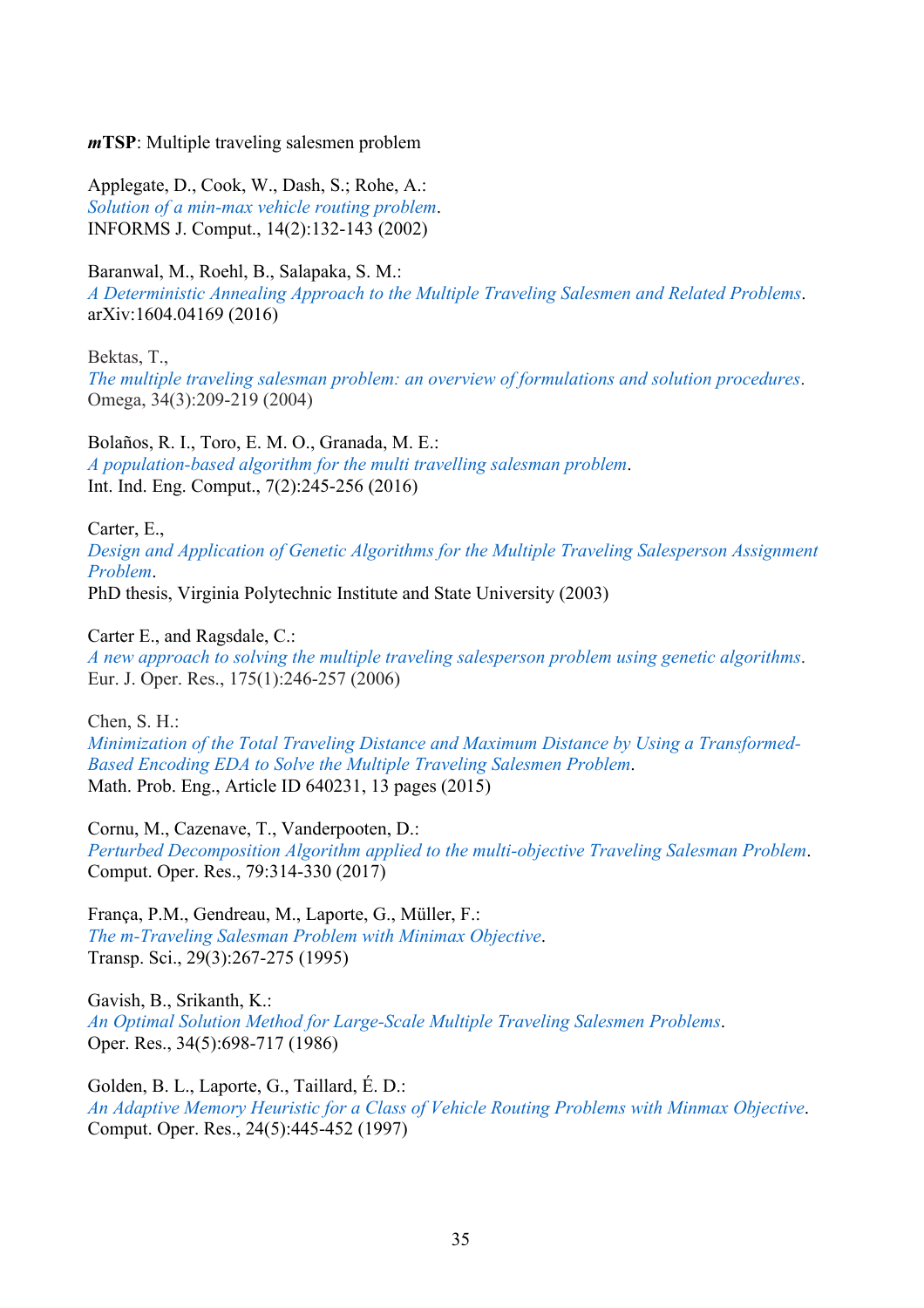***m*TSP**: Multiple traveling salesmen problem

Applegate, D., Cook, W., Dash, S.; Rohe, A.:
*Solution of a min-max vehicle routing problem*.
INFORMS J. Comput., 14(2):132-143 (2002)

Baranwal, M., Roehl, B., Salapaka, S. M.:
*A Deterministic Annealing Approach to the Multiple Traveling Salesmen and Related Problems*.
arXiv:1604.04169 (2016)

Bektas, T.,
*The multiple traveling salesman problem: an overview of formulations and solution procedures*.
Omega, 34(3):209-219 (2004)

Bolaños, R. I., Toro, E. M. O., Granada, M. E.:
*A population-based algorithm for the multi travelling salesman problem*.
Int. Ind. Eng. Comput., 7(2):245-256 (2016)

Carter, E.,
*Design and Application of Genetic Algorithms for the Multiple Traveling Salesperson Assignment Problem*.
PhD thesis, Virginia Polytechnic Institute and State University (2003)

Carter E., and Ragsdale, C.:
*A new approach to solving the multiple traveling salesperson problem using genetic algorithms*.
Eur. J. Oper. Res., 175(1):246-257 (2006)

Chen, S. H.:
*Minimization of the Total Traveling Distance and Maximum Distance by Using a Transformed-Based Encoding EDA to Solve the Multiple Traveling Salesmen Problem*.
Math. Prob. Eng., Article ID 640231, 13 pages (2015)

Cornu, M., Cazenave, T., Vanderpooten, D.:
*Perturbed Decomposition Algorithm applied to the multi-objective Traveling Salesman Problem*.
Comput. Oper. Res., 79:314-330 (2017)

França, P.M., Gendreau, M., Laporte, G., Müller, F.:
*The m-Traveling Salesman Problem with Minimax Objective*.
Transp. Sci., 29(3):267-275 (1995)

Gavish, B., Srikanth, K.:
*An Optimal Solution Method for Large-Scale Multiple Traveling Salesmen Problems*.
Oper. Res., 34(5):698-717 (1986)

Golden, B. L., Laporte, G., Taillard, É. D.:
*An Adaptive Memory Heuristic for a Class of Vehicle Routing Problems with Minmax Objective*.
Comput. Oper. Res., 24(5):445-452 (1997)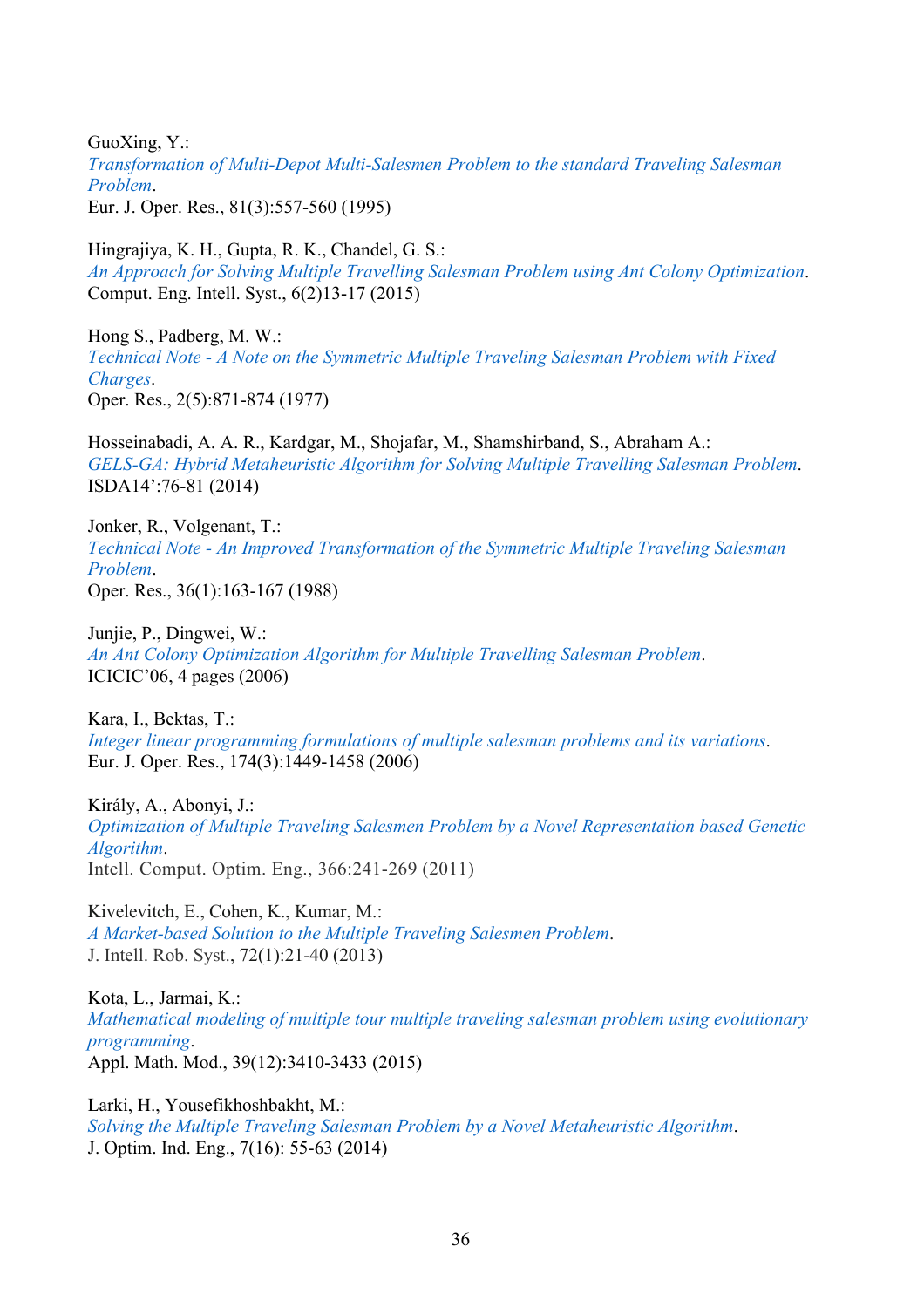GuoXing, Y.:
*Transformation of Multi-Depot Multi-Salesmen Problem to the standard Traveling Salesman Problem*.
Eur. J. Oper. Res., 81(3):557-560 (1995)

Hingrajiya, K. H., Gupta, R. K., Chandel, G. S.:
*An Approach for Solving Multiple Travelling Salesman Problem using Ant Colony Optimization*.
Comput. Eng. Intell. Syst., 6(2)13-17 (2015)

Hong S., Padberg, M. W.:
*Technical Note - A Note on the Symmetric Multiple Traveling Salesman Problem with Fixed Charges*.
Oper. Res., 2(5):871-874 (1977)

Hosseinabadi, A. A. R., Kardgar, M., Shojafar, M., Shamshirband, S., Abraham A.:
*GELS-GA: Hybrid Metaheuristic Algorithm for Solving Multiple Travelling Salesman Problem*.
ISDA14':76-81 (2014)

Jonker, R., Volgenant, T.:
*Technical Note - An Improved Transformation of the Symmetric Multiple Traveling Salesman Problem*.
Oper. Res., 36(1):163-167 (1988)

Junjie, P., Dingwei, W.:
*An Ant Colony Optimization Algorithm for Multiple Travelling Salesman Problem*.
ICICIC'06, 4 pages (2006)

Kara, I., Bektas, T.:
*Integer linear programming formulations of multiple salesman problems and its variations*.
Eur. J. Oper. Res., 174(3):1449-1458 (2006)

Király, A., Abonyi, J.:
*Optimization of Multiple Traveling Salesmen Problem by a Novel Representation based Genetic Algorithm*.
Intell. Comput. Optim. Eng., 366:241-269 (2011)

Kivelevitch, E., Cohen, K., Kumar, M.:
*A Market-based Solution to the Multiple Traveling Salesmen Problem*.
J. Intell. Rob. Syst., 72(1):21-40 (2013)

Kota, L., Jarmai, K.:
*Mathematical modeling of multiple tour multiple traveling salesman problem using evolutionary programming*.
Appl. Math. Mod., 39(12):3410-3433 (2015)

Larki, H., Yousefikhoshbakht, M.:
*Solving the Multiple Traveling Salesman Problem by a Novel Metaheuristic Algorithm*.
J. Optim. Ind. Eng., 7(16): 55-63 (2014)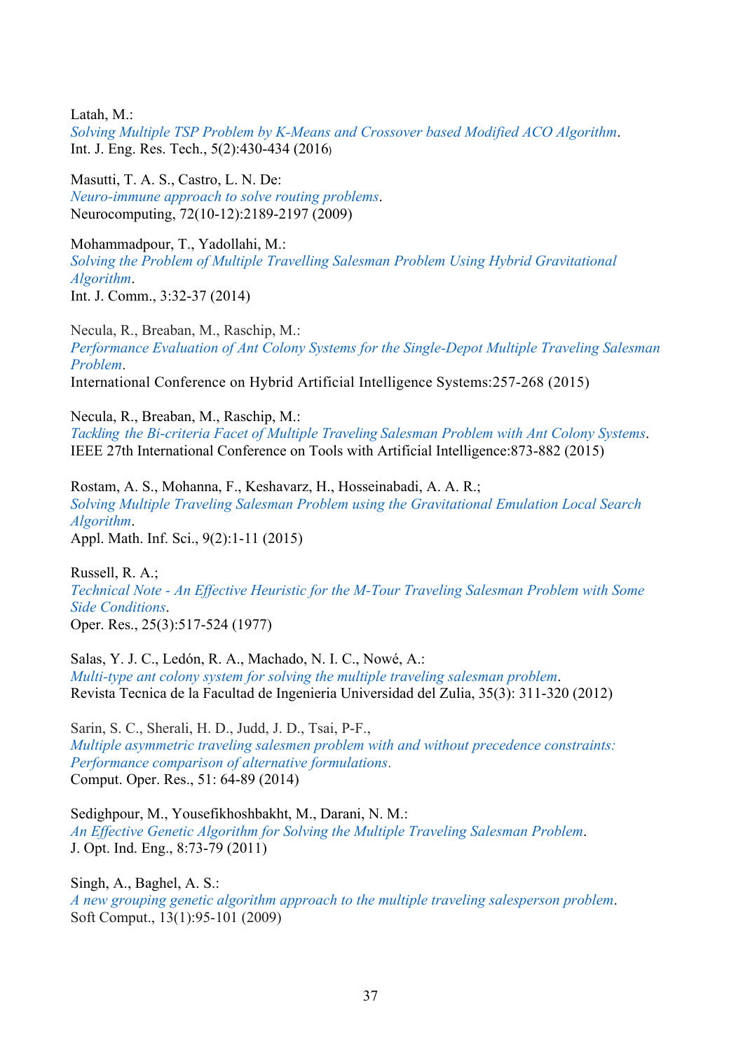Latah, M.:
*Solving Multiple TSP Problem by K-Means and Crossover based Modified ACO Algorithm*.
Int. J. Eng. Res. Tech., 5(2):430-434 (2016)

Masutti, T. A. S., Castro, L. N. De:
*Neuro-immune approach to solve routing problems*.
Neurocomputing, 72(10-12):2189-2197 (2009)

Mohammadpour, T., Yadollahi, M.:
*Solving the Problem of Multiple Travelling Salesman Problem Using Hybrid Gravitational Algorithm*.
Int. J. Comm., 3:32-37 (2014)

Necula, R., Breaban, M., Raschip, M.:
*Performance Evaluation of Ant Colony Systems for the Single-Depot Multiple Traveling Salesman Problem*.
International Conference on Hybrid Artificial Intelligence Systems:257-268 (2015)

Necula, R., Breaban, M., Raschip, M.:
*Tackling the Bi-criteria Facet of Multiple Traveling Salesman Problem with Ant Colony Systems*.
IEEE 27th International Conference on Tools with Artificial Intelligence:873-882 (2015)

Rostam, A. S., Mohanna, F., Keshavarz, H., Hosseinabadi, A. A. R.;
*Solving Multiple Traveling Salesman Problem using the Gravitational Emulation Local Search Algorithm*.
Appl. Math. Inf. Sci., 9(2):1-11 (2015)

Russell, R. A.;
*Technical Note - An Effective Heuristic for the M-Tour Traveling Salesman Problem with Some Side Conditions*.
Oper. Res., 25(3):517-524 (1977)

Salas, Y. J. C., Ledón, R. A., Machado, N. I. C., Nowé, A.:
*Multi-type ant colony system for solving the multiple traveling salesman problem*.
Revista Tecnica de la Facultad de Ingenieria Universidad del Zulia, 35(3): 311-320 (2012)

Sarin, S. C., Sherali, H. D., Judd, J. D., Tsai, P-F.,
*Multiple asymmetric traveling salesmen problem with and without precedence constraints: Performance comparison of alternative formulations*.
Comput. Oper. Res., 51: 64-89 (2014)

Sedighpour, M., Yousefikhoshbakht, M., Darani, N. M.:
*An Effective Genetic Algorithm for Solving the Multiple Traveling Salesman Problem*.
J. Opt. Ind. Eng., 8:73-79 (2011)

Singh, A., Baghel, A. S.:
*A new grouping genetic algorithm approach to the multiple traveling salesperson problem*.
Soft Comput., 13(1):95-101 (2009)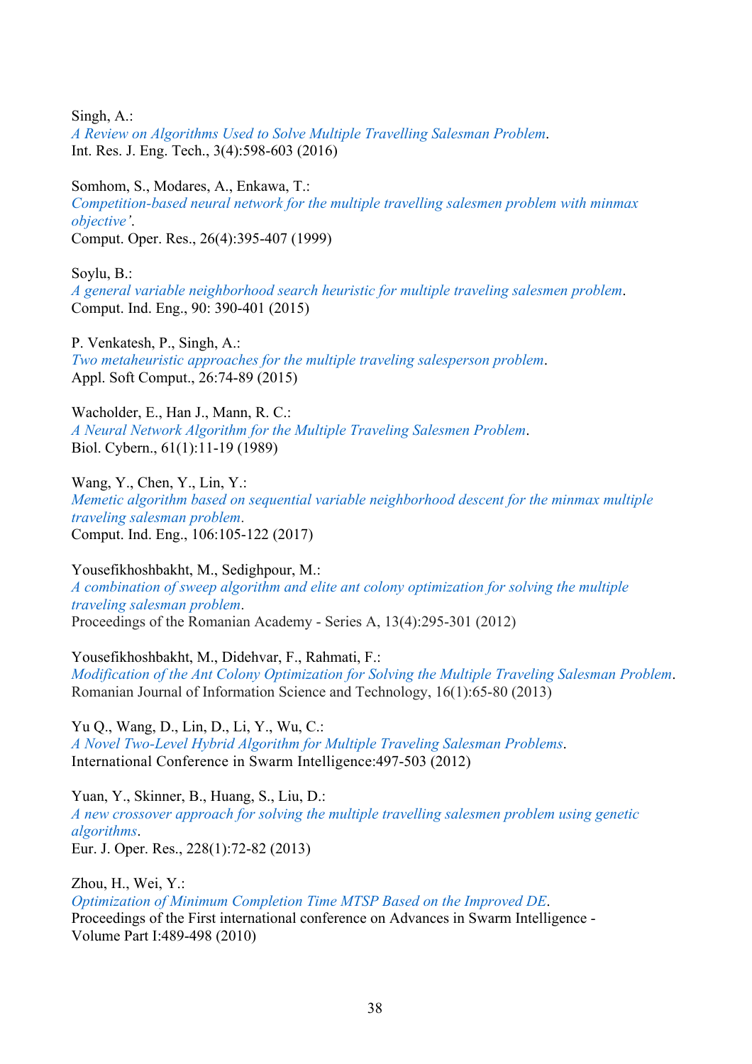Singh, A.:
*A Review on Algorithms Used to Solve Multiple Travelling Salesman Problem*.
Int. Res. J. Eng. Tech., 3(4):598-603 (2016)

Somhom, S., Modares, A., Enkawa, T.:
*Competition-based neural network for the multiple travelling salesmen problem with minmax objective'*.
Comput. Oper. Res., 26(4):395-407 (1999)

Soylu, B.:
*A general variable neighborhood search heuristic for multiple traveling salesmen problem*.
Comput. Ind. Eng., 90: 390-401 (2015)

P. Venkatesh, P., Singh, A.:
*Two metaheuristic approaches for the multiple traveling salesperson problem*.
Appl. Soft Comput., 26:74-89 (2015)

Wacholder, E., Han J., Mann, R. C.:
*A Neural Network Algorithm for the Multiple Traveling Salesmen Problem*.
Biol. Cybern., 61(1):11-19 (1989)

Wang, Y., Chen, Y., Lin, Y.:
*Memetic algorithm based on sequential variable neighborhood descent for the minmax multiple traveling salesman problem*.
Comput. Ind. Eng., 106:105-122 (2017)

Yousefikhoshbakht, M., Sedighpour, M.:
*A combination of sweep algorithm and elite ant colony optimization for solving the multiple traveling salesman problem*.
Proceedings of the Romanian Academy - Series A, 13(4):295-301 (2012)

Yousefikhoshbakht, M., Didehvar, F., Rahmati, F.:
*Modification of the Ant Colony Optimization for Solving the Multiple Traveling Salesman Problem*.
Romanian Journal of Information Science and Technology, 16(1):65-80 (2013)

Yu Q., Wang, D., Lin, D., Li, Y., Wu, C.:
*A Novel Two-Level Hybrid Algorithm for Multiple Traveling Salesman Problems*.
International Conference in Swarm Intelligence:497-503 (2012)

Yuan, Y., Skinner, B., Huang, S., Liu, D.:
*A new crossover approach for solving the multiple travelling salesmen problem using genetic algorithms*.
Eur. J. Oper. Res., 228(1):72-82 (2013)

Zhou, H., Wei, Y.:
*Optimization of Minimum Completion Time MTSP Based on the Improved DE*.
Proceedings of the First international conference on Advances in Swarm Intelligence - Volume Part I:489-498 (2010)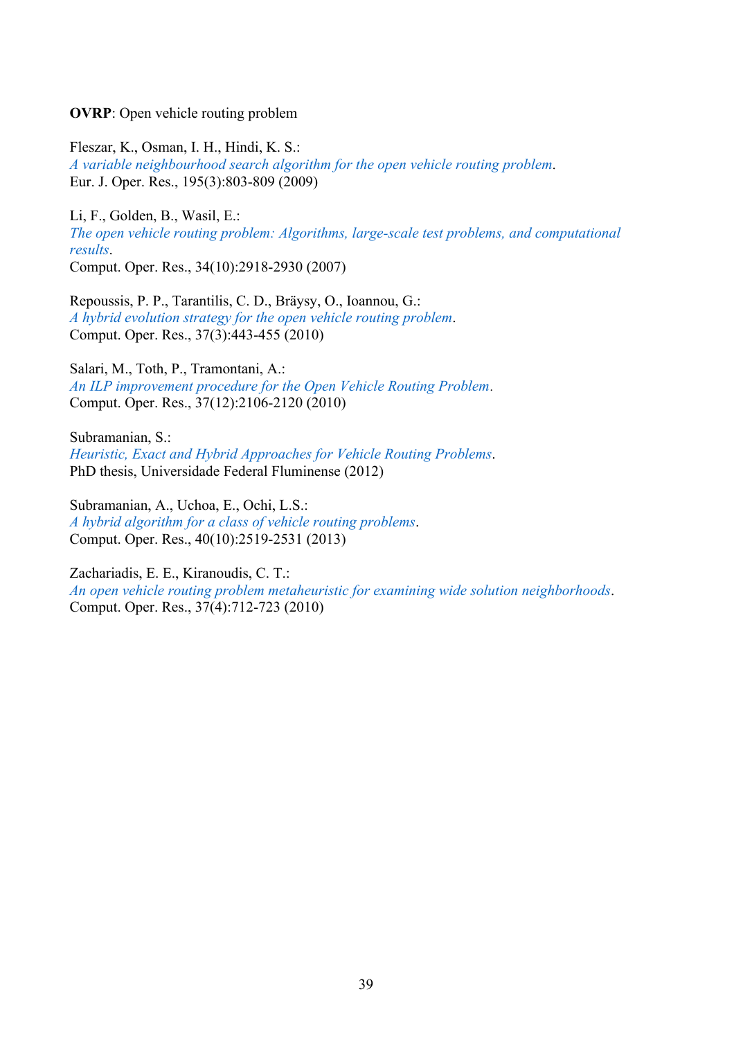**OVRP**: Open vehicle routing problem

Fleszar, K., Osman, I. H., Hindi, K. S.:
*A variable neighbourhood search algorithm for the open vehicle routing problem*.
Eur. J. Oper. Res., 195(3):803-809 (2009)

Li, F., Golden, B., Wasil, E.:
*The open vehicle routing problem: Algorithms, large-scale test problems, and computational results*.
Comput. Oper. Res., 34(10):2918-2930 (2007)

Repoussis, P. P., Tarantilis, C. D., Bräysy, O., Ioannou, G.:
*A hybrid evolution strategy for the open vehicle routing problem*.
Comput. Oper. Res., 37(3):443-455 (2010)

Salari, M., Toth, P., Tramontani, A.:
*An ILP improvement procedure for the Open Vehicle Routing Problem*.
Comput. Oper. Res., 37(12):2106-2120 (2010)

Subramanian, S.:
*Heuristic, Exact and Hybrid Approaches for Vehicle Routing Problems*.
PhD thesis, Universidade Federal Fluminense (2012)

Subramanian, A., Uchoa, E., Ochi, L.S.:
*A hybrid algorithm for a class of vehicle routing problems*.
Comput. Oper. Res., 40(10):2519-2531 (2013)

Zachariadis, E. E., Kiranoudis, C. T.:
*An open vehicle routing problem metaheuristic for examining wide solution neighborhoods*.
Comput. Oper. Res., 37(4):712-723 (2010)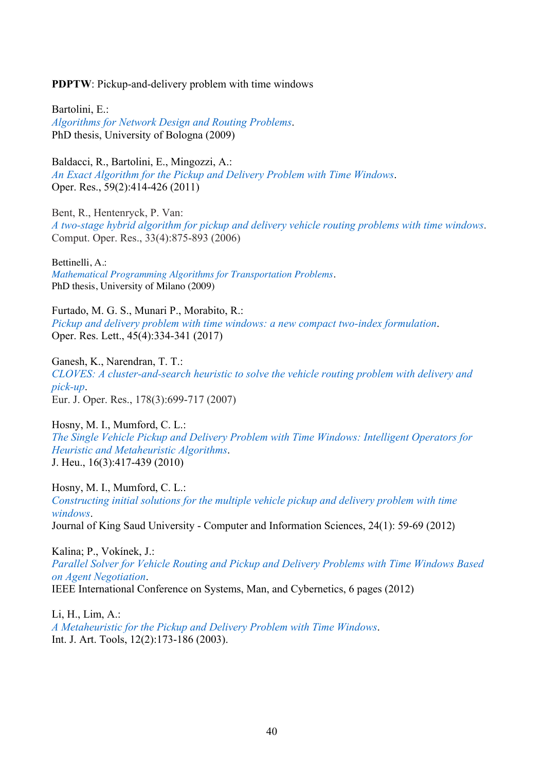**PDPTW**: Pickup-and-delivery problem with time windows

Bartolini, E.:
*Algorithms for Network Design and Routing Problems*.
PhD thesis, University of Bologna (2009)

Baldacci, R., Bartolini, E., Mingozzi, A.:
*An Exact Algorithm for the Pickup and Delivery Problem with Time Windows*.
Oper. Res., 59(2):414-426 (2011)

Bent, R., Hentenryck, P. Van:
*A two-stage hybrid algorithm for pickup and delivery vehicle routing problems with time windows*.
Comput. Oper. Res., 33(4):875-893 (2006)

Bettinelli, A.:
*Mathematical Programming Algorithms for Transportation Problems*.
PhD thesis, University of Milano (2009)

Furtado, M. G. S., Munari P., Morabito, R.:
*Pickup and delivery problem with time windows: a new compact two-index formulation*.
Oper. Res. Lett., 45(4):334-341 (2017)

Ganesh, K., Narendran, T. T.:
*CLOVES: A cluster-and-search heuristic to solve the vehicle routing problem with delivery and pick-up*.
Eur. J. Oper. Res., 178(3):699-717 (2007)

Hosny, M. I., Mumford, C. L.:
*The Single Vehicle Pickup and Delivery Problem with Time Windows: Intelligent Operators for Heuristic and Metaheuristic Algorithms*.
J. Heu., 16(3):417-439 (2010)

Hosny, M. I., Mumford, C. L.:
*Constructing initial solutions for the multiple vehicle pickup and delivery problem with time windows*.
Journal of King Saud University - Computer and Information Sciences, 24(1): 59-69 (2012)

Kalina; P., Vokínek, J.:
*Parallel Solver for Vehicle Routing and Pickup and Delivery Problems with Time Windows Based on Agent Negotiation*.
IEEE International Conference on Systems, Man, and Cybernetics, 6 pages (2012)

Li, H., Lim, A.:
*A Metaheuristic for the Pickup and Delivery Problem with Time Windows*.
Int. J. Art. Tools, 12(2):173-186 (2003).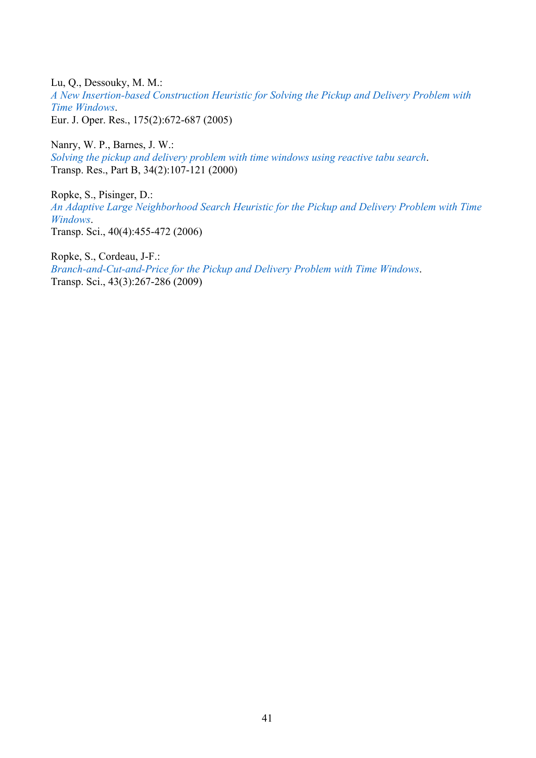Lu, Q., Dessouky, M. M.:
*A New Insertion-based Construction Heuristic for Solving the Pickup and Delivery Problem with Time Windows*.
Eur. J. Oper. Res., 175(2):672-687 (2005)

Nanry, W. P., Barnes, J. W.:
*Solving the pickup and delivery problem with time windows using reactive tabu search*.
Transp. Res., Part B, 34(2):107-121 (2000)

Ropke, S., Pisinger, D.:
*An Adaptive Large Neighborhood Search Heuristic for the Pickup and Delivery Problem with Time Windows*.
Transp. Sci., 40(4):455-472 (2006)

Ropke, S., Cordeau, J-F.:
*Branch-and-Cut-and-Price for the Pickup and Delivery Problem with Time Windows*.
Transp. Sci., 43(3):267-286 (2009)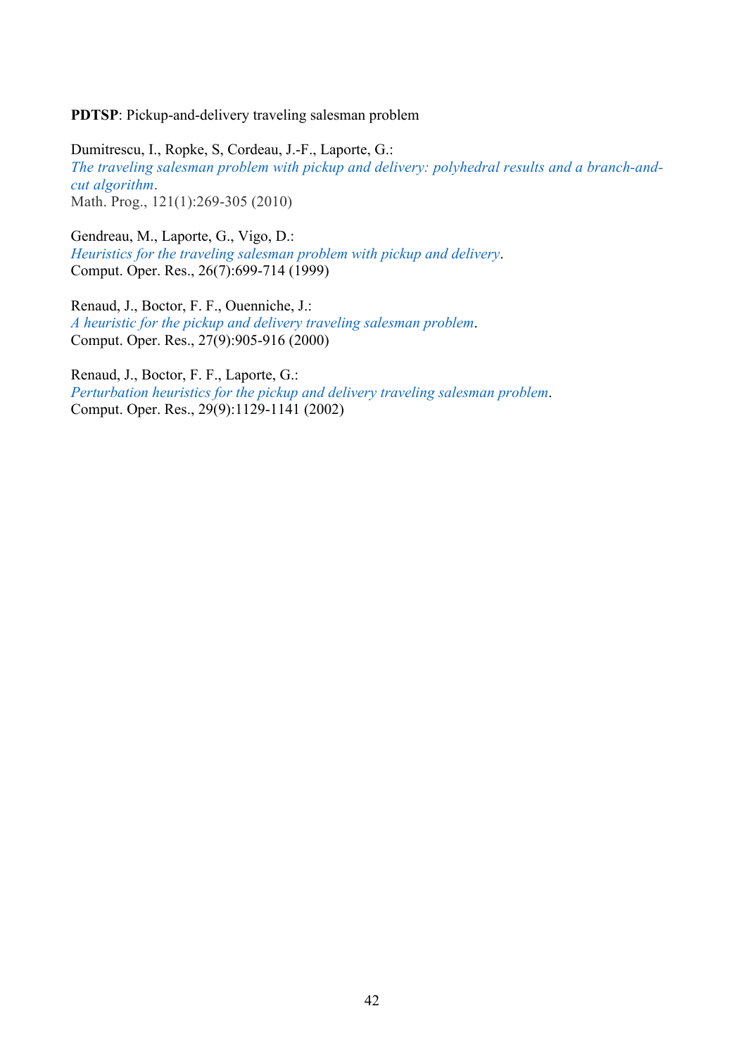**PDTSP**: Pickup-and-delivery traveling salesman problem

Dumitrescu, I., Ropke, S, Cordeau, J.-F., Laporte, G.:
*The traveling salesman problem with pickup and delivery: polyhedral results and a branch-and-cut algorithm*.
Math. Prog., 121(1):269-305 (2010)

Gendreau, M., Laporte, G., Vigo, D.:
*Heuristics for the traveling salesman problem with pickup and delivery*.
Comput. Oper. Res., 26(7):699-714 (1999)

Renaud, J., Boctor, F. F., Ouenniche, J.:
*A heuristic for the pickup and delivery traveling salesman problem*.
Comput. Oper. Res., 27(9):905-916 (2000)

Renaud, J., Boctor, F. F., Laporte, G.:
*Perturbation heuristics for the pickup and delivery traveling salesman problem*.
Comput. Oper. Res., 29(9):1129-1141 (2002)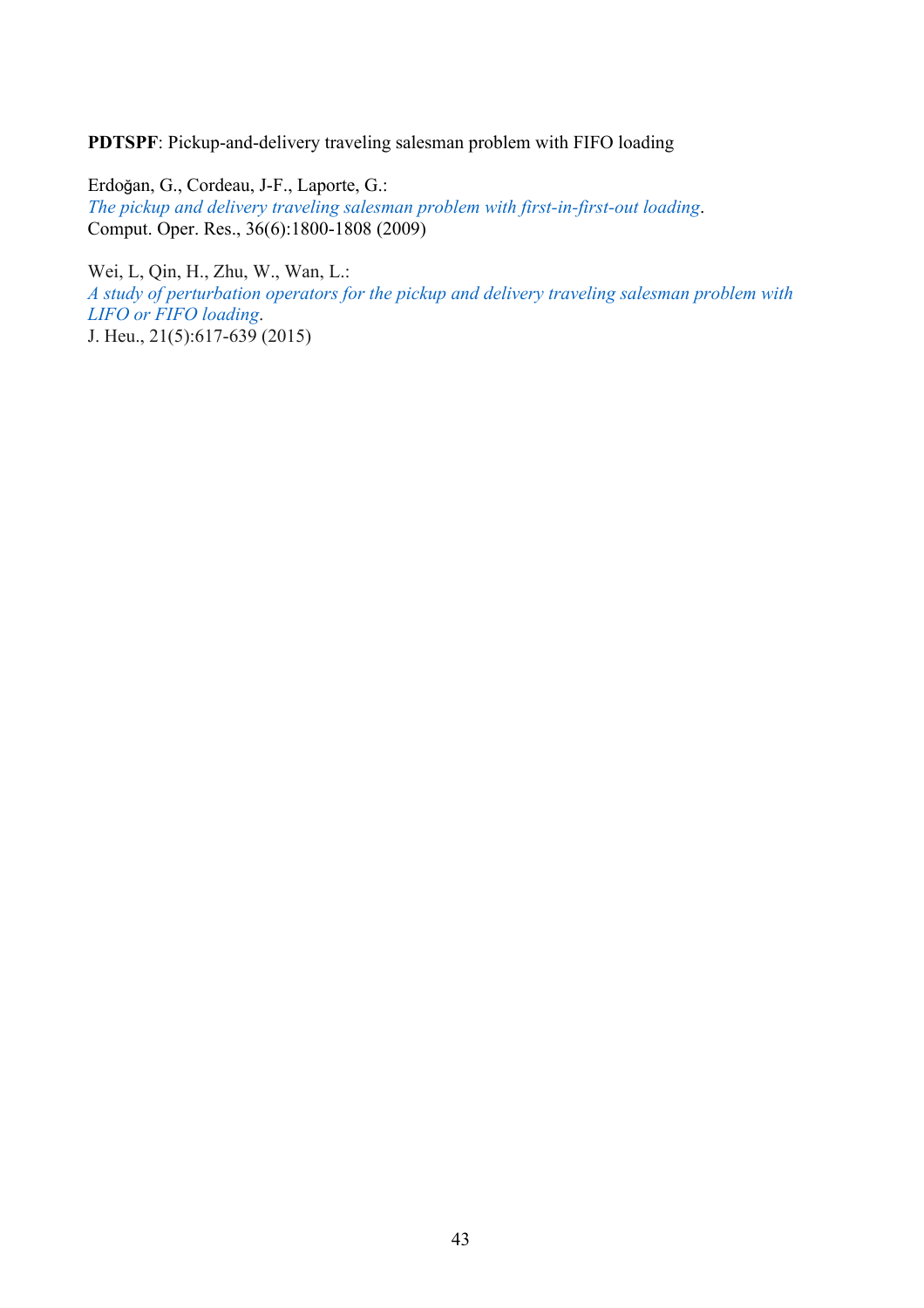**PDTSPF**: Pickup-and-delivery traveling salesman problem with FIFO loading

Erdoğan, G., Cordeau, J-F., Laporte, G.:
*The pickup and delivery traveling salesman problem with first-in-first-out loading*.
Comput. Oper. Res., 36(6):1800-1808 (2009)

Wei, L, Qin, H., Zhu, W., Wan, L.:
*A study of perturbation operators for the pickup and delivery traveling salesman problem with LIFO or FIFO loading*.
J. Heu., 21(5):617-639 (2015)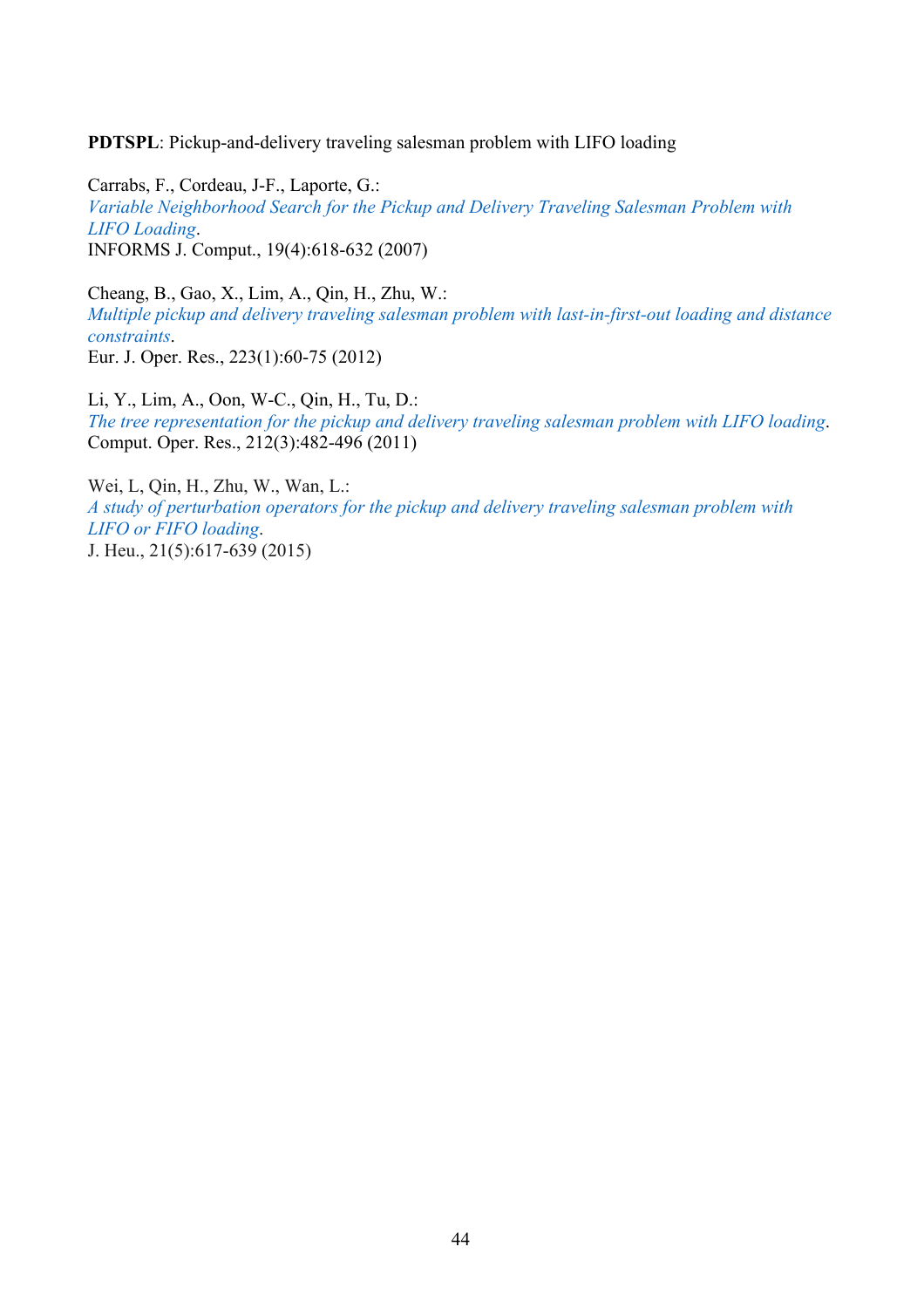**PDTSPL**: Pickup-and-delivery traveling salesman problem with LIFO loading

Carrabs, F., Cordeau, J-F., Laporte, G.:
*Variable Neighborhood Search for the Pickup and Delivery Traveling Salesman Problem with LIFO Loading*.
INFORMS J. Comput., 19(4):618-632 (2007)

Cheang, B., Gao, X., Lim, A., Qin, H., Zhu, W.:
*Multiple pickup and delivery traveling salesman problem with last-in-first-out loading and distance constraints*.
Eur. J. Oper. Res., 223(1):60-75 (2012)

Li, Y., Lim, A., Oon, W-C., Qin, H., Tu, D.:
*The tree representation for the pickup and delivery traveling salesman problem with LIFO loading*.
Comput. Oper. Res., 212(3):482-496 (2011)

Wei, L, Qin, H., Zhu, W., Wan, L.:
*A study of perturbation operators for the pickup and delivery traveling salesman problem with LIFO or FIFO loading*.
J. Heu., 21(5):617-639 (2015)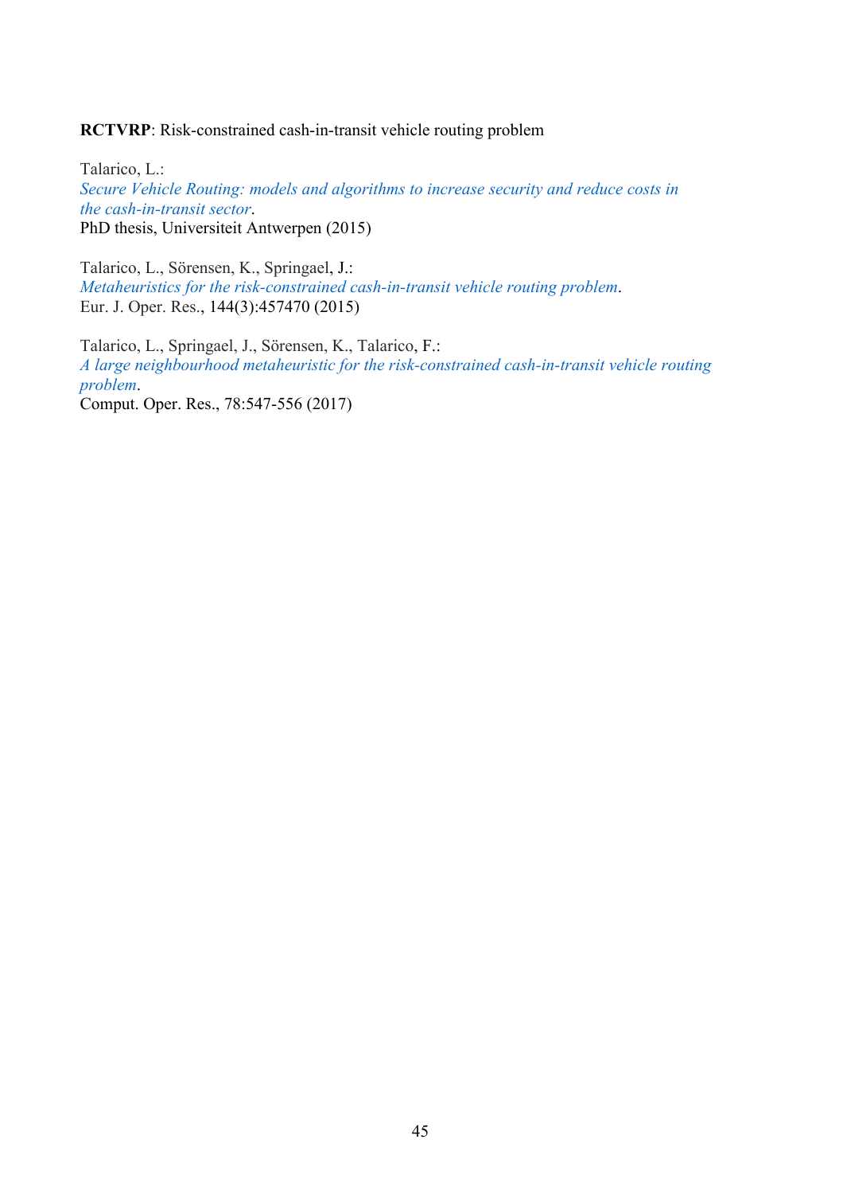**RCTVRP**: Risk-constrained cash-in-transit vehicle routing problem

Talarico, L.:
*Secure Vehicle Routing: models and algorithms to increase security and reduce costs in the cash-in-transit sector*.
PhD thesis, Universiteit Antwerpen (2015)

Talarico, L., Sörensen, K., Springael, J.:
*Metaheuristics for the risk-constrained cash-in-transit vehicle routing problem*.
Eur. J. Oper. Res., 144(3):457470 (2015)

Talarico, L., Springael, J., Sörensen, K., Talarico, F.:
*A large neighbourhood metaheuristic for the risk-constrained cash-in-transit vehicle routing problem*.
Comput. Oper. Res., 78:547-556 (2017)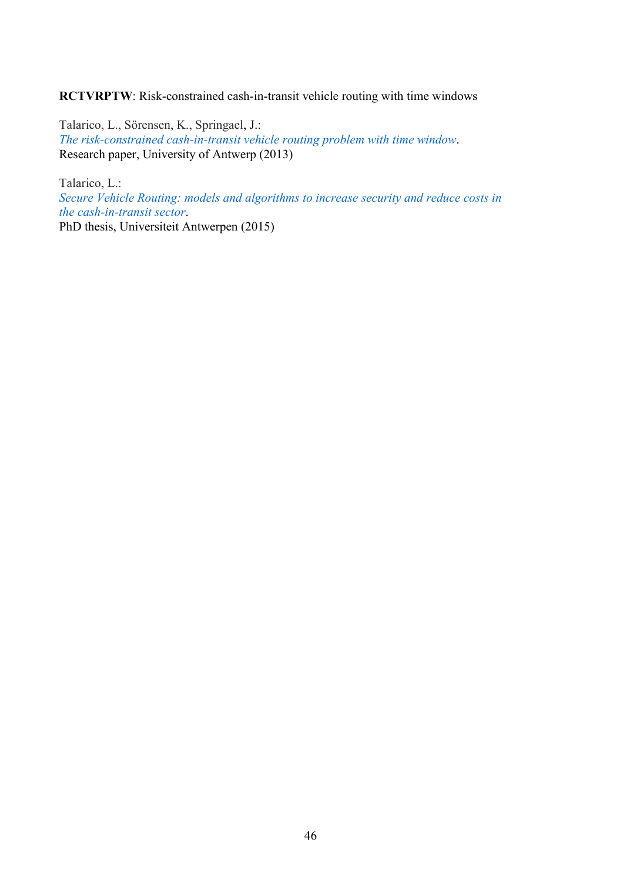**RCTVRPTW**: Risk-constrained cash-in-transit vehicle routing with time windows

Talarico, L., Sörensen, K., Springael, J.:  
*The risk-constrained cash-in-transit vehicle routing problem with time window*.  
Research paper, University of Antwerp (2013)

Talarico, L.:  
*Secure Vehicle Routing: models and algorithms to increase security and reduce costs in the cash-in-transit sector*.  
PhD thesis, Universiteit Antwerpen (2015)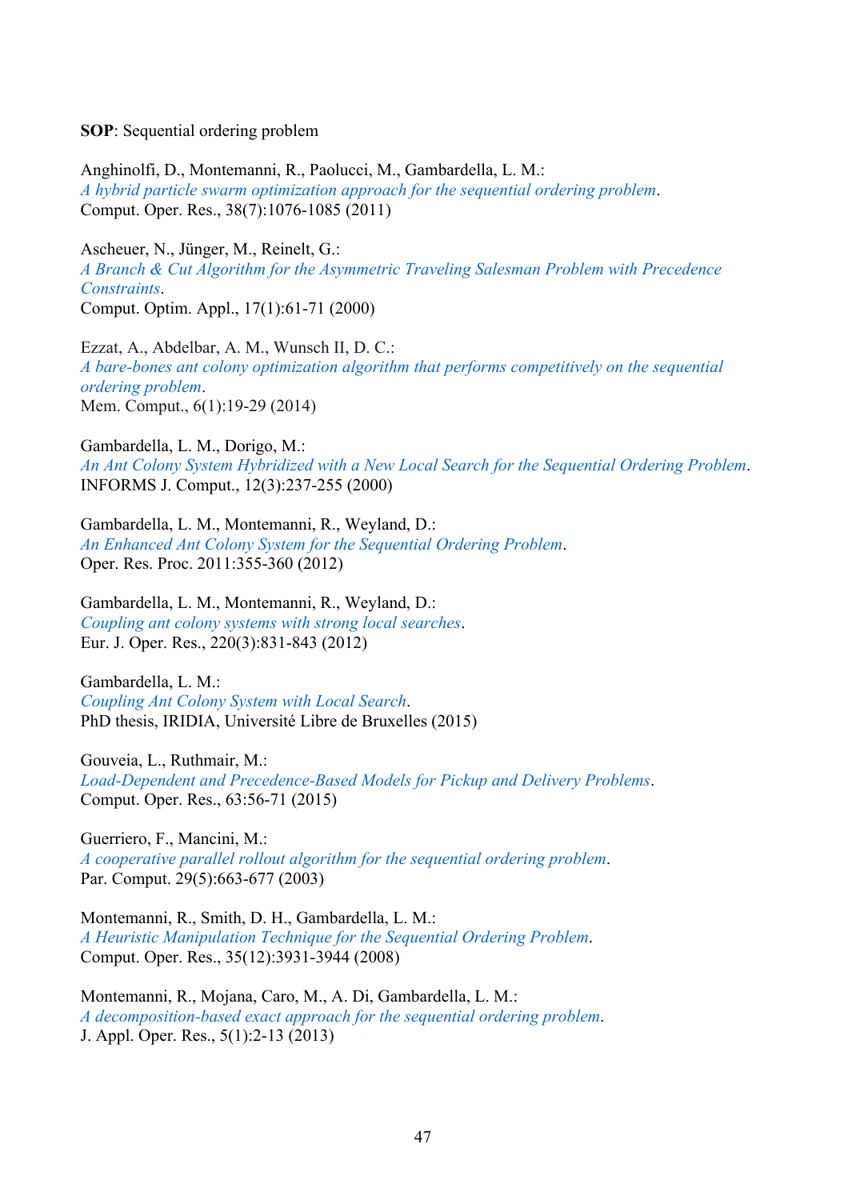**SOP**: Sequential ordering problem

Anghinolfi, D., Montemanni, R., Paolucci, M., Gambardella, L. M.:
*A hybrid particle swarm optimization approach for the sequential ordering problem*.
Comput. Oper. Res., 38(7):1076-1085 (2011)

Ascheuer, N., Jünger, M., Reinelt, G.:
*A Branch & Cut Algorithm for the Asymmetric Traveling Salesman Problem with Precedence Constraints*.
Comput. Optim. Appl., 17(1):61-71 (2000)

Ezzat, A., Abdelbar, A. M., Wunsch II, D. C.:
*A bare-bones ant colony optimization algorithm that performs competitively on the sequential ordering problem*.
Mem. Comput., 6(1):19-29 (2014)

Gambardella, L. M., Dorigo, M.:
*An Ant Colony System Hybridized with a New Local Search for the Sequential Ordering Problem*.
INFORMS J. Comput., 12(3):237-255 (2000)

Gambardella, L. M., Montemanni, R., Weyland, D.:
*An Enhanced Ant Colony System for the Sequential Ordering Problem*.
Oper. Res. Proc. 2011:355-360 (2012)

Gambardella, L. M., Montemanni, R., Weyland, D.:
*Coupling ant colony systems with strong local searches*.
Eur. J. Oper. Res., 220(3):831-843 (2012)

Gambardella, L. M.:
*Coupling Ant Colony System with Local Search*.
PhD thesis, IRIDIA, Université Libre de Bruxelles (2015)

Gouveia, L., Ruthmair, M.:
*Load-Dependent and Precedence-Based Models for Pickup and Delivery Problems*.
Comput. Oper. Res., 63:56-71 (2015)

Guerriero, F., Mancini, M.:
*A cooperative parallel rollout algorithm for the sequential ordering problem*.
Par. Comput. 29(5):663-677 (2003)

Montemanni, R., Smith, D. H., Gambardella, L. M.:
*A Heuristic Manipulation Technique for the Sequential Ordering Problem*.
Comput. Oper. Res., 35(12):3931-3944 (2008)

Montemanni, R., Mojana, Caro, M., A. Di, Gambardella, L. M.:
*A decomposition-based exact approach for the sequential ordering problem*.
J. Appl. Oper. Res., 5(1):2-13 (2013)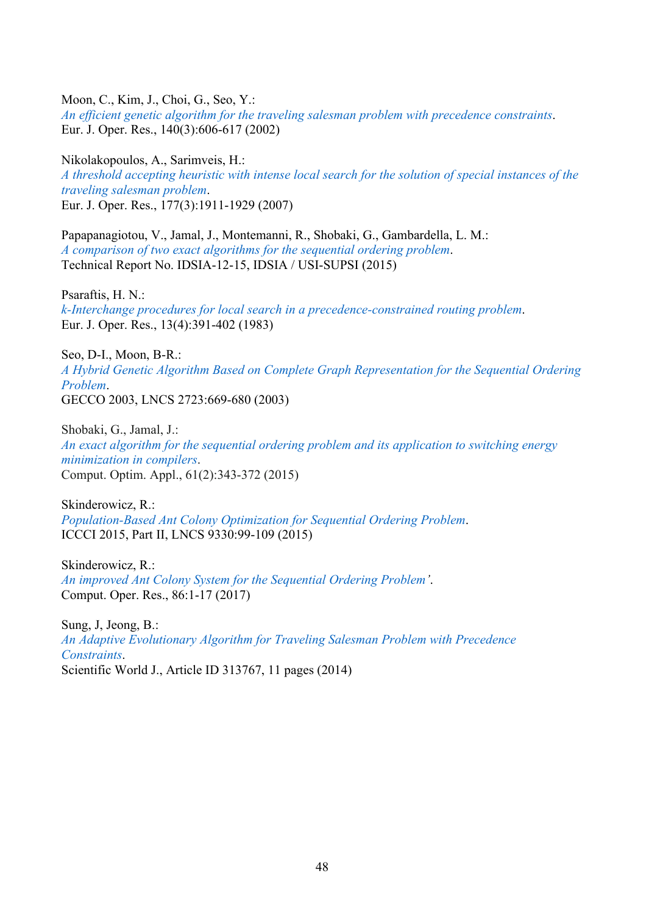Moon, C., Kim, J., Choi, G., Seo, Y.:
*An efficient genetic algorithm for the traveling salesman problem with precedence constraints*.
Eur. J. Oper. Res., 140(3):606-617 (2002)

Nikolakopoulos, A., Sarimveis, H.:
*A threshold accepting heuristic with intense local search for the solution of special instances of the traveling salesman problem*.
Eur. J. Oper. Res., 177(3):1911-1929 (2007)

Papapanagiotou, V., Jamal, J., Montemanni, R., Shobaki, G., Gambardella, L. M.:
*A comparison of two exact algorithms for the sequential ordering problem*.
Technical Report No. IDSIA-12-15, IDSIA / USI-SUPSI (2015)

Psaraftis, H. N.:
*k-Interchange procedures for local search in a precedence-constrained routing problem*.
Eur. J. Oper. Res., 13(4):391-402 (1983)

Seo, D-I., Moon, B-R.:
*A Hybrid Genetic Algorithm Based on Complete Graph Representation for the Sequential Ordering Problem*.
GECCO 2003, LNCS 2723:669-680 (2003)

Shobaki, G., Jamal, J.:
*An exact algorithm for the sequential ordering problem and its application to switching energy minimization in compilers*.
Comput. Optim. Appl., 61(2):343-372 (2015)

Skinderowicz, R.:
*Population-Based Ant Colony Optimization for Sequential Ordering Problem*.
ICCCI 2015, Part II, LNCS 9330:99-109 (2015)

Skinderowicz, R.:
*An improved Ant Colony System for the Sequential Ordering Problem'*.
Comput. Oper. Res., 86:1-17 (2017)

Sung, J, Jeong, B.:
*An Adaptive Evolutionary Algorithm for Traveling Salesman Problem with Precedence Constraints*.
Scientific World J., Article ID 313767, 11 pages (2014)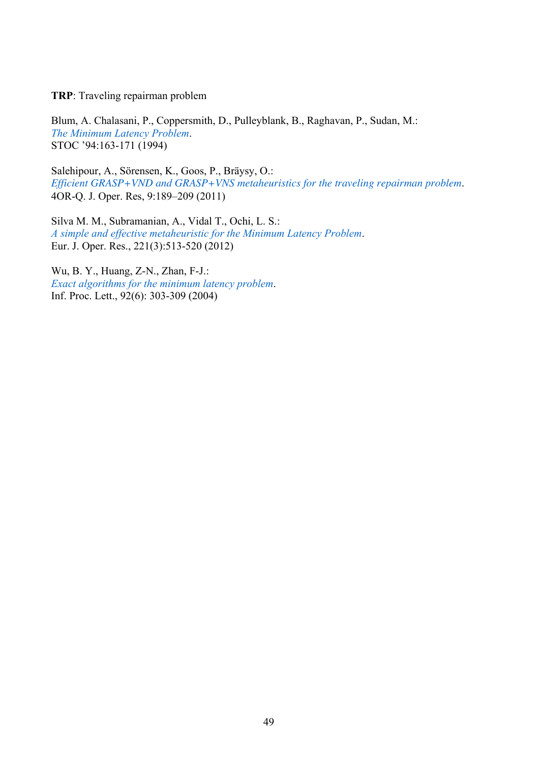**TRP**: Traveling repairman problem

Blum, A. Chalasani, P., Coppersmith, D., Pulleyblank, B., Raghavan, P., Sudan, M.:
*The Minimum Latency Problem*.
STOC '94:163-171 (1994)

Salehipour, A., Sörensen, K., Goos, P., Bräysy, O.:
*Efficient GRASP+VND and GRASP+VNS metaheuristics for the traveling repairman problem*.
4OR-Q. J. Oper. Res, 9:189–209 (2011)

Silva M. M., Subramanian, A., Vidal T., Ochi, L. S.:
*A simple and effective metaheuristic for the Minimum Latency Problem*.
Eur. J. Oper. Res., 221(3):513-520 (2012)

Wu, B. Y., Huang, Z-N., Zhan, F-J.:
*Exact algorithms for the minimum latency problem*.
Inf. Proc. Lett., 92(6): 303-309 (2004)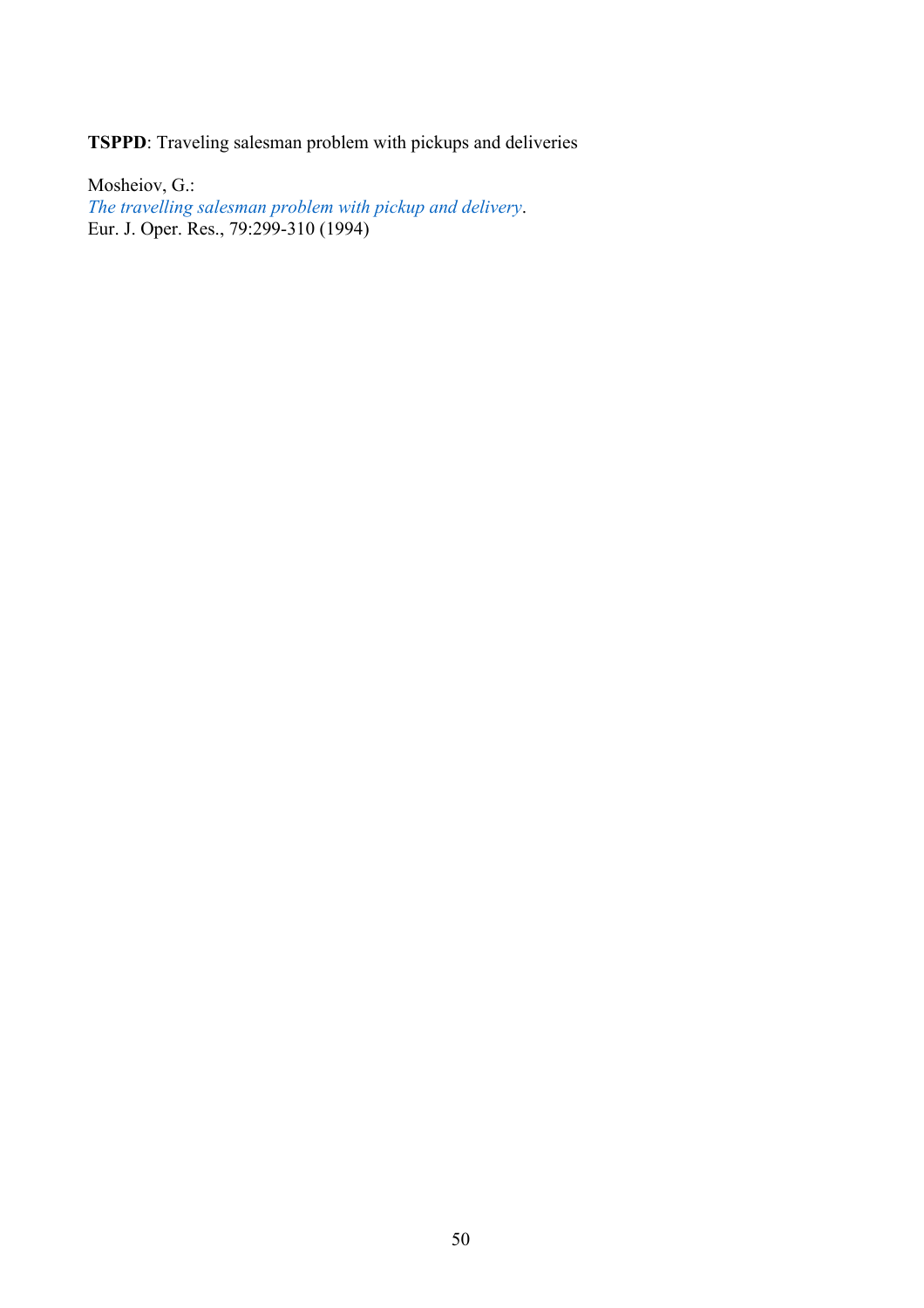**TSPPD**: Traveling salesman problem with pickups and deliveries

Mosheiov, G.:
*The travelling salesman problem with pickup and delivery*.
Eur. J. Oper. Res., 79:299-310 (1994)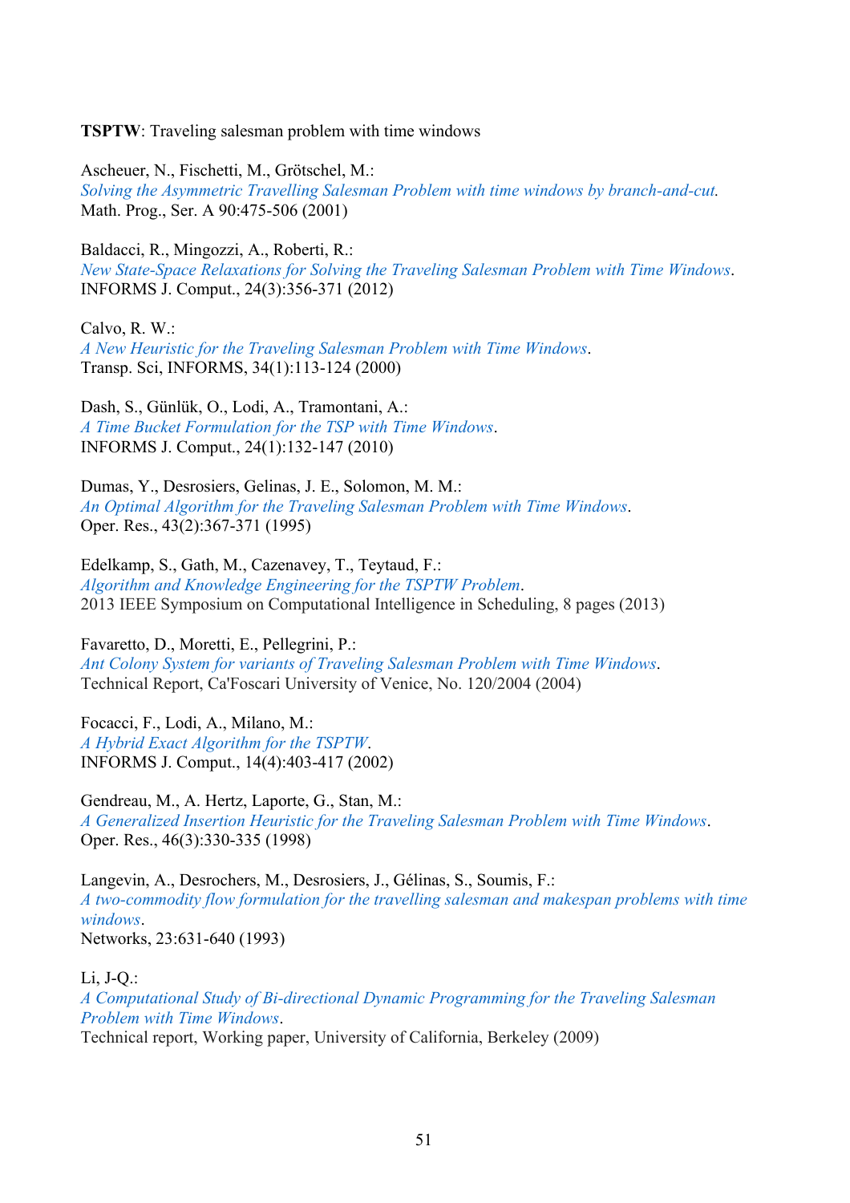**TSPTW**: Traveling salesman problem with time windows

Ascheuer, N., Fischetti, M., Grötschel, M.:
*Solving the Asymmetric Travelling Salesman Problem with time windows by branch-and-cut.*
Math. Prog., Ser. A 90:475-506 (2001)

Baldacci, R., Mingozzi, A., Roberti, R.:
*New State-Space Relaxations for Solving the Traveling Salesman Problem with Time Windows*.
INFORMS J. Comput., 24(3):356-371 (2012)

Calvo, R. W.:
*A New Heuristic for the Traveling Salesman Problem with Time Windows*.
Transp. Sci, INFORMS, 34(1):113-124 (2000)

Dash, S., Günlük, O., Lodi, A., Tramontani, A.:
*A Time Bucket Formulation for the TSP with Time Windows*.
INFORMS J. Comput., 24(1):132-147 (2010)

Dumas, Y., Desrosiers, Gelinas, J. E., Solomon, M. M.:
*An Optimal Algorithm for the Traveling Salesman Problem with Time Windows*.
Oper. Res., 43(2):367-371 (1995)

Edelkamp, S., Gath, M., Cazenavey, T., Teytaud, F.:
*Algorithm and Knowledge Engineering for the TSPTW Problem*.
2013 IEEE Symposium on Computational Intelligence in Scheduling, 8 pages (2013)

Favaretto, D., Moretti, E., Pellegrini, P.:
*Ant Colony System for variants of Traveling Salesman Problem with Time Windows*.
Technical Report, Ca'Foscari University of Venice, No. 120/2004 (2004)

Focacci, F., Lodi, A., Milano, M.:
*A Hybrid Exact Algorithm for the TSPTW*.
INFORMS J. Comput., 14(4):403-417 (2002)

Gendreau, M., A. Hertz, Laporte, G., Stan, M.:
*A Generalized Insertion Heuristic for the Traveling Salesman Problem with Time Windows*.
Oper. Res., 46(3):330-335 (1998)

Langevin, A., Desrochers, M., Desrosiers, J., Gélinas, S., Soumis, F.:
*A two-commodity flow formulation for the travelling salesman and makespan problems with time windows*.
Networks, 23:631-640 (1993)

Li, J-Q.:
*A Computational Study of Bi-directional Dynamic Programming for the Traveling Salesman Problem with Time Windows*.
Technical report, Working paper, University of California, Berkeley (2009)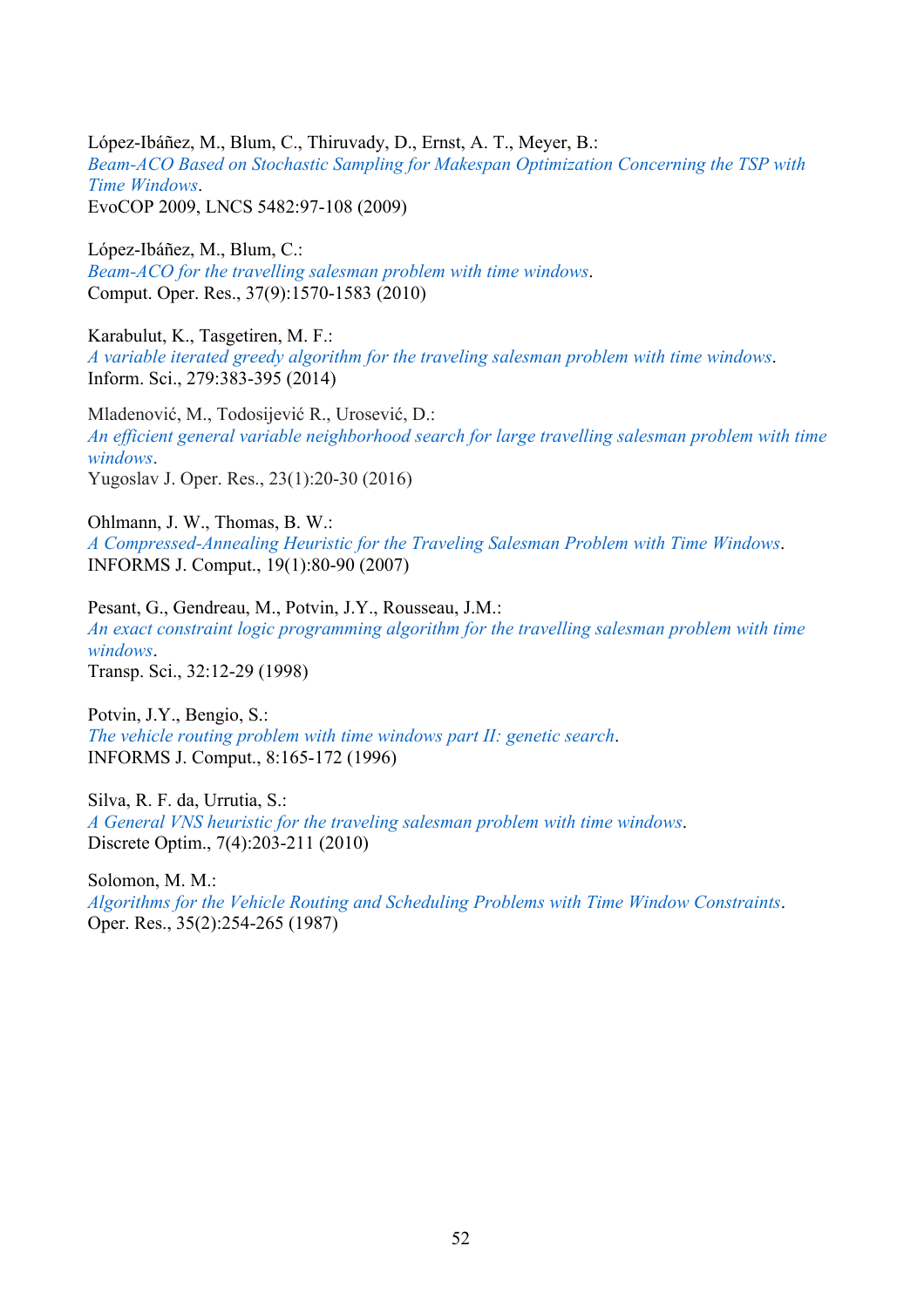López-Ibáñez, M., Blum, C., Thiruvady, D., Ernst, A. T., Meyer, B.:
*Beam-ACO Based on Stochastic Sampling for Makespan Optimization Concerning the TSP with Time Windows*.
EvoCOP 2009, LNCS 5482:97-108 (2009)

López-Ibáñez, M., Blum, C.:
*Beam-ACO for the travelling salesman problem with time windows*.
Comput. Oper. Res., 37(9):1570-1583 (2010)

Karabulut, K., Tasgetiren, M. F.:
*A variable iterated greedy algorithm for the traveling salesman problem with time windows*.
Inform. Sci., 279:383-395 (2014)

Mladenović, M., Todosijević R., Urosević, D.:
*An efficient general variable neighborhood search for large travelling salesman problem with time windows*.
Yugoslav J. Oper. Res., 23(1):20-30 (2016)

Ohlmann, J. W., Thomas, B. W.:
*A Compressed-Annealing Heuristic for the Traveling Salesman Problem with Time Windows*.
INFORMS J. Comput., 19(1):80-90 (2007)

Pesant, G., Gendreau, M., Potvin, J.Y., Rousseau, J.M.:
*An exact constraint logic programming algorithm for the travelling salesman problem with time windows*.
Transp. Sci., 32:12-29 (1998)

Potvin, J.Y., Bengio, S.:
*The vehicle routing problem with time windows part II: genetic search*.
INFORMS J. Comput., 8:165-172 (1996)

Silva, R. F. da, Urrutia, S.:
*A General VNS heuristic for the traveling salesman problem with time windows*.
Discrete Optim., 7(4):203-211 (2010)

Solomon, M. M.:
*Algorithms for the Vehicle Routing and Scheduling Problems with Time Window Constraints*.
Oper. Res., 35(2):254-265 (1987)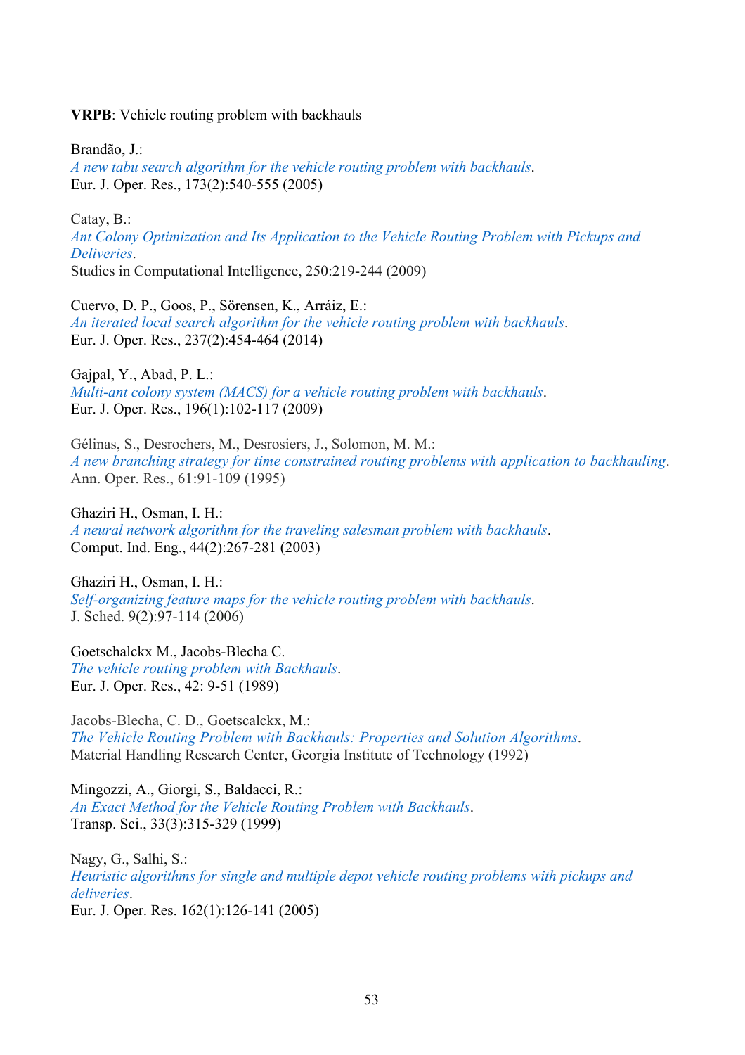**VRPB**: Vehicle routing problem with backhauls

Brandão, J.:
*A new tabu search algorithm for the vehicle routing problem with backhauls*.
Eur. J. Oper. Res., 173(2):540-555 (2005)

Catay, B.:
*Ant Colony Optimization and Its Application to the Vehicle Routing Problem with Pickups and Deliveries*.
Studies in Computational Intelligence, 250:219-244 (2009)

Cuervo, D. P., Goos, P., Sörensen, K., Arráiz, E.:
*An iterated local search algorithm for the vehicle routing problem with backhauls*.
Eur. J. Oper. Res., 237(2):454-464 (2014)

Gajpal, Y., Abad, P. L.:
*Multi-ant colony system (MACS) for a vehicle routing problem with backhauls*.
Eur. J. Oper. Res., 196(1):102-117 (2009)

Gélinas, S., Desrochers, M., Desrosiers, J., Solomon, M. M.:
*A new branching strategy for time constrained routing problems with application to backhauling*.
Ann. Oper. Res., 61:91-109 (1995)

Ghaziri H., Osman, I. H.:
*A neural network algorithm for the traveling salesman problem with backhauls*.
Comput. Ind. Eng., 44(2):267-281 (2003)

Ghaziri H., Osman, I. H.:
*Self-organizing feature maps for the vehicle routing problem with backhauls*.
J. Sched. 9(2):97-114 (2006)

Goetschalckx M., Jacobs-Blecha C.
*The vehicle routing problem with Backhauls*.
Eur. J. Oper. Res., 42: 9-51 (1989)

Jacobs-Blecha, C. D., Goetscalckx, M.:
*The Vehicle Routing Problem with Backhauls: Properties and Solution Algorithms*.
Material Handling Research Center, Georgia Institute of Technology (1992)

Mingozzi, A., Giorgi, S., Baldacci, R.:
*An Exact Method for the Vehicle Routing Problem with Backhauls*.
Transp. Sci., 33(3):315-329 (1999)

Nagy, G., Salhi, S.:
*Heuristic algorithms for single and multiple depot vehicle routing problems with pickups and deliveries*.
Eur. J. Oper. Res. 162(1):126-141 (2005)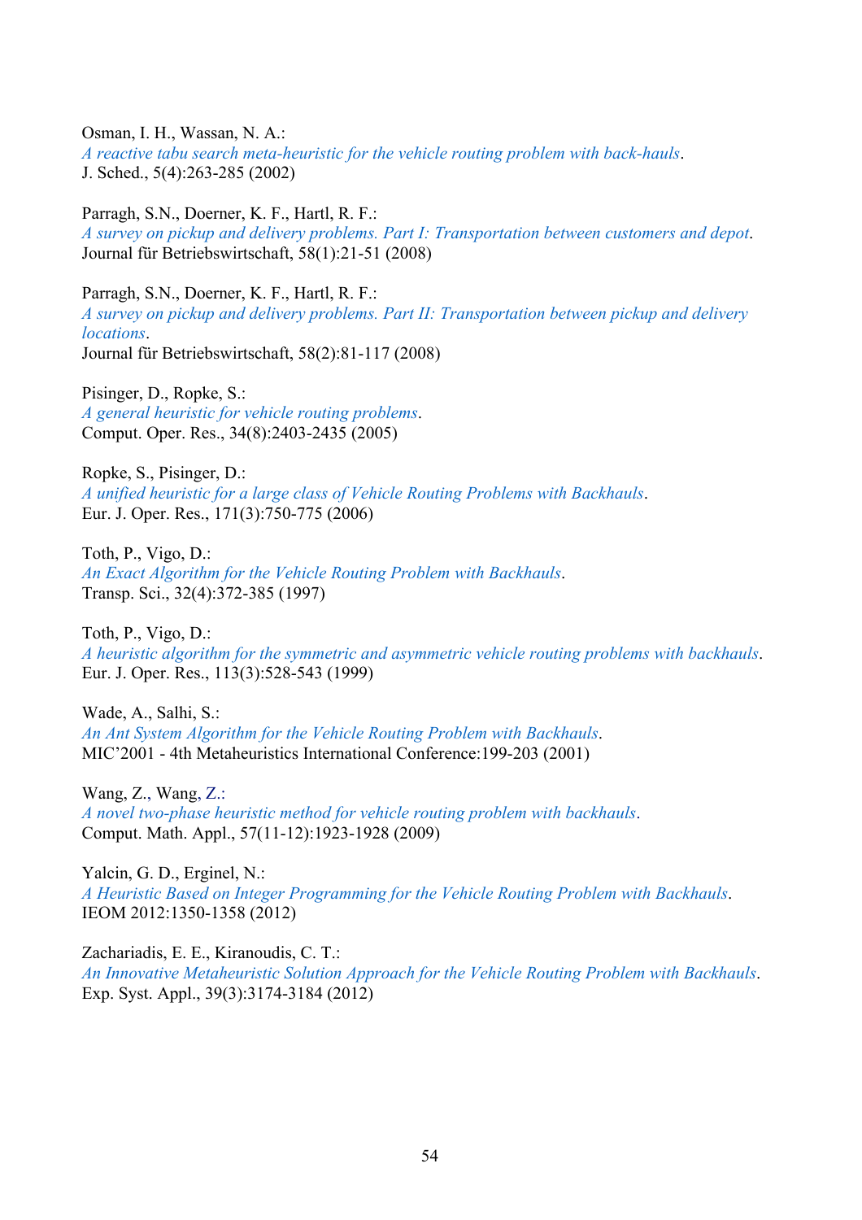Osman, I. H., Wassan, N. A.:
*A reactive tabu search meta-heuristic for the vehicle routing problem with back-hauls*.
J. Sched., 5(4):263-285 (2002)

Parragh, S.N., Doerner, K. F., Hartl, R. F.:
*A survey on pickup and delivery problems. Part I: Transportation between customers and depot*.
Journal für Betriebswirtschaft, 58(1):21-51 (2008)

Parragh, S.N., Doerner, K. F., Hartl, R. F.:
*A survey on pickup and delivery problems. Part II: Transportation between pickup and delivery locations*.
Journal für Betriebswirtschaft, 58(2):81-117 (2008)

Pisinger, D., Ropke, S.:
*A general heuristic for vehicle routing problems*.
Comput. Oper. Res., 34(8):2403-2435 (2005)

Ropke, S., Pisinger, D.:
*A unified heuristic for a large class of Vehicle Routing Problems with Backhauls*.
Eur. J. Oper. Res., 171(3):750-775 (2006)

Toth, P., Vigo, D.:
*An Exact Algorithm for the Vehicle Routing Problem with Backhauls*.
Transp. Sci., 32(4):372-385 (1997)

Toth, P., Vigo, D.:
*A heuristic algorithm for the symmetric and asymmetric vehicle routing problems with backhauls*.
Eur. J. Oper. Res., 113(3):528-543 (1999)

Wade, A., Salhi, S.:
*An Ant System Algorithm for the Vehicle Routing Problem with Backhauls*.
MIC'2001 - 4th Metaheuristics International Conference:199-203 (2001)

Wang, Z., Wang, Z.:
*A novel two-phase heuristic method for vehicle routing problem with backhauls*.
Comput. Math. Appl., 57(11-12):1923-1928 (2009)

Yalcin, G. D., Erginel, N.:
*A Heuristic Based on Integer Programming for the Vehicle Routing Problem with Backhauls*.
IEOM 2012:1350-1358 (2012)

Zachariadis, E. E., Kiranoudis, C. T.:
*An Innovative Metaheuristic Solution Approach for the Vehicle Routing Problem with Backhauls*.
Exp. Syst. Appl., 39(3):3174-3184 (2012)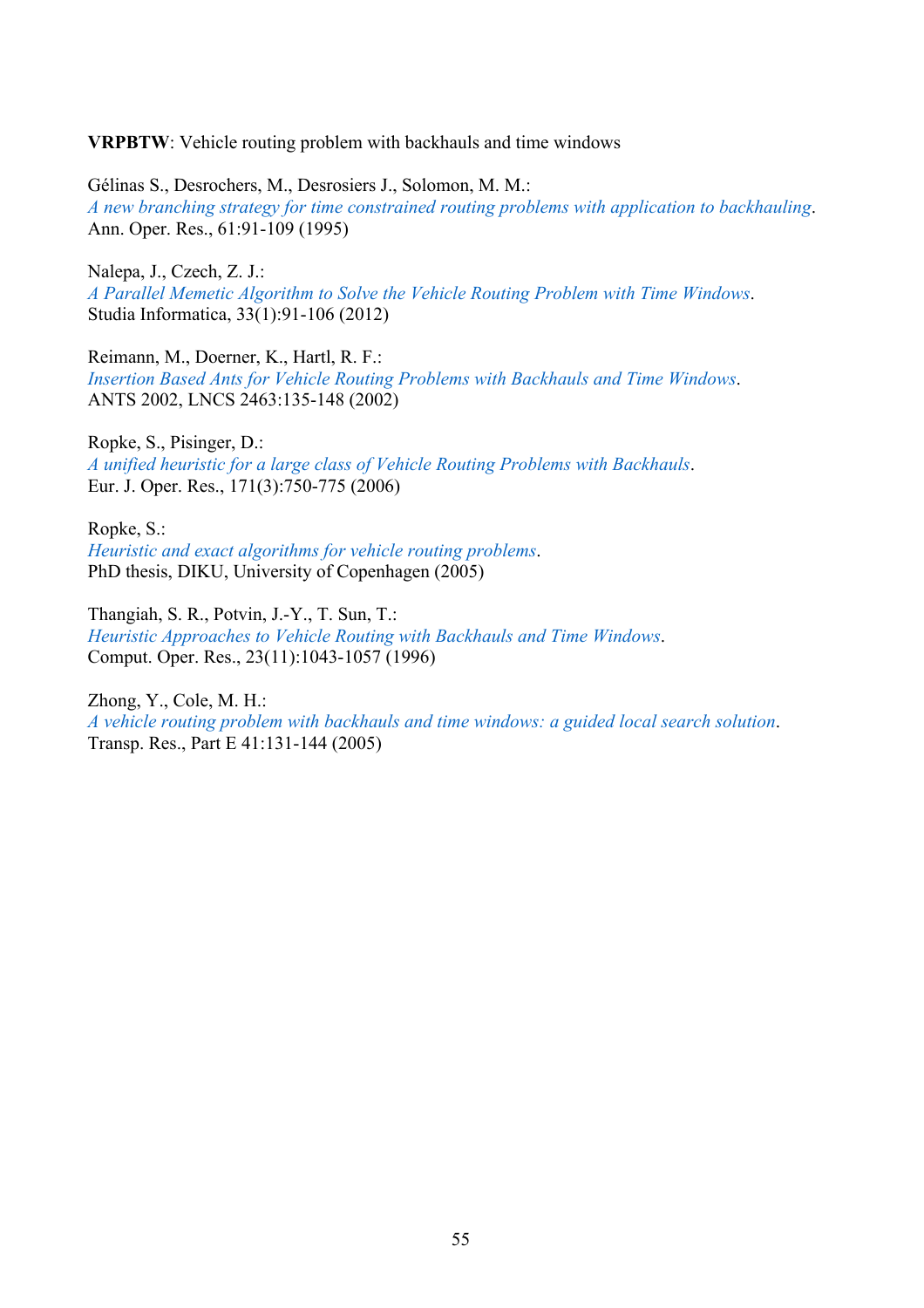**VRPBTW**: Vehicle routing problem with backhauls and time windows

Gélinas S., Desrochers, M., Desrosiers J., Solomon, M. M.:
*A new branching strategy for time constrained routing problems with application to backhauling*.
Ann. Oper. Res., 61:91-109 (1995)

Nalepa, J., Czech, Z. J.:
*A Parallel Memetic Algorithm to Solve the Vehicle Routing Problem with Time Windows*.
Studia Informatica, 33(1):91-106 (2012)

Reimann, M., Doerner, K., Hartl, R. F.:
*Insertion Based Ants for Vehicle Routing Problems with Backhauls and Time Windows*.
ANTS 2002, LNCS 2463:135-148 (2002)

Ropke, S., Pisinger, D.:
*A unified heuristic for a large class of Vehicle Routing Problems with Backhauls*.
Eur. J. Oper. Res., 171(3):750-775 (2006)

Ropke, S.:
*Heuristic and exact algorithms for vehicle routing problems*.
PhD thesis, DIKU, University of Copenhagen (2005)

Thangiah, S. R., Potvin, J.-Y., T. Sun, T.:
*Heuristic Approaches to Vehicle Routing with Backhauls and Time Windows*.
Comput. Oper. Res., 23(11):1043-1057 (1996)

Zhong, Y., Cole, M. H.:
*A vehicle routing problem with backhauls and time windows: a guided local search solution*.
Transp. Res., Part E 41:131-144 (2005)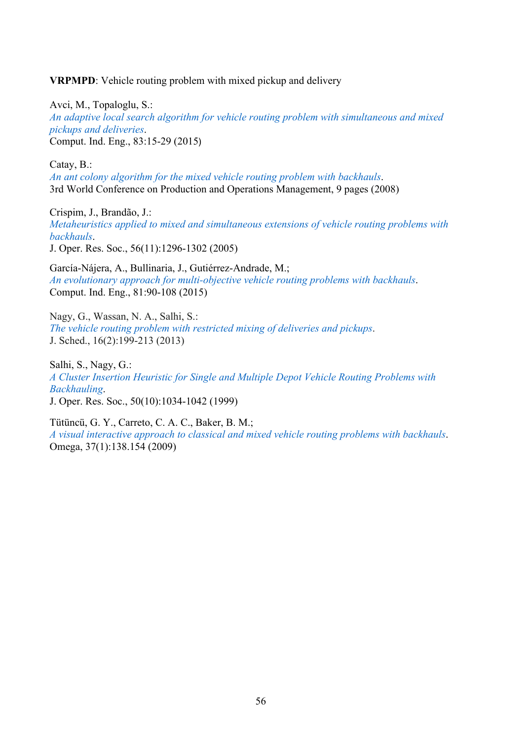**VRPMPD**: Vehicle routing problem with mixed pickup and delivery

Avci, M., Topaloglu, S.:
*An adaptive local search algorithm for vehicle routing problem with simultaneous and mixed pickups and deliveries*.
Comput. Ind. Eng., 83:15-29 (2015)

Catay, B.:
*An ant colony algorithm for the mixed vehicle routing problem with backhauls*.
3rd World Conference on Production and Operations Management, 9 pages (2008)

Crispim, J., Brandão, J.:
*Metaheuristics applied to mixed and simultaneous extensions of vehicle routing problems with backhauls*.
J. Oper. Res. Soc., 56(11):1296-1302 (2005)

García-Nájera, A., Bullinaria, J., Gutiérrez-Andrade, M.;
*An evolutionary approach for multi-objective vehicle routing problems with backhauls*.
Comput. Ind. Eng., 81:90-108 (2015)

Nagy, G., Wassan, N. A., Salhi, S.:
*The vehicle routing problem with restricted mixing of deliveries and pickups*.
J. Sched., 16(2):199-213 (2013)

Salhi, S., Nagy, G.:
*A Cluster Insertion Heuristic for Single and Multiple Depot Vehicle Routing Problems with Backhauling*.
J. Oper. Res. Soc., 50(10):1034-1042 (1999)

Tütüncü, G. Y., Carreto, C. A. C., Baker, B. M.;
*A visual interactive approach to classical and mixed vehicle routing problems with backhauls*.
Omega, 37(1):138.154 (2009)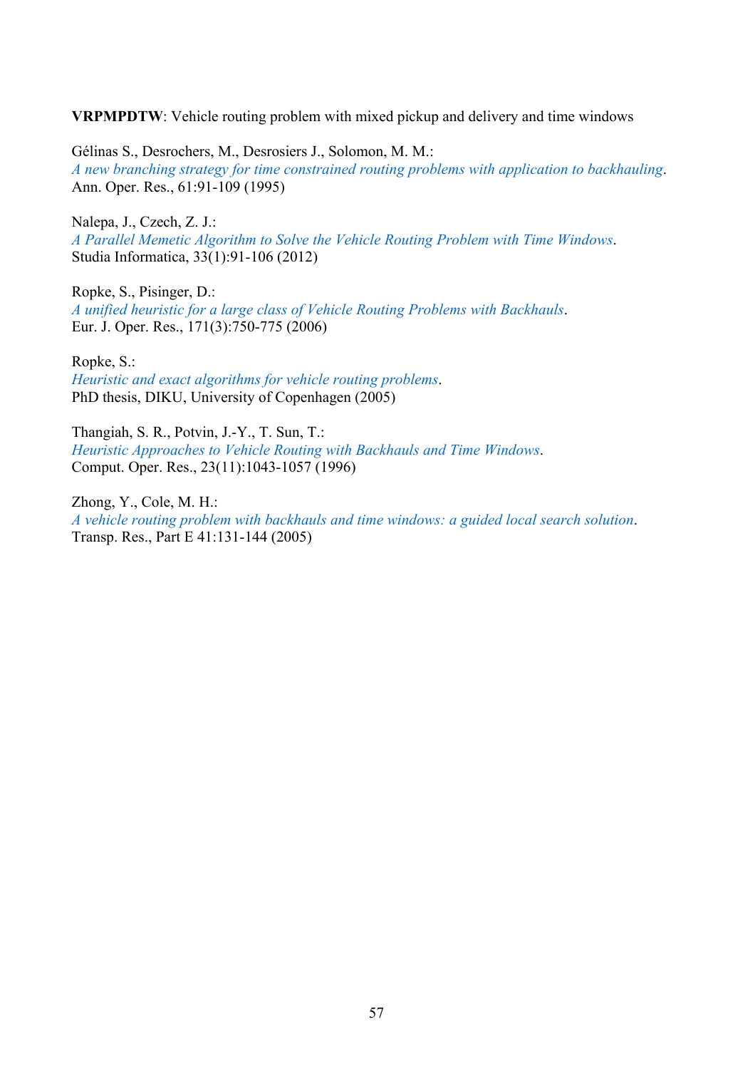**VRPMPDTW**: Vehicle routing problem with mixed pickup and delivery and time windows

Gélinas S., Desrochers, M., Desrosiers J., Solomon, M. M.:
*A new branching strategy for time constrained routing problems with application to backhauling*.
Ann. Oper. Res., 61:91-109 (1995)

Nalepa, J., Czech, Z. J.:
*A Parallel Memetic Algorithm to Solve the Vehicle Routing Problem with Time Windows*.
Studia Informatica, 33(1):91-106 (2012)

Ropke, S., Pisinger, D.:
*A unified heuristic for a large class of Vehicle Routing Problems with Backhauls*.
Eur. J. Oper. Res., 171(3):750-775 (2006)

Ropke, S.:
*Heuristic and exact algorithms for vehicle routing problems*.
PhD thesis, DIKU, University of Copenhagen (2005)

Thangiah, S. R., Potvin, J.-Y., T. Sun, T.:
*Heuristic Approaches to Vehicle Routing with Backhauls and Time Windows*.
Comput. Oper. Res., 23(11):1043-1057 (1996)

Zhong, Y., Cole, M. H.:
*A vehicle routing problem with backhauls and time windows: a guided local search solution*.
Transp. Res., Part E 41:131-144 (2005)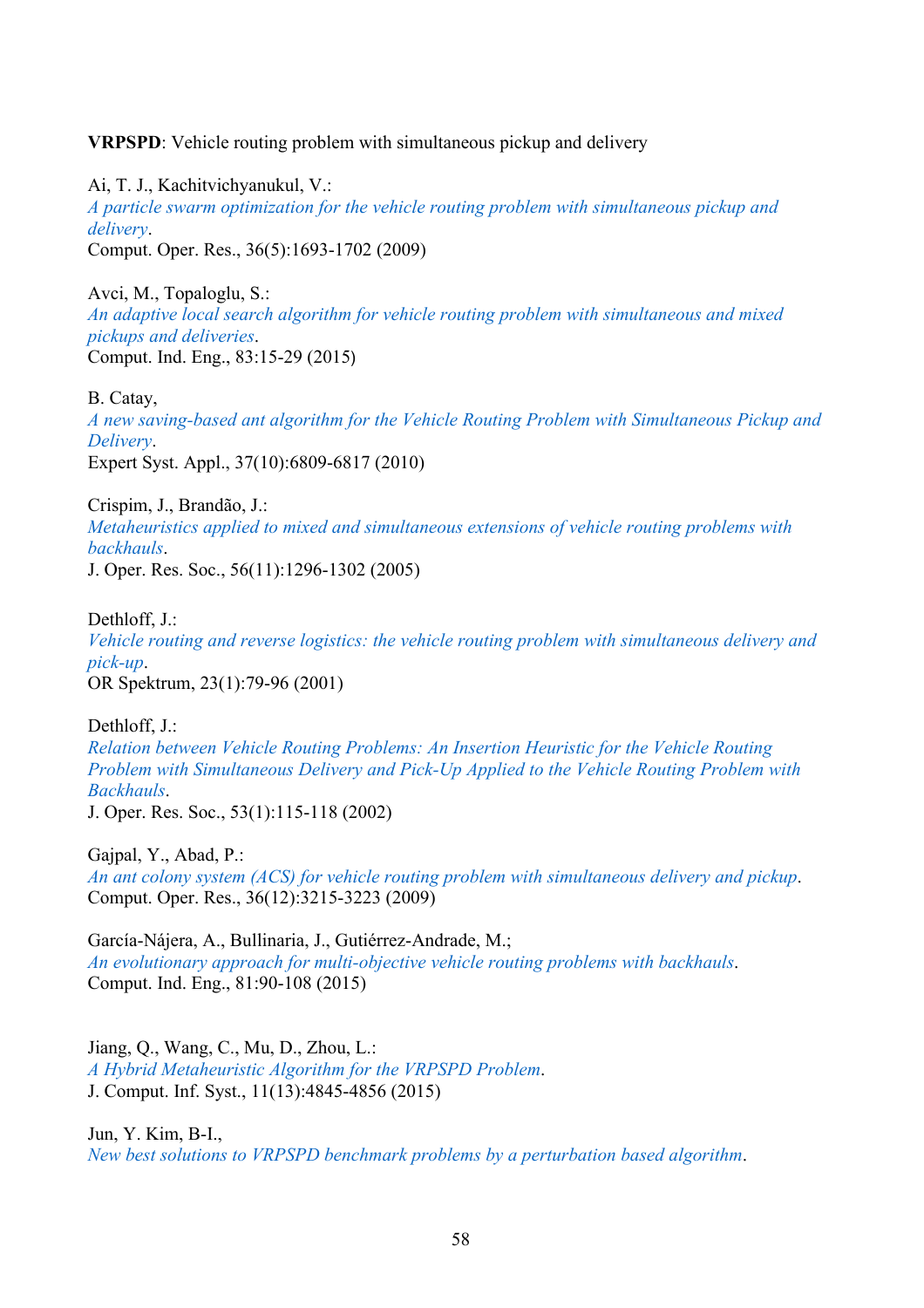**VRPSPD**: Vehicle routing problem with simultaneous pickup and delivery

Ai, T. J., Kachitvichyanukul, V.:
*A particle swarm optimization for the vehicle routing problem with simultaneous pickup and delivery*.
Comput. Oper. Res., 36(5):1693-1702 (2009)

Avci, M., Topaloglu, S.:
*An adaptive local search algorithm for vehicle routing problem with simultaneous and mixed pickups and deliveries*.
Comput. Ind. Eng., 83:15-29 (2015)

B. Catay,
*A new saving-based ant algorithm for the Vehicle Routing Problem with Simultaneous Pickup and Delivery*.
Expert Syst. Appl., 37(10):6809-6817 (2010)

Crispim, J., Brandão, J.:
*Metaheuristics applied to mixed and simultaneous extensions of vehicle routing problems with backhauls*.
J. Oper. Res. Soc., 56(11):1296-1302 (2005)

Dethloff, J.:
*Vehicle routing and reverse logistics: the vehicle routing problem with simultaneous delivery and pick-up*.
OR Spektrum, 23(1):79-96 (2001)

Dethloff, J.:
*Relation between Vehicle Routing Problems: An Insertion Heuristic for the Vehicle Routing Problem with Simultaneous Delivery and Pick-Up Applied to the Vehicle Routing Problem with Backhauls*.
J. Oper. Res. Soc., 53(1):115-118 (2002)

Gajpal, Y., Abad, P.:
*An ant colony system (ACS) for vehicle routing problem with simultaneous delivery and pickup*.
Comput. Oper. Res., 36(12):3215-3223 (2009)

García-Nájera, A., Bullinaria, J., Gutiérrez-Andrade, M.;
*An evolutionary approach for multi-objective vehicle routing problems with backhauls*.
Comput. Ind. Eng., 81:90-108 (2015)

Jiang, Q., Wang, C., Mu, D., Zhou, L.:
*A Hybrid Metaheuristic Algorithm for the VRPSPD Problem*.
J. Comput. Inf. Syst., 11(13):4845-4856 (2015)

Jun, Y. Kim, B-I.,
*New best solutions to VRPSPD benchmark problems by a perturbation based algorithm*.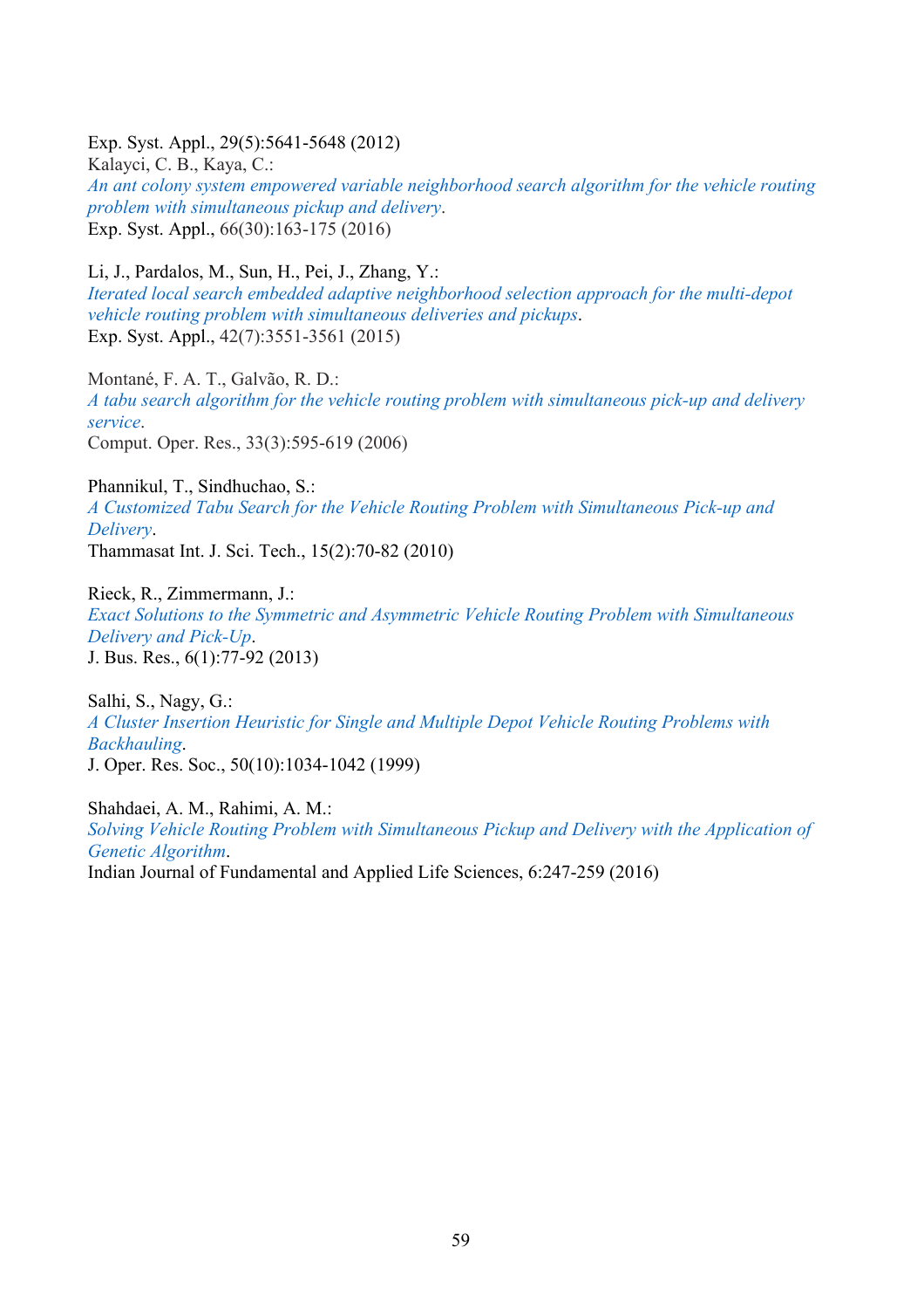Exp. Syst. Appl., 29(5):5641-5648 (2012)
Kalayci, C. B., Kaya, C.:
*An ant colony system empowered variable neighborhood search algorithm for the vehicle routing problem with simultaneous pickup and delivery*.
Exp. Syst. Appl., 66(30):163-175 (2016)

Li, J., Pardalos, M., Sun, H., Pei, J., Zhang, Y.:
*Iterated local search embedded adaptive neighborhood selection approach for the multi-depot vehicle routing problem with simultaneous deliveries and pickups*.
Exp. Syst. Appl., 42(7):3551-3561 (2015)

Montané, F. A. T., Galvão, R. D.:
*A tabu search algorithm for the vehicle routing problem with simultaneous pick-up and delivery service*.
Comput. Oper. Res., 33(3):595-619 (2006)

Phannikul, T., Sindhuchao, S.:
*A Customized Tabu Search for the Vehicle Routing Problem with Simultaneous Pick-up and Delivery*.
Thammasat Int. J. Sci. Tech., 15(2):70-82 (2010)

Rieck, R., Zimmermann, J.:
*Exact Solutions to the Symmetric and Asymmetric Vehicle Routing Problem with Simultaneous Delivery and Pick-Up*.
J. Bus. Res., 6(1):77-92 (2013)

Salhi, S., Nagy, G.:
*A Cluster Insertion Heuristic for Single and Multiple Depot Vehicle Routing Problems with Backhauling*.
J. Oper. Res. Soc., 50(10):1034-1042 (1999)

Shahdaei, A. M., Rahimi, A. M.:
*Solving Vehicle Routing Problem with Simultaneous Pickup and Delivery with the Application of Genetic Algorithm*.
Indian Journal of Fundamental and Applied Life Sciences, 6:247-259 (2016)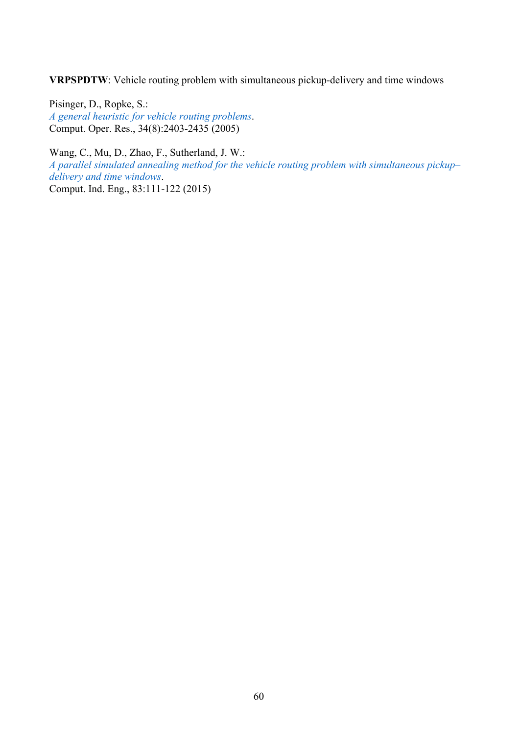**VRPSPDTW**: Vehicle routing problem with simultaneous pickup-delivery and time windows

Pisinger, D., Ropke, S.:
*A general heuristic for vehicle routing problems*.
Comput. Oper. Res., 34(8):2403-2435 (2005)

Wang, C., Mu, D., Zhao, F., Sutherland, J. W.:
*A parallel simulated annealing method for the vehicle routing problem with simultaneous pickup–delivery and time windows*.
Comput. Ind. Eng., 83:111-122 (2015)